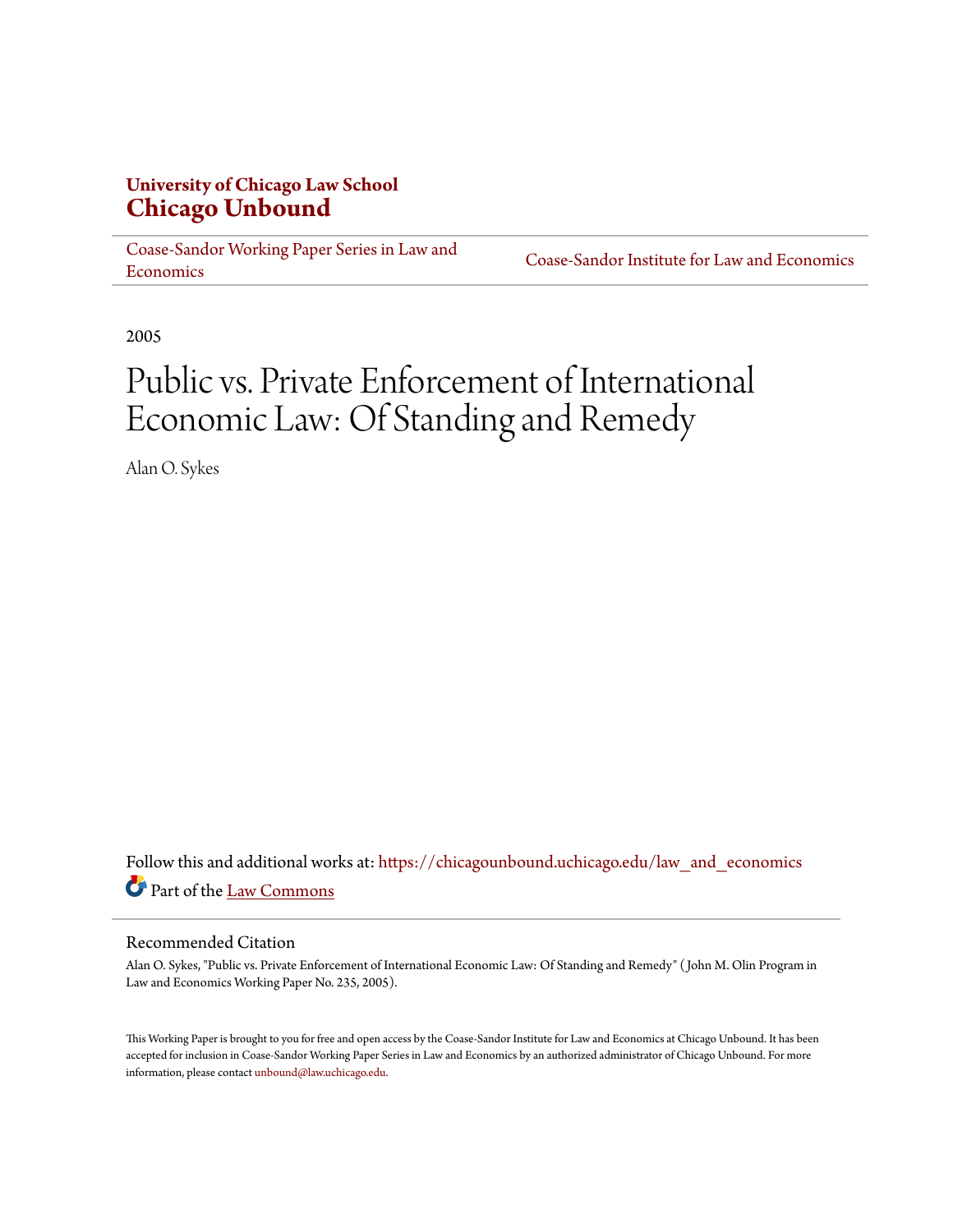**University of Chicago Law School**
# Chicago Unbound

Coase-Sandor Working Paper Series in Law and Economics | Coase-Sandor Institute for Law and Economics

2005

# Public vs. Private Enforcement of International Economic Law: Of Standing and Remedy

Alan O. Sykes

Follow this and additional works at: https://chicagounbound.uchicago.edu/law_and_economics

Part of the Law Commons

## Recommended Citation

Alan O. Sykes, "Public vs. Private Enforcement of International Economic Law: Of Standing and Remedy" ( John M. Olin Program in Law and Economics Working Paper No. 235, 2005).

This Working Paper is brought to you for free and open access by the Coase-Sandor Institute for Law and Economics at Chicago Unbound. It has been accepted for inclusion in Coase-Sandor Working Paper Series in Law and Economics by an authorized administrator of Chicago Unbound. For more information, please contact unbound@law.uchicago.edu.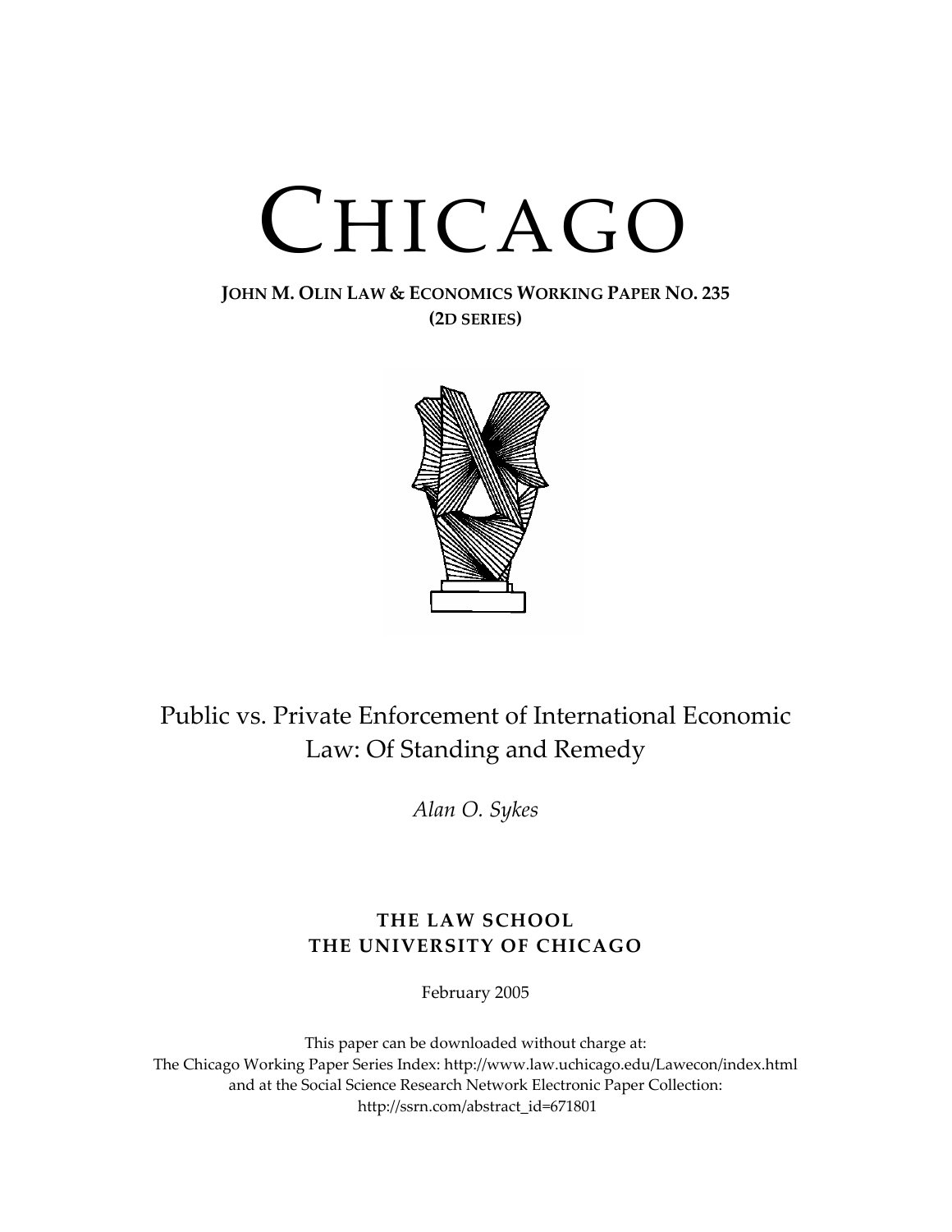# CHICAGO

**JOHN M. OLIN LAW & ECONOMICS WORKING PAPER NO. 235**
**(2D SERIES)**

Public vs. Private Enforcement of International Economic Law: Of Standing and Remedy

*Alan O. Sykes*

**THE LAW SCHOOL**
**THE UNIVERSITY OF CHICAGO**

February 2005

This paper can be downloaded without charge at:
The Chicago Working Paper Series Index: http://www.law.uchicago.edu/Lawecon/index.html
and at the Social Science Research Network Electronic Paper Collection:
http://ssrn.com/abstract_id=671801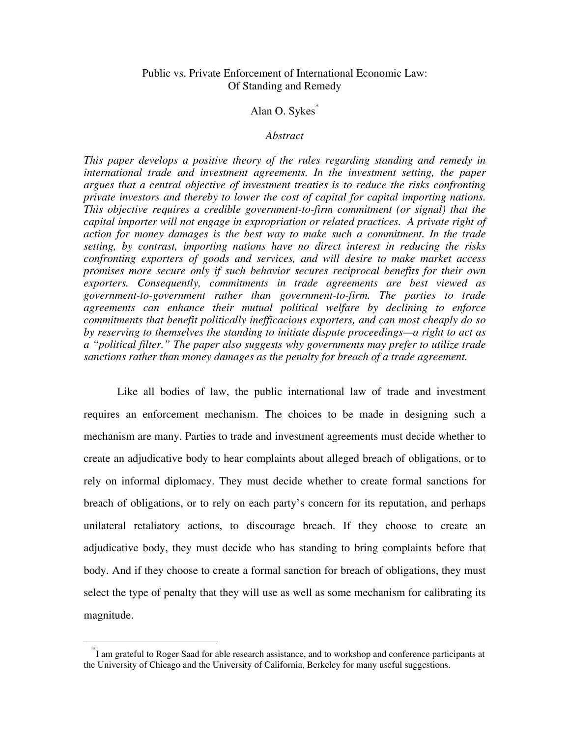# Public vs. Private Enforcement of International Economic Law: Of Standing and Remedy

Alan O. Sykes[*]

*Abstract*

*This paper develops a positive theory of the rules regarding standing and remedy in international trade and investment agreements. In the investment setting, the paper argues that a central objective of investment treaties is to reduce the risks confronting private investors and thereby to lower the cost of capital for capital importing nations. This objective requires a credible government-to-firm commitment (or signal) that the capital importer will not engage in expropriation or related practices. A private right of action for money damages is the best way to make such a commitment. In the trade setting, by contrast, importing nations have no direct interest in reducing the risks confronting exporters of goods and services, and will desire to make market access promises more secure only if such behavior secures reciprocal benefits for their own exporters. Consequently, commitments in trade agreements are best viewed as government-to-government rather than government-to-firm. The parties to trade agreements can enhance their mutual political welfare by declining to enforce commitments that benefit politically inefficacious exporters, and can most cheaply do so by reserving to themselves the standing to initiate dispute proceedings—a right to act as a "political filter." The paper also suggests why governments may prefer to utilize trade sanctions rather than money damages as the penalty for breach of a trade agreement.*

Like all bodies of law, the public international law of trade and investment requires an enforcement mechanism. The choices to be made in designing such a mechanism are many. Parties to trade and investment agreements must decide whether to create an adjudicative body to hear complaints about alleged breach of obligations, or to rely on informal diplomacy. They must decide whether to create formal sanctions for breach of obligations, or to rely on each party's concern for its reputation, and perhaps unilateral retaliatory actions, to discourage breach. If they choose to create an adjudicative body, they must decide who has standing to bring complaints before that body. And if they choose to create a formal sanction for breach of obligations, they must select the type of penalty that they will use as well as some mechanism for calibrating its magnitude.

[*] I am grateful to Roger Saad for able research assistance, and to workshop and conference participants at the University of Chicago and the University of California, Berkeley for many useful suggestions.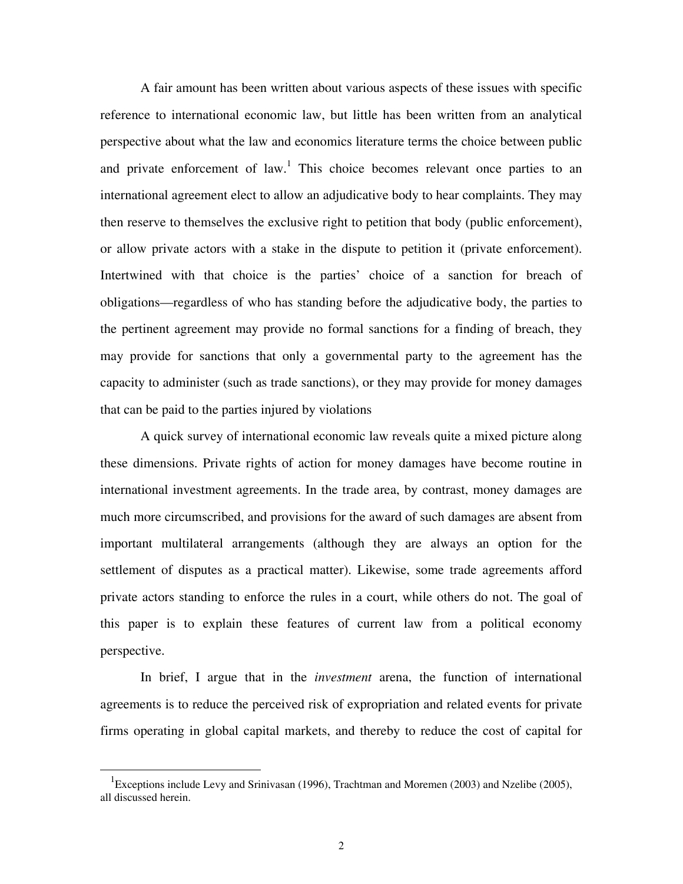A fair amount has been written about various aspects of these issues with specific reference to international economic law, but little has been written from an analytical perspective about what the law and economics literature terms the choice between public and private enforcement of law.[1] This choice becomes relevant once parties to an international agreement elect to allow an adjudicative body to hear complaints. They may then reserve to themselves the exclusive right to petition that body (public enforcement), or allow private actors with a stake in the dispute to petition it (private enforcement). Intertwined with that choice is the parties' choice of a sanction for breach of obligations—regardless of who has standing before the adjudicative body, the parties to the pertinent agreement may provide no formal sanctions for a finding of breach, they may provide for sanctions that only a governmental party to the agreement has the capacity to administer (such as trade sanctions), or they may provide for money damages that can be paid to the parties injured by violations

A quick survey of international economic law reveals quite a mixed picture along these dimensions. Private rights of action for money damages have become routine in international investment agreements. In the trade area, by contrast, money damages are much more circumscribed, and provisions for the award of such damages are absent from important multilateral arrangements (although they are always an option for the settlement of disputes as a practical matter). Likewise, some trade agreements afford private actors standing to enforce the rules in a court, while others do not. The goal of this paper is to explain these features of current law from a political economy perspective.

In brief, I argue that in the *investment* arena, the function of international agreements is to reduce the perceived risk of expropriation and related events for private firms operating in global capital markets, and thereby to reduce the cost of capital for

[1] Exceptions include Levy and Srinivasan (1996), Trachtman and Moremen (2003) and Nzelibe (2005), all discussed herein.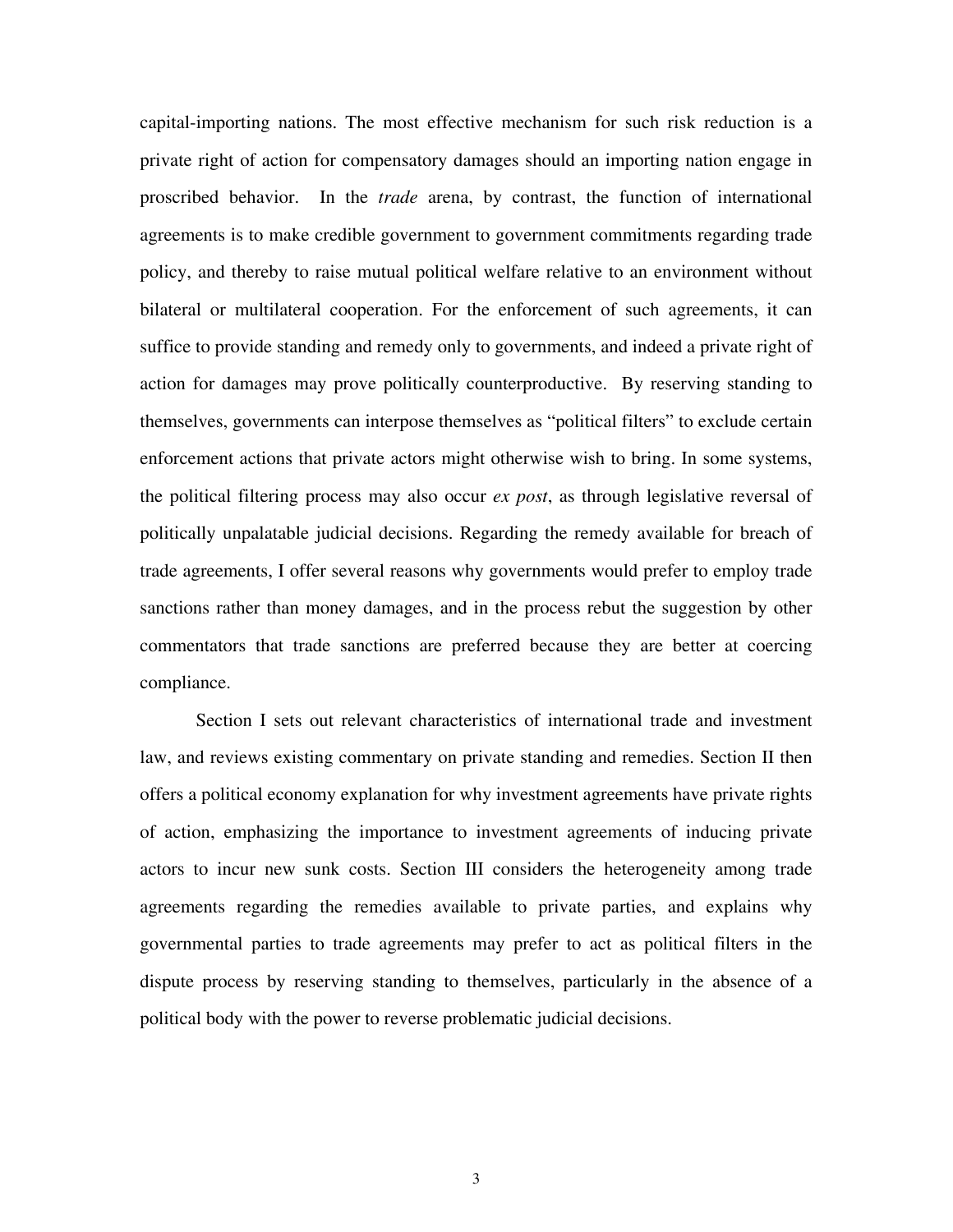capital-importing nations. The most effective mechanism for such risk reduction is a private right of action for compensatory damages should an importing nation engage in proscribed behavior. In the *trade* arena, by contrast, the function of international agreements is to make credible government to government commitments regarding trade policy, and thereby to raise mutual political welfare relative to an environment without bilateral or multilateral cooperation. For the enforcement of such agreements, it can suffice to provide standing and remedy only to governments, and indeed a private right of action for damages may prove politically counterproductive. By reserving standing to themselves, governments can interpose themselves as "political filters" to exclude certain enforcement actions that private actors might otherwise wish to bring. In some systems, the political filtering process may also occur *ex post*, as through legislative reversal of politically unpalatable judicial decisions. Regarding the remedy available for breach of trade agreements, I offer several reasons why governments would prefer to employ trade sanctions rather than money damages, and in the process rebut the suggestion by other commentators that trade sanctions are preferred because they are better at coercing compliance.

Section I sets out relevant characteristics of international trade and investment law, and reviews existing commentary on private standing and remedies. Section II then offers a political economy explanation for why investment agreements have private rights of action, emphasizing the importance to investment agreements of inducing private actors to incur new sunk costs. Section III considers the heterogeneity among trade agreements regarding the remedies available to private parties, and explains why governmental parties to trade agreements may prefer to act as political filters in the dispute process by reserving standing to themselves, particularly in the absence of a political body with the power to reverse problematic judicial decisions.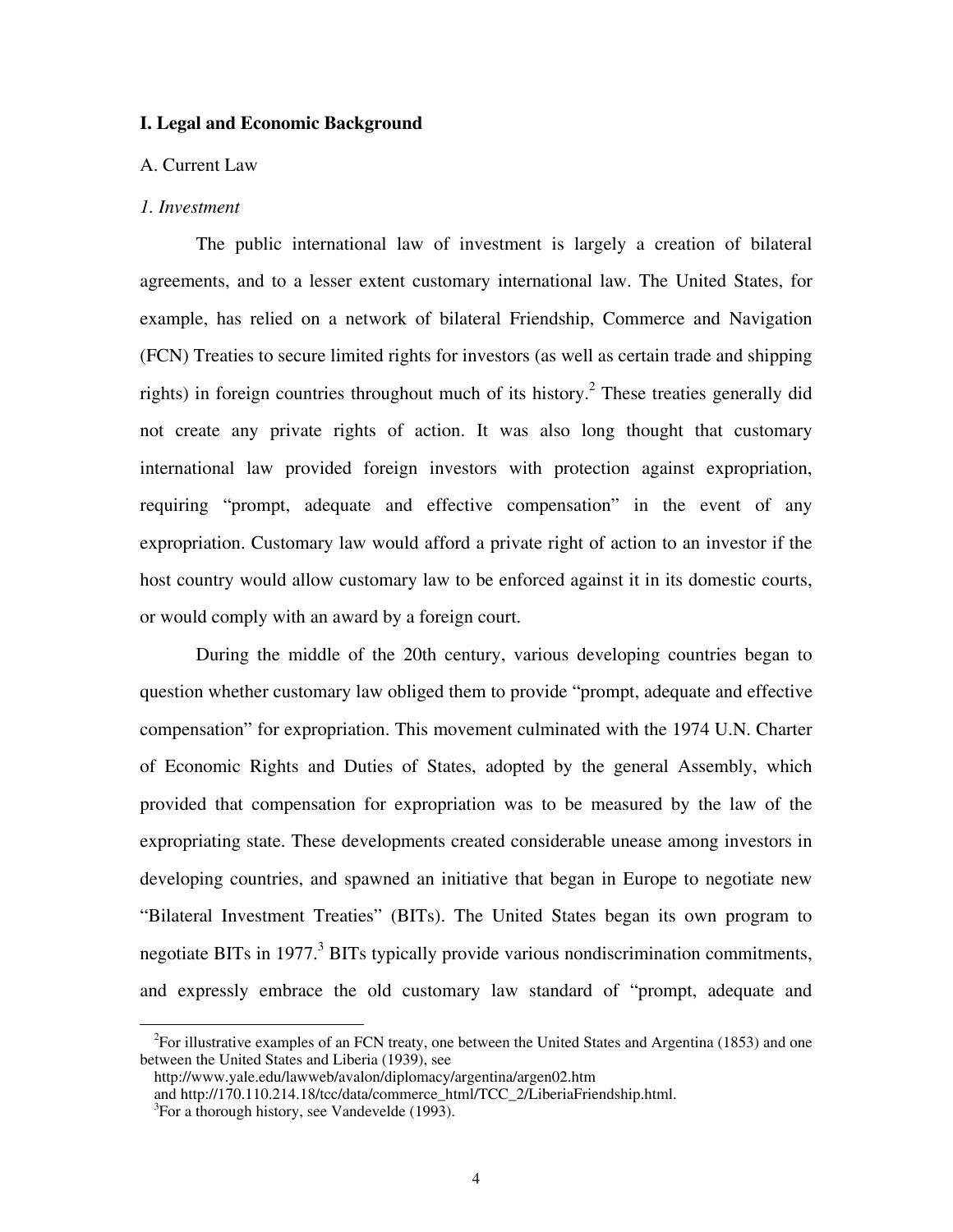# I. Legal and Economic Background

## A. Current Law

### *1. Investment*

The public international law of investment is largely a creation of bilateral agreements, and to a lesser extent customary international law. The United States, for example, has relied on a network of bilateral Friendship, Commerce and Navigation (FCN) Treaties to secure limited rights for investors (as well as certain trade and shipping rights) in foreign countries throughout much of its history.[2] These treaties generally did not create any private rights of action. It was also long thought that customary international law provided foreign investors with protection against expropriation, requiring "prompt, adequate and effective compensation" in the event of any expropriation. Customary law would afford a private right of action to an investor if the host country would allow customary law to be enforced against it in its domestic courts, or would comply with an award by a foreign court.

During the middle of the 20th century, various developing countries began to question whether customary law obliged them to provide "prompt, adequate and effective compensation" for expropriation. This movement culminated with the 1974 U.N. Charter of Economic Rights and Duties of States, adopted by the general Assembly, which provided that compensation for expropriation was to be measured by the law of the expropriating state. These developments created considerable unease among investors in developing countries, and spawned an initiative that began in Europe to negotiate new "Bilateral Investment Treaties" (BITs). The United States began its own program to negotiate BITs in 1977.[3] BITs typically provide various nondiscrimination commitments, and expressly embrace the old customary law standard of "prompt, adequate and

---

[2]For illustrative examples of an FCN treaty, one between the United States and Argentina (1853) and one between the United States and Liberia (1939), see http://www.yale.edu/lawweb/avalon/diplomacy/argentina/argen02.htm and http://170.110.214.18/tcc/data/commerce_html/TCC_2/LiberiaFriendship.html.

[3]For a thorough history, see Vandevelde (1993).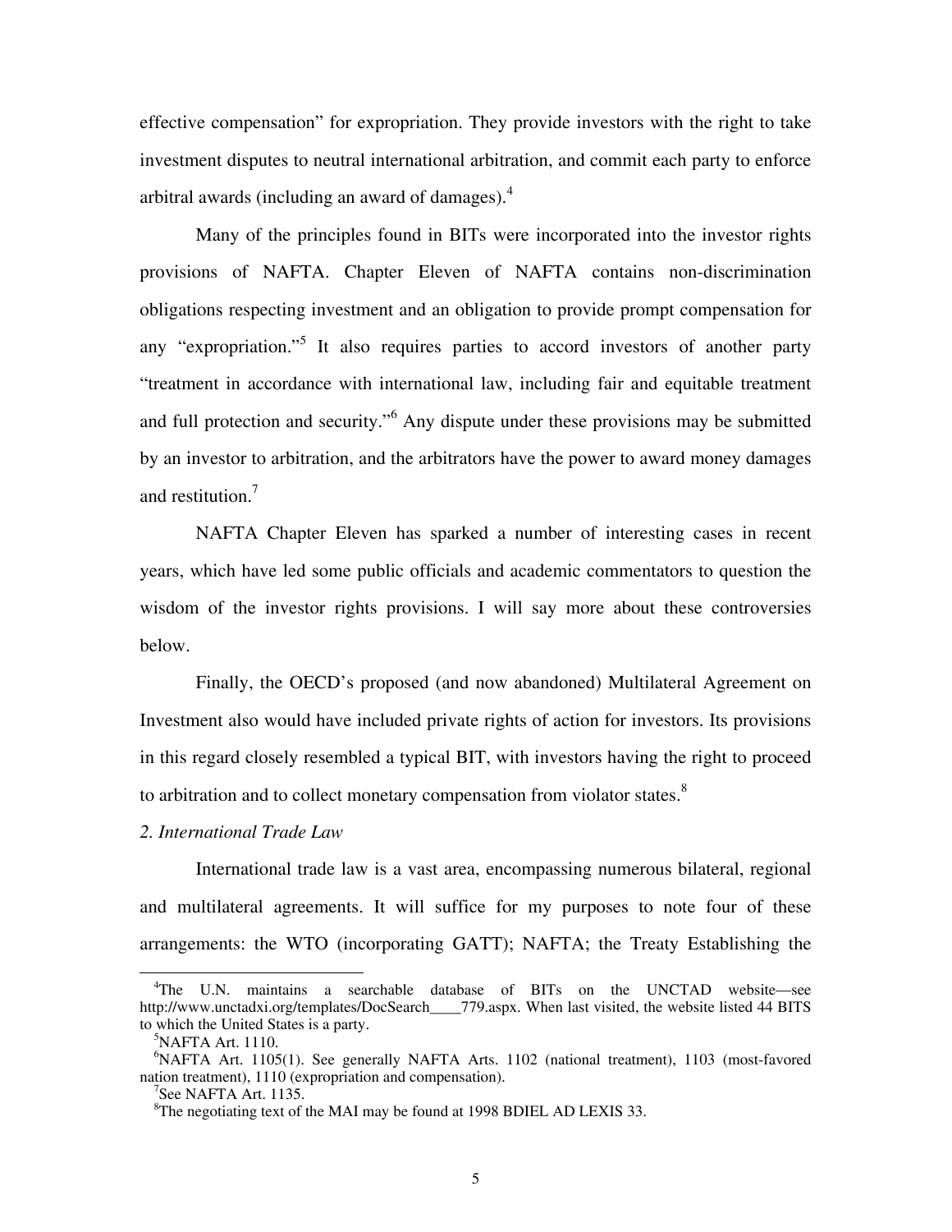effective compensation" for expropriation. They provide investors with the right to take investment disputes to neutral international arbitration, and commit each party to enforce arbitral awards (including an award of damages).[4]

Many of the principles found in BITs were incorporated into the investor rights provisions of NAFTA. Chapter Eleven of NAFTA contains non-discrimination obligations respecting investment and an obligation to provide prompt compensation for any "expropriation."[5] It also requires parties to accord investors of another party "treatment in accordance with international law, including fair and equitable treatment and full protection and security."[6] Any dispute under these provisions may be submitted by an investor to arbitration, and the arbitrators have the power to award money damages and restitution.[7]

NAFTA Chapter Eleven has sparked a number of interesting cases in recent years, which have led some public officials and academic commentators to question the wisdom of the investor rights provisions. I will say more about these controversies below.

Finally, the OECD's proposed (and now abandoned) Multilateral Agreement on Investment also would have included private rights of action for investors. Its provisions in this regard closely resembled a typical BIT, with investors having the right to proceed to arbitration and to collect monetary compensation from violator states.[8]

*2. International Trade Law*

International trade law is a vast area, encompassing numerous bilateral, regional and multilateral agreements. It will suffice for my purposes to note four of these arrangements: the WTO (incorporating GATT); NAFTA; the Treaty Establishing the

---

[4] The U.N. maintains a searchable database of BITs on the UNCTAD website—see http://www.unctadxi.org/templates/DocSearch____779.aspx. When last visited, the website listed 44 BITS to which the United States is a party.

[5] NAFTA Art. 1110.

[6] NAFTA Art. 1105(1). See generally NAFTA Arts. 1102 (national treatment), 1103 (most-favored nation treatment), 1110 (expropriation and compensation).

[7] See NAFTA Art. 1135.

[8] The negotiating text of the MAI may be found at 1998 BDIEL AD LEXIS 33.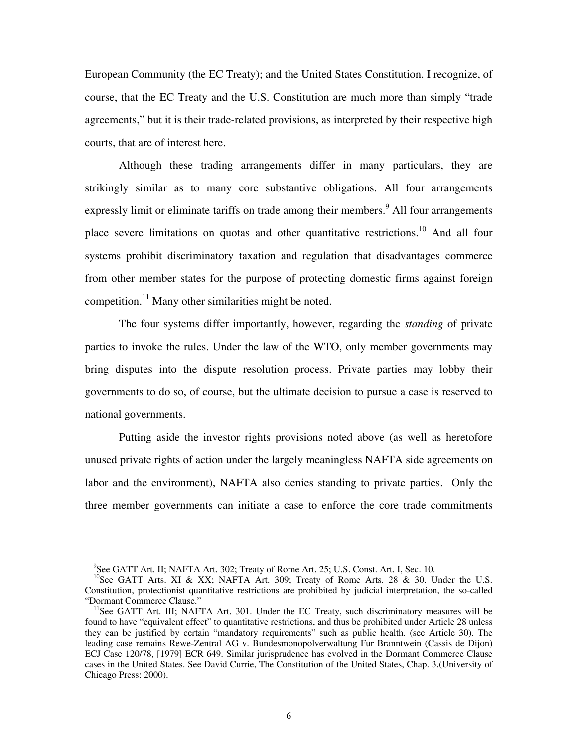European Community (the EC Treaty); and the United States Constitution. I recognize, of course, that the EC Treaty and the U.S. Constitution are much more than simply "trade agreements," but it is their trade-related provisions, as interpreted by their respective high courts, that are of interest here.

Although these trading arrangements differ in many particulars, they are strikingly similar as to many core substantive obligations. All four arrangements expressly limit or eliminate tariffs on trade among their members.[9] All four arrangements place severe limitations on quotas and other quantitative restrictions.[10] And all four systems prohibit discriminatory taxation and regulation that disadvantages commerce from other member states for the purpose of protecting domestic firms against foreign competition.[11] Many other similarities might be noted.

The four systems differ importantly, however, regarding the *standing* of private parties to invoke the rules. Under the law of the WTO, only member governments may bring disputes into the dispute resolution process. Private parties may lobby their governments to do so, of course, but the ultimate decision to pursue a case is reserved to national governments.

Putting aside the investor rights provisions noted above (as well as heretofore unused private rights of action under the largely meaningless NAFTA side agreements on labor and the environment), NAFTA also denies standing to private parties. Only the three member governments can initiate a case to enforce the core trade commitments

---

[9] See GATT Art. II; NAFTA Art. 302; Treaty of Rome Art. 25; U.S. Const. Art. I, Sec. 10.

[10] See GATT Arts. XI & XX; NAFTA Art. 309; Treaty of Rome Arts. 28 & 30. Under the U.S. Constitution, protectionist quantitative restrictions are prohibited by judicial interpretation, the so-called "Dormant Commerce Clause."

[11] See GATT Art. III; NAFTA Art. 301. Under the EC Treaty, such discriminatory measures will be found to have "equivalent effect" to quantitative restrictions, and thus be prohibited under Article 28 unless they can be justified by certain "mandatory requirements" such as public health. (see Article 30). The leading case remains Rewe-Zentral AG v. Bundesmonopolverwaltung Fur Branntwein (Cassis de Dijon) ECJ Case 120/78, [1979] ECR 649. Similar jurisprudence has evolved in the Dormant Commerce Clause cases in the United States. See David Currie, The Constitution of the United States, Chap. 3.(University of Chicago Press: 2000).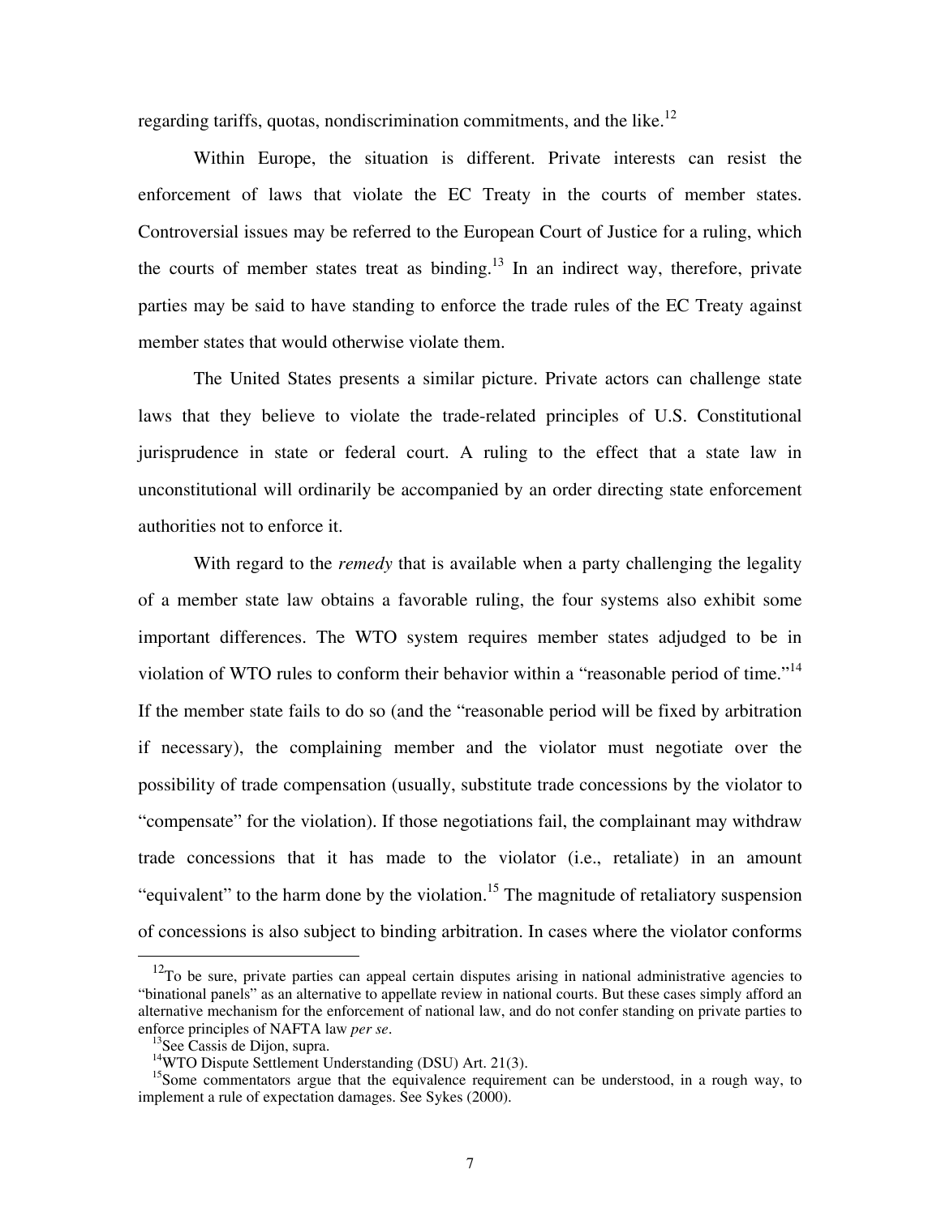regarding tariffs, quotas, nondiscrimination commitments, and the like.[12]

Within Europe, the situation is different. Private interests can resist the enforcement of laws that violate the EC Treaty in the courts of member states. Controversial issues may be referred to the European Court of Justice for a ruling, which the courts of member states treat as binding.[13] In an indirect way, therefore, private parties may be said to have standing to enforce the trade rules of the EC Treaty against member states that would otherwise violate them.

The United States presents a similar picture. Private actors can challenge state laws that they believe to violate the trade-related principles of U.S. Constitutional jurisprudence in state or federal court. A ruling to the effect that a state law in unconstitutional will ordinarily be accompanied by an order directing state enforcement authorities not to enforce it.

With regard to the *remedy* that is available when a party challenging the legality of a member state law obtains a favorable ruling, the four systems also exhibit some important differences. The WTO system requires member states adjudged to be in violation of WTO rules to conform their behavior within a "reasonable period of time."[14] If the member state fails to do so (and the "reasonable period will be fixed by arbitration if necessary), the complaining member and the violator must negotiate over the possibility of trade compensation (usually, substitute trade concessions by the violator to "compensate" for the violation). If those negotiations fail, the complainant may withdraw trade concessions that it has made to the violator (i.e., retaliate) in an amount "equivalent" to the harm done by the violation.[15] The magnitude of retaliatory suspension of concessions is also subject to binding arbitration. In cases where the violator conforms

---

[12] To be sure, private parties can appeal certain disputes arising in national administrative agencies to "binational panels" as an alternative to appellate review in national courts. But these cases simply afford an alternative mechanism for the enforcement of national law, and do not confer standing on private parties to enforce principles of NAFTA law *per se*.

[13] See Cassis de Dijon, supra.

[14] WTO Dispute Settlement Understanding (DSU) Art. 21(3).

[15] Some commentators argue that the equivalence requirement can be understood, in a rough way, to implement a rule of expectation damages. See Sykes (2000).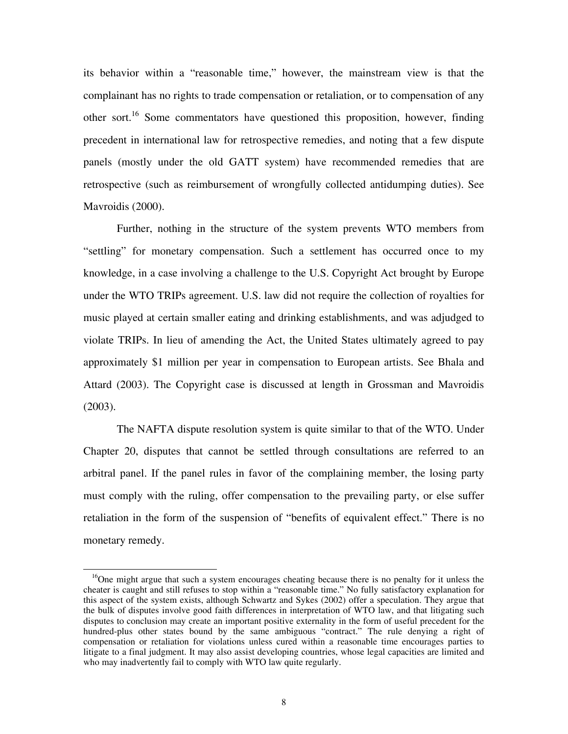its behavior within a "reasonable time," however, the mainstream view is that the complainant has no rights to trade compensation or retaliation, or to compensation of any other sort.[16] Some commentators have questioned this proposition, however, finding precedent in international law for retrospective remedies, and noting that a few dispute panels (mostly under the old GATT system) have recommended remedies that are retrospective (such as reimbursement of wrongfully collected antidumping duties). See Mavroidis (2000).

Further, nothing in the structure of the system prevents WTO members from "settling" for monetary compensation. Such a settlement has occurred once to my knowledge, in a case involving a challenge to the U.S. Copyright Act brought by Europe under the WTO TRIPs agreement. U.S. law did not require the collection of royalties for music played at certain smaller eating and drinking establishments, and was adjudged to violate TRIPs. In lieu of amending the Act, the United States ultimately agreed to pay approximately $1 million per year in compensation to European artists. See Bhala and Attard (2003). The Copyright case is discussed at length in Grossman and Mavroidis (2003).

The NAFTA dispute resolution system is quite similar to that of the WTO. Under Chapter 20, disputes that cannot be settled through consultations are referred to an arbitral panel. If the panel rules in favor of the complaining member, the losing party must comply with the ruling, offer compensation to the prevailing party, or else suffer retaliation in the form of the suspension of "benefits of equivalent effect." There is no monetary remedy.

[16]One might argue that such a system encourages cheating because there is no penalty for it unless the cheater is caught and still refuses to stop within a "reasonable time." No fully satisfactory explanation for this aspect of the system exists, although Schwartz and Sykes (2002) offer a speculation. They argue that the bulk of disputes involve good faith differences in interpretation of WTO law, and that litigating such disputes to conclusion may create an important positive externality in the form of useful precedent for the hundred-plus other states bound by the same ambiguous "contract." The rule denying a right of compensation or retaliation for violations unless cured within a reasonable time encourages parties to litigate to a final judgment. It may also assist developing countries, whose legal capacities are limited and who may inadvertently fail to comply with WTO law quite regularly.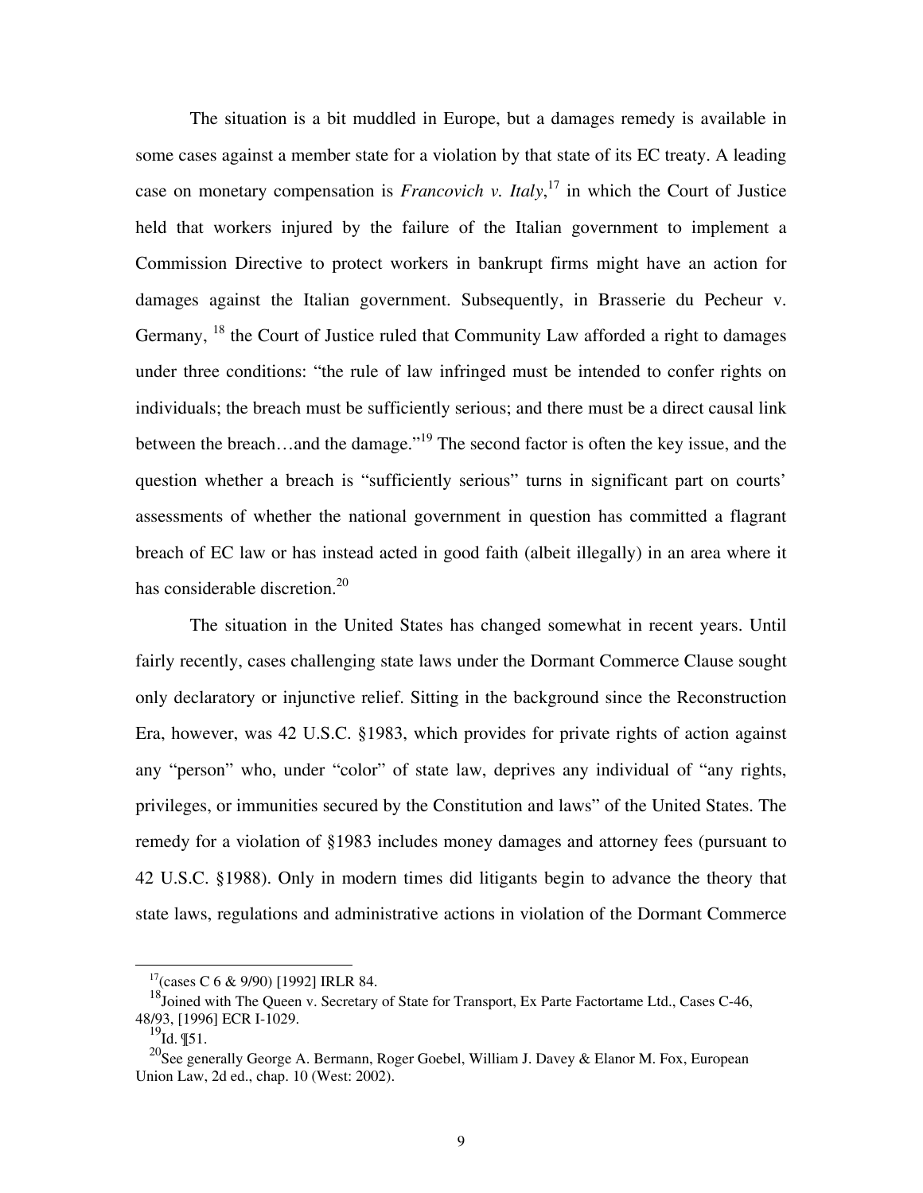The situation is a bit muddled in Europe, but a damages remedy is available in some cases against a member state for a violation by that state of its EC treaty. A leading case on monetary compensation is *Francovich v. Italy*,[17] in which the Court of Justice held that workers injured by the failure of the Italian government to implement a Commission Directive to protect workers in bankrupt firms might have an action for damages against the Italian government. Subsequently, in Brasserie du Pecheur v. Germany, [18] the Court of Justice ruled that Community Law afforded a right to damages under three conditions: "the rule of law infringed must be intended to confer rights on individuals; the breach must be sufficiently serious; and there must be a direct causal link between the breach…and the damage."[19] The second factor is often the key issue, and the question whether a breach is "sufficiently serious" turns in significant part on courts' assessments of whether the national government in question has committed a flagrant breach of EC law or has instead acted in good faith (albeit illegally) in an area where it has considerable discretion.[20]

The situation in the United States has changed somewhat in recent years. Until fairly recently, cases challenging state laws under the Dormant Commerce Clause sought only declaratory or injunctive relief. Sitting in the background since the Reconstruction Era, however, was 42 U.S.C. §1983, which provides for private rights of action against any "person" who, under "color" of state law, deprives any individual of "any rights, privileges, or immunities secured by the Constitution and laws" of the United States. The remedy for a violation of §1983 includes money damages and attorney fees (pursuant to 42 U.S.C. §1988). Only in modern times did litigants begin to advance the theory that state laws, regulations and administrative actions in violation of the Dormant Commerce

---

[17](cases C 6 & 9/90) [1992] IRLR 84.

[18]Joined with The Queen v. Secretary of State for Transport, Ex Parte Factortame Ltd., Cases C-46, 48/93, [1996] ECR I-1029.

[19]Id. ¶51.

[20]See generally George A. Bermann, Roger Goebel, William J. Davey & Elanor M. Fox, European Union Law, 2d ed., chap. 10 (West: 2002).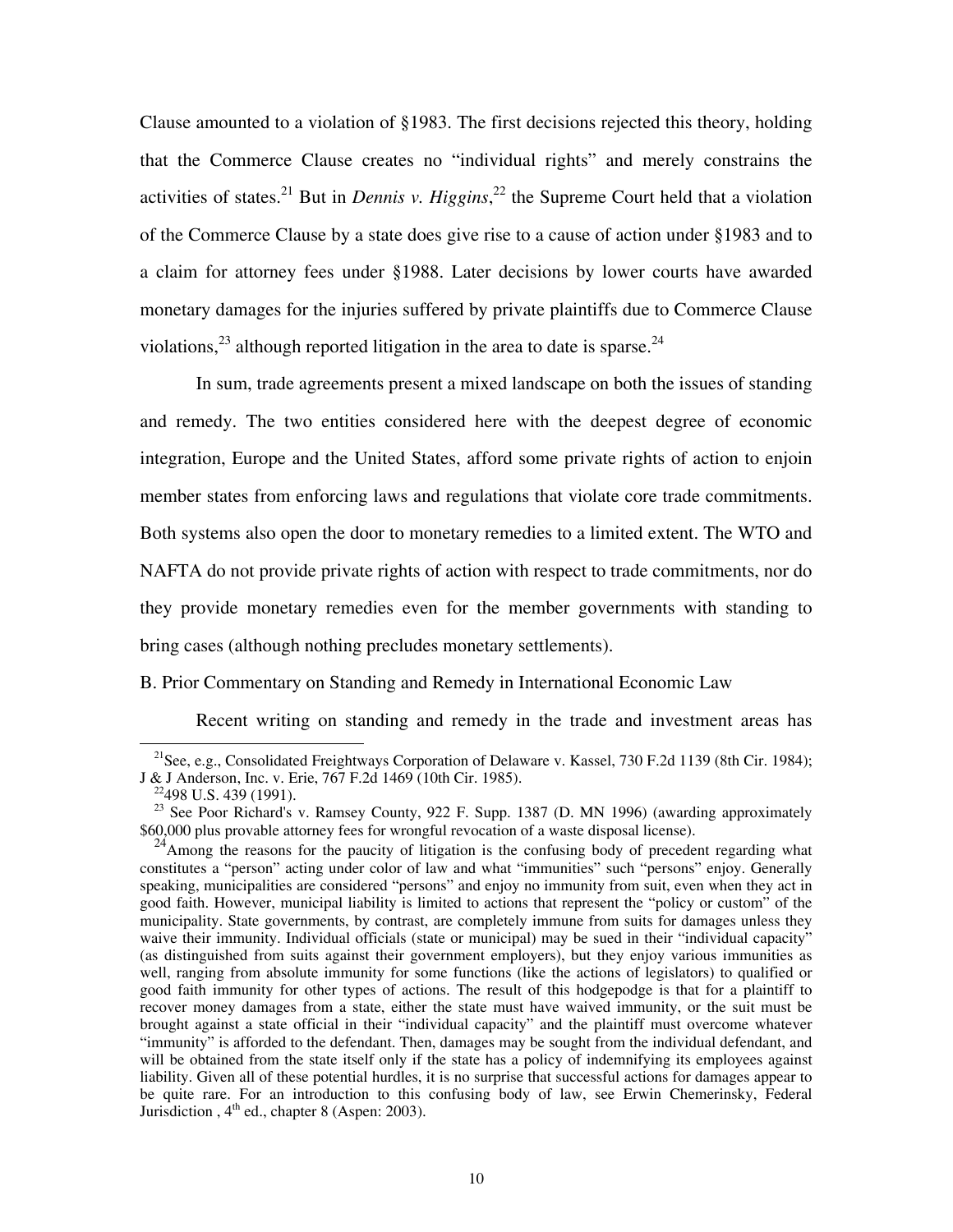Clause amounted to a violation of §1983. The first decisions rejected this theory, holding that the Commerce Clause creates no "individual rights" and merely constrains the activities of states.[21] But in *Dennis v. Higgins*,[22] the Supreme Court held that a violation of the Commerce Clause by a state does give rise to a cause of action under §1983 and to a claim for attorney fees under §1988. Later decisions by lower courts have awarded monetary damages for the injuries suffered by private plaintiffs due to Commerce Clause violations,[23] although reported litigation in the area to date is sparse.[24]

In sum, trade agreements present a mixed landscape on both the issues of standing and remedy. The two entities considered here with the deepest degree of economic integration, Europe and the United States, afford some private rights of action to enjoin member states from enforcing laws and regulations that violate core trade commitments. Both systems also open the door to monetary remedies to a limited extent. The WTO and NAFTA do not provide private rights of action with respect to trade commitments, nor do they provide monetary remedies even for the member governments with standing to bring cases (although nothing precludes monetary settlements).

### B. Prior Commentary on Standing and Remedy in International Economic Law

Recent writing on standing and remedy in the trade and investment areas has

---

[21] See, e.g., Consolidated Freightways Corporation of Delaware v. Kassel, 730 F.2d 1139 (8th Cir. 1984); J & J Anderson, Inc. v. Erie, 767 F.2d 1469 (10th Cir. 1985).

[22] 498 U.S. 439 (1991).

[23] See Poor Richard's v. Ramsey County, 922 F. Supp. 1387 (D. MN 1996) (awarding approximately $60,000 plus provable attorney fees for wrongful revocation of a waste disposal license).

[24] Among the reasons for the paucity of litigation is the confusing body of precedent regarding what constitutes a "person" acting under color of law and what "immunities" such "persons" enjoy. Generally speaking, municipalities are considered "persons" and enjoy no immunity from suit, even when they act in good faith. However, municipal liability is limited to actions that represent the "policy or custom" of the municipality. State governments, by contrast, are completely immune from suits for damages unless they waive their immunity. Individual officials (state or municipal) may be sued in their "individual capacity" (as distinguished from suits against their government employers), but they enjoy various immunities as well, ranging from absolute immunity for some functions (like the actions of legislators) to qualified or good faith immunity for other types of actions. The result of this hodgepodge is that for a plaintiff to recover money damages from a state, either the state must have waived immunity, or the suit must be brought against a state official in their "individual capacity" and the plaintiff must overcome whatever "immunity" is afforded to the defendant. Then, damages may be sought from the individual defendant, and will be obtained from the state itself only if the state has a policy of indemnifying its employees against liability. Given all of these potential hurdles, it is no surprise that successful actions for damages appear to be quite rare. For an introduction to this confusing body of law, see Erwin Chemerinsky, Federal Jurisdiction , 4th ed., chapter 8 (Aspen: 2003).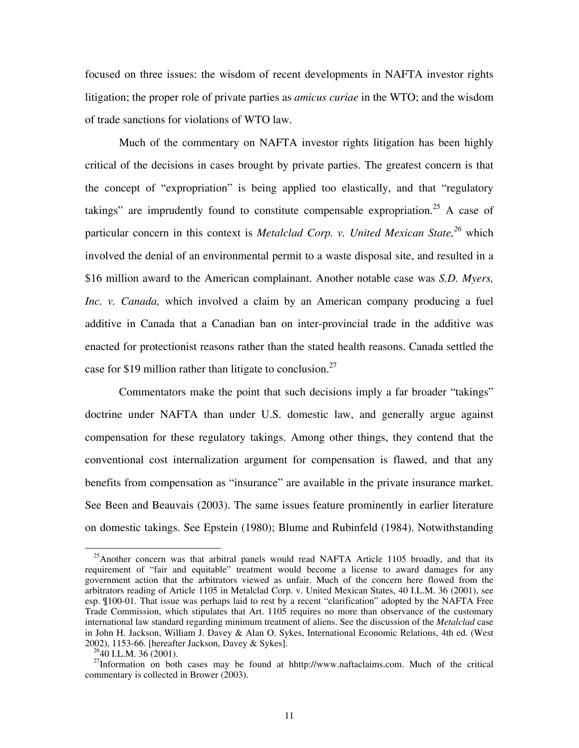focused on three issues: the wisdom of recent developments in NAFTA investor rights litigation; the proper role of private parties as *amicus curiae* in the WTO; and the wisdom of trade sanctions for violations of WTO law.

Much of the commentary on NAFTA investor rights litigation has been highly critical of the decisions in cases brought by private parties. The greatest concern is that the concept of "expropriation" is being applied too elastically, and that "regulatory takings" are imprudently found to constitute compensable expropriation.[25] A case of particular concern in this context is *Metalclad Corp. v. United Mexican State,*[26] which involved the denial of an environmental permit to a waste disposal site, and resulted in a $16 million award to the American complainant. Another notable case was *S.D. Myers, Inc. v. Canada,* which involved a claim by an American company producing a fuel additive in Canada that a Canadian ban on inter-provincial trade in the additive was enacted for protectionist reasons rather than the stated health reasons. Canada settled the case for $19 million rather than litigate to conclusion.[27]

Commentators make the point that such decisions imply a far broader "takings" doctrine under NAFTA than under U.S. domestic law, and generally argue against compensation for these regulatory takings. Among other things, they contend that the conventional cost internalization argument for compensation is flawed, and that any benefits from compensation as "insurance" are available in the private insurance market. See Been and Beauvais (2003). The same issues feature prominently in earlier literature on domestic takings. See Epstein (1980); Blume and Rubinfeld (1984). Notwithstanding

[25]Another concern was that arbitral panels would read NAFTA Article 1105 broadly, and that its requirement of "fair and equitable" treatment would become a license to award damages for any government action that the arbitrators viewed as unfair. Much of the concern here flowed from the arbitrators reading of Article 1105 in Metalclad Corp. v. United Mexican States, 40 I.L.M. 36 (2001), see esp. ¶100-01. That issue was perhaps laid to rest by a recent "clarification" adopted by the NAFTA Free Trade Commission, which stipulates that Art. 1105 requires no more than observance of the customary international law standard regarding minimum treatment of aliens. See the discussion of the *Metalclad* case in John H. Jackson, William J. Davey & Alan O. Sykes, International Economic Relations, 4th ed. (West 2002), 1153-66. [hereafter Jackson, Davey & Sykes].

[26]40 I.L.M. 36 (2001).

[27]Information on both cases may be found at hhttp://www.naftaclaims.com. Much of the critical commentary is collected in Brower (2003).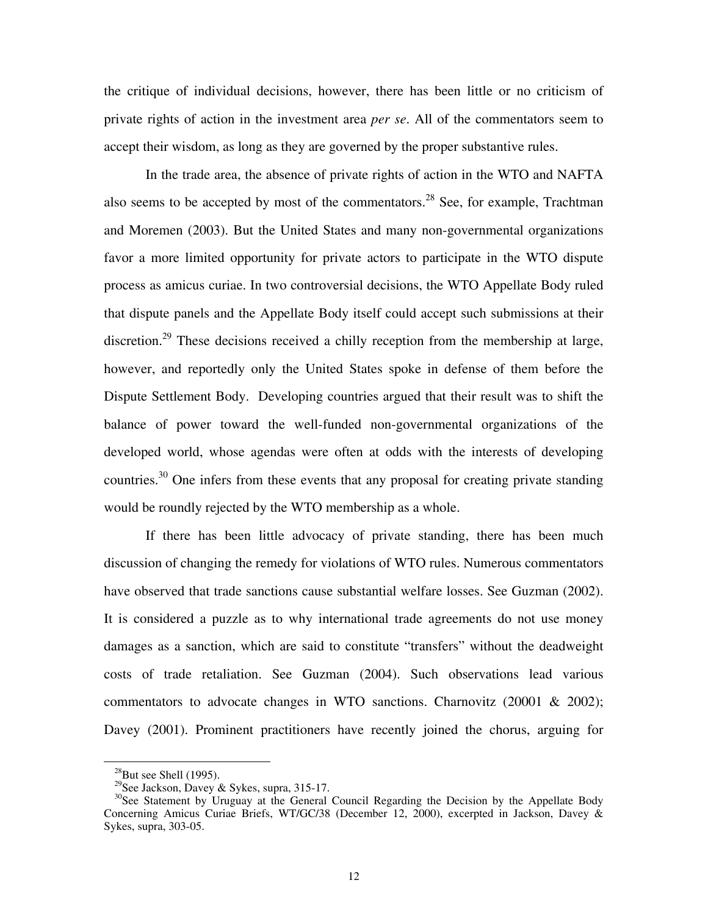the critique of individual decisions, however, there has been little or no criticism of private rights of action in the investment area *per se*. All of the commentators seem to accept their wisdom, as long as they are governed by the proper substantive rules.

In the trade area, the absence of private rights of action in the WTO and NAFTA also seems to be accepted by most of the commentators.[28] See, for example, Trachtman and Moremen (2003). But the United States and many non-governmental organizations favor a more limited opportunity for private actors to participate in the WTO dispute process as amicus curiae. In two controversial decisions, the WTO Appellate Body ruled that dispute panels and the Appellate Body itself could accept such submissions at their discretion.[29] These decisions received a chilly reception from the membership at large, however, and reportedly only the United States spoke in defense of them before the Dispute Settlement Body. Developing countries argued that their result was to shift the balance of power toward the well-funded non-governmental organizations of the developed world, whose agendas were often at odds with the interests of developing countries.[30] One infers from these events that any proposal for creating private standing would be roundly rejected by the WTO membership as a whole.

If there has been little advocacy of private standing, there has been much discussion of changing the remedy for violations of WTO rules. Numerous commentators have observed that trade sanctions cause substantial welfare losses. See Guzman (2002). It is considered a puzzle as to why international trade agreements do not use money damages as a sanction, which are said to constitute "transfers" without the deadweight costs of trade retaliation. See Guzman (2004). Such observations lead various commentators to advocate changes in WTO sanctions. Charnovitz (20001 & 2002); Davey (2001). Prominent practitioners have recently joined the chorus, arguing for

---

[28] But see Shell (1995).

[29] See Jackson, Davey & Sykes, supra, 315-17.

[30] See Statement by Uruguay at the General Council Regarding the Decision by the Appellate Body Concerning Amicus Curiae Briefs, WT/GC/38 (December 12, 2000), excerpted in Jackson, Davey & Sykes, supra, 303-05.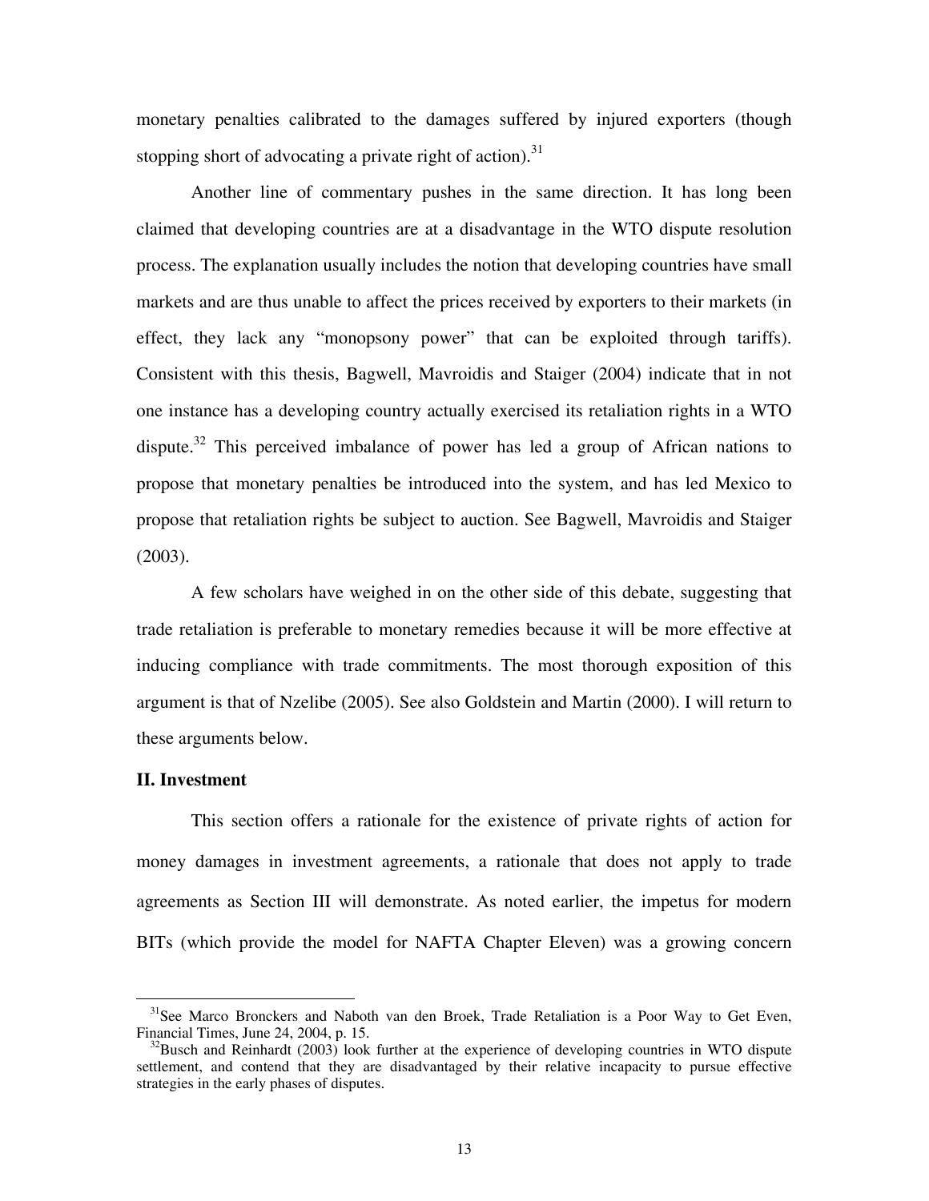monetary penalties calibrated to the damages suffered by injured exporters (though stopping short of advocating a private right of action).[31]

Another line of commentary pushes in the same direction. It has long been claimed that developing countries are at a disadvantage in the WTO dispute resolution process. The explanation usually includes the notion that developing countries have small markets and are thus unable to affect the prices received by exporters to their markets (in effect, they lack any "monopsony power" that can be exploited through tariffs). Consistent with this thesis, Bagwell, Mavroidis and Staiger (2004) indicate that in not one instance has a developing country actually exercised its retaliation rights in a WTO dispute.[32] This perceived imbalance of power has led a group of African nations to propose that monetary penalties be introduced into the system, and has led Mexico to propose that retaliation rights be subject to auction. See Bagwell, Mavroidis and Staiger (2003).

A few scholars have weighed in on the other side of this debate, suggesting that trade retaliation is preferable to monetary remedies because it will be more effective at inducing compliance with trade commitments. The most thorough exposition of this argument is that of Nzelibe (2005). See also Goldstein and Martin (2000). I will return to these arguments below.

## II. Investment

This section offers a rationale for the existence of private rights of action for money damages in investment agreements, a rationale that does not apply to trade agreements as Section III will demonstrate. As noted earlier, the impetus for modern BITs (which provide the model for NAFTA Chapter Eleven) was a growing concern

[31] See Marco Bronckers and Naboth van den Broek, Trade Retaliation is a Poor Way to Get Even, Financial Times, June 24, 2004, p. 15.

[32] Busch and Reinhardt (2003) look further at the experience of developing countries in WTO dispute settlement, and contend that they are disadvantaged by their relative incapacity to pursue effective strategies in the early phases of disputes.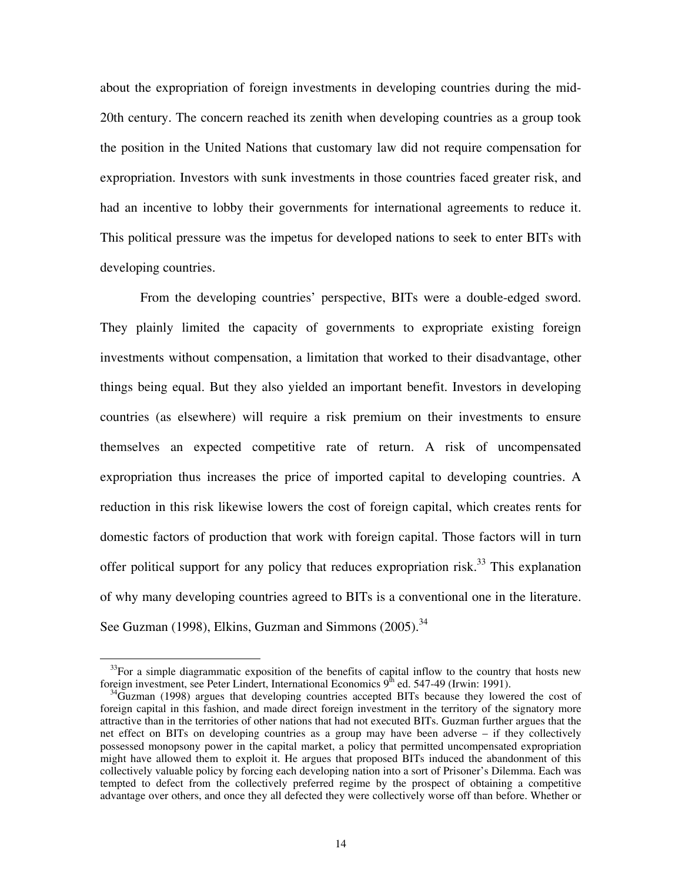about the expropriation of foreign investments in developing countries during the mid-20th century. The concern reached its zenith when developing countries as a group took the position in the United Nations that customary law did not require compensation for expropriation. Investors with sunk investments in those countries faced greater risk, and had an incentive to lobby their governments for international agreements to reduce it. This political pressure was the impetus for developed nations to seek to enter BITs with developing countries.

From the developing countries' perspective, BITs were a double-edged sword. They plainly limited the capacity of governments to expropriate existing foreign investments without compensation, a limitation that worked to their disadvantage, other things being equal. But they also yielded an important benefit. Investors in developing countries (as elsewhere) will require a risk premium on their investments to ensure themselves an expected competitive rate of return. A risk of uncompensated expropriation thus increases the price of imported capital to developing countries. A reduction in this risk likewise lowers the cost of foreign capital, which creates rents for domestic factors of production that work with foreign capital. Those factors will in turn offer political support for any policy that reduces expropriation risk.[33] This explanation of why many developing countries agreed to BITs is a conventional one in the literature. See Guzman (1998), Elkins, Guzman and Simmons (2005).[34]

---

[33] For a simple diagrammatic exposition of the benefits of capital inflow to the country that hosts new foreign investment, see Peter Lindert, International Economics 9th ed. 547-49 (Irwin: 1991).

[34] Guzman (1998) argues that developing countries accepted BITs because they lowered the cost of foreign capital in this fashion, and made direct foreign investment in the territory of the signatory more attractive than in the territories of other nations that had not executed BITs. Guzman further argues that the net effect on BITs on developing countries as a group may have been adverse – if they collectively possessed monopsony power in the capital market, a policy that permitted uncompensated expropriation might have allowed them to exploit it. He argues that proposed BITs induced the abandonment of this collectively valuable policy by forcing each developing nation into a sort of Prisoner's Dilemma. Each was tempted to defect from the collectively preferred regime by the prospect of obtaining a competitive advantage over others, and once they all defected they were collectively worse off than before. Whether or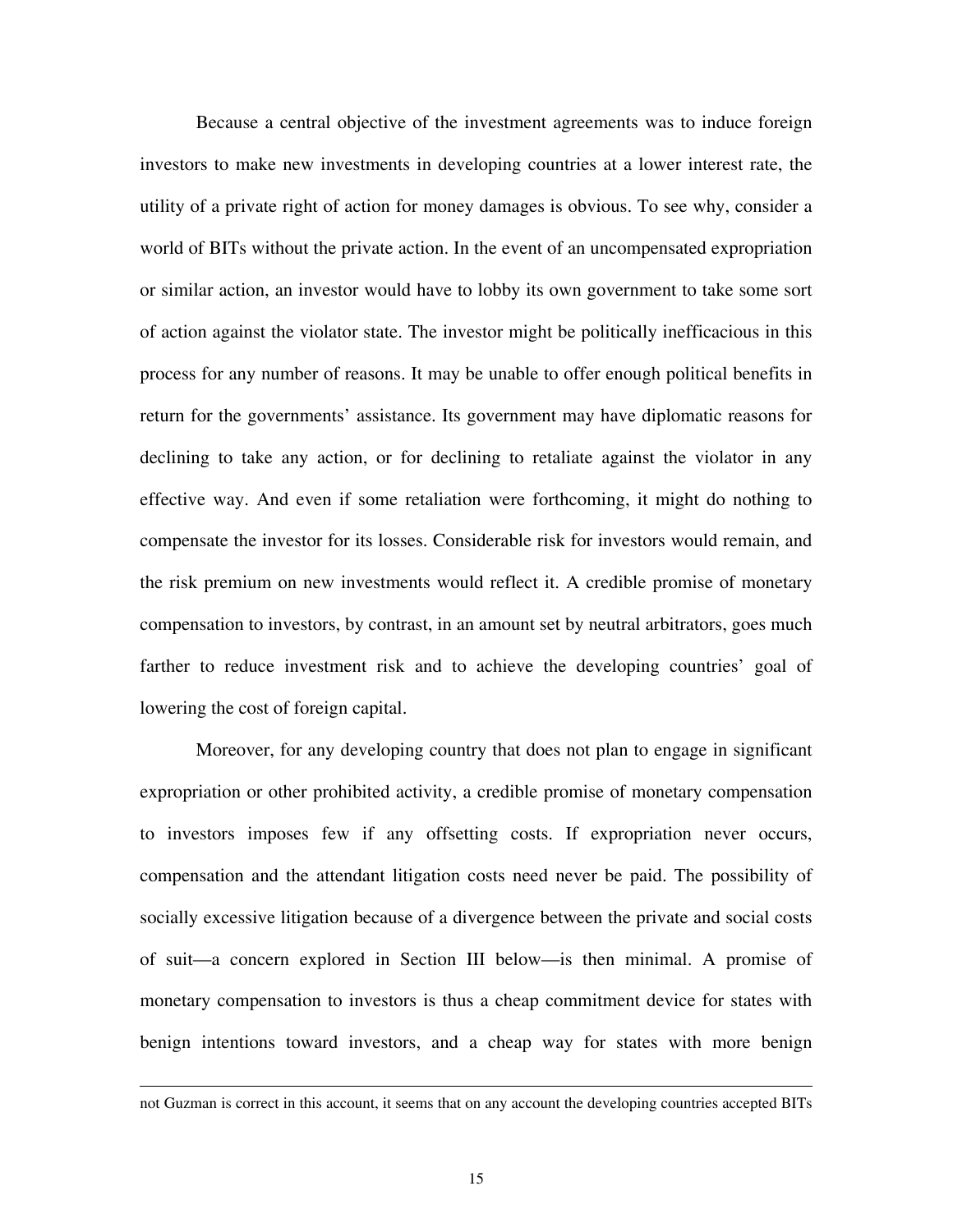Because a central objective of the investment agreements was to induce foreign investors to make new investments in developing countries at a lower interest rate, the utility of a private right of action for money damages is obvious. To see why, consider a world of BITs without the private action. In the event of an uncompensated expropriation or similar action, an investor would have to lobby its own government to take some sort of action against the violator state. The investor might be politically inefficacious in this process for any number of reasons. It may be unable to offer enough political benefits in return for the governments' assistance. Its government may have diplomatic reasons for declining to take any action, or for declining to retaliate against the violator in any effective way. And even if some retaliation were forthcoming, it might do nothing to compensate the investor for its losses. Considerable risk for investors would remain, and the risk premium on new investments would reflect it. A credible promise of monetary compensation to investors, by contrast, in an amount set by neutral arbitrators, goes much farther to reduce investment risk and to achieve the developing countries' goal of lowering the cost of foreign capital.

Moreover, for any developing country that does not plan to engage in significant expropriation or other prohibited activity, a credible promise of monetary compensation to investors imposes few if any offsetting costs. If expropriation never occurs, compensation and the attendant litigation costs need never be paid. The possibility of socially excessive litigation because of a divergence between the private and social costs of suit—a concern explored in Section III below—is then minimal. A promise of monetary compensation to investors is thus a cheap commitment device for states with benign intentions toward investors, and a cheap way for states with more benign

---

not Guzman is correct in this account, it seems that on any account the developing countries accepted BITs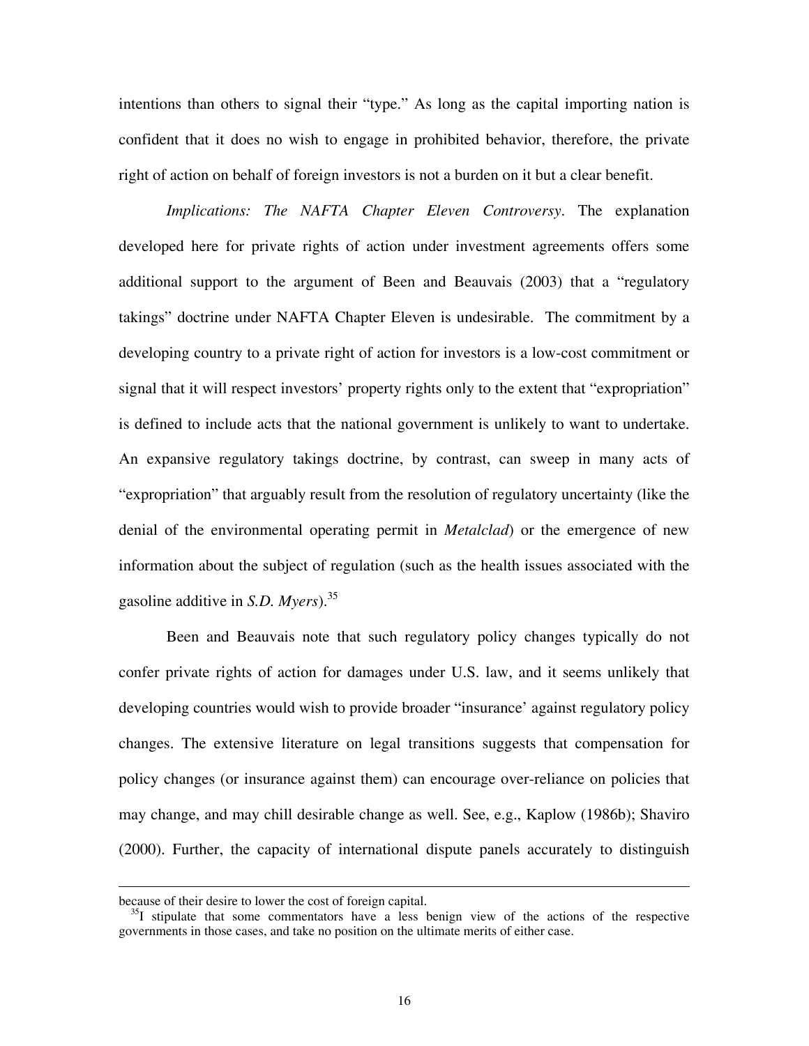intentions than others to signal their "type." As long as the capital importing nation is confident that it does no wish to engage in prohibited behavior, therefore, the private right of action on behalf of foreign investors is not a burden on it but a clear benefit.

*Implications: The NAFTA Chapter Eleven Controversy*. The explanation developed here for private rights of action under investment agreements offers some additional support to the argument of Been and Beauvais (2003) that a "regulatory takings" doctrine under NAFTA Chapter Eleven is undesirable. The commitment by a developing country to a private right of action for investors is a low-cost commitment or signal that it will respect investors' property rights only to the extent that "expropriation" is defined to include acts that the national government is unlikely to want to undertake. An expansive regulatory takings doctrine, by contrast, can sweep in many acts of "expropriation" that arguably result from the resolution of regulatory uncertainty (like the denial of the environmental operating permit in *Metalclad*) or the emergence of new information about the subject of regulation (such as the health issues associated with the gasoline additive in *S.D. Myers*).[35]

Been and Beauvais note that such regulatory policy changes typically do not confer private rights of action for damages under U.S. law, and it seems unlikely that developing countries would wish to provide broader "insurance' against regulatory policy changes. The extensive literature on legal transitions suggests that compensation for policy changes (or insurance against them) can encourage over-reliance on policies that may change, and may chill desirable change as well. See, e.g., Kaplow (1986b); Shaviro (2000). Further, the capacity of international dispute panels accurately to distinguish

---

because of their desire to lower the cost of foreign capital.

[35]I stipulate that some commentators have a less benign view of the actions of the respective governments in those cases, and take no position on the ultimate merits of either case.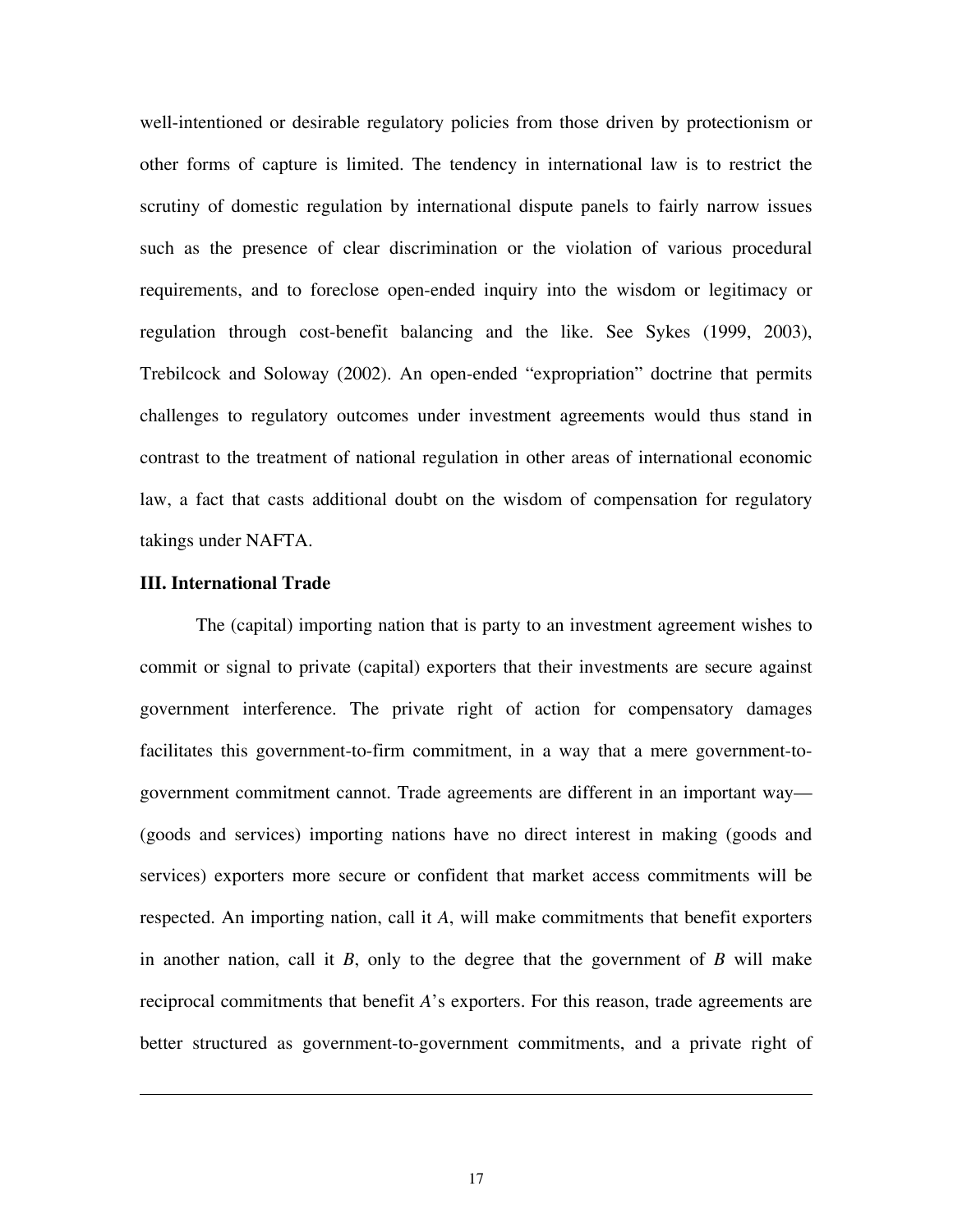well-intentioned or desirable regulatory policies from those driven by protectionism or other forms of capture is limited. The tendency in international law is to restrict the scrutiny of domestic regulation by international dispute panels to fairly narrow issues such as the presence of clear discrimination or the violation of various procedural requirements, and to foreclose open-ended inquiry into the wisdom or legitimacy or regulation through cost-benefit balancing and the like. See Sykes (1999, 2003), Trebilcock and Soloway (2002). An open-ended "expropriation" doctrine that permits challenges to regulatory outcomes under investment agreements would thus stand in contrast to the treatment of national regulation in other areas of international economic law, a fact that casts additional doubt on the wisdom of compensation for regulatory takings under NAFTA.

### III. International Trade

The (capital) importing nation that is party to an investment agreement wishes to commit or signal to private (capital) exporters that their investments are secure against government interference. The private right of action for compensatory damages facilitates this government-to-firm commitment, in a way that a mere government-to-government commitment cannot. Trade agreements are different in an important way—(goods and services) importing nations have no direct interest in making (goods and services) exporters more secure or confident that market access commitments will be respected. An importing nation, call it *A*, will make commitments that benefit exporters in another nation, call it *B*, only to the degree that the government of *B* will make reciprocal commitments that benefit *A*'s exporters. For this reason, trade agreements are better structured as government-to-government commitments, and a private right of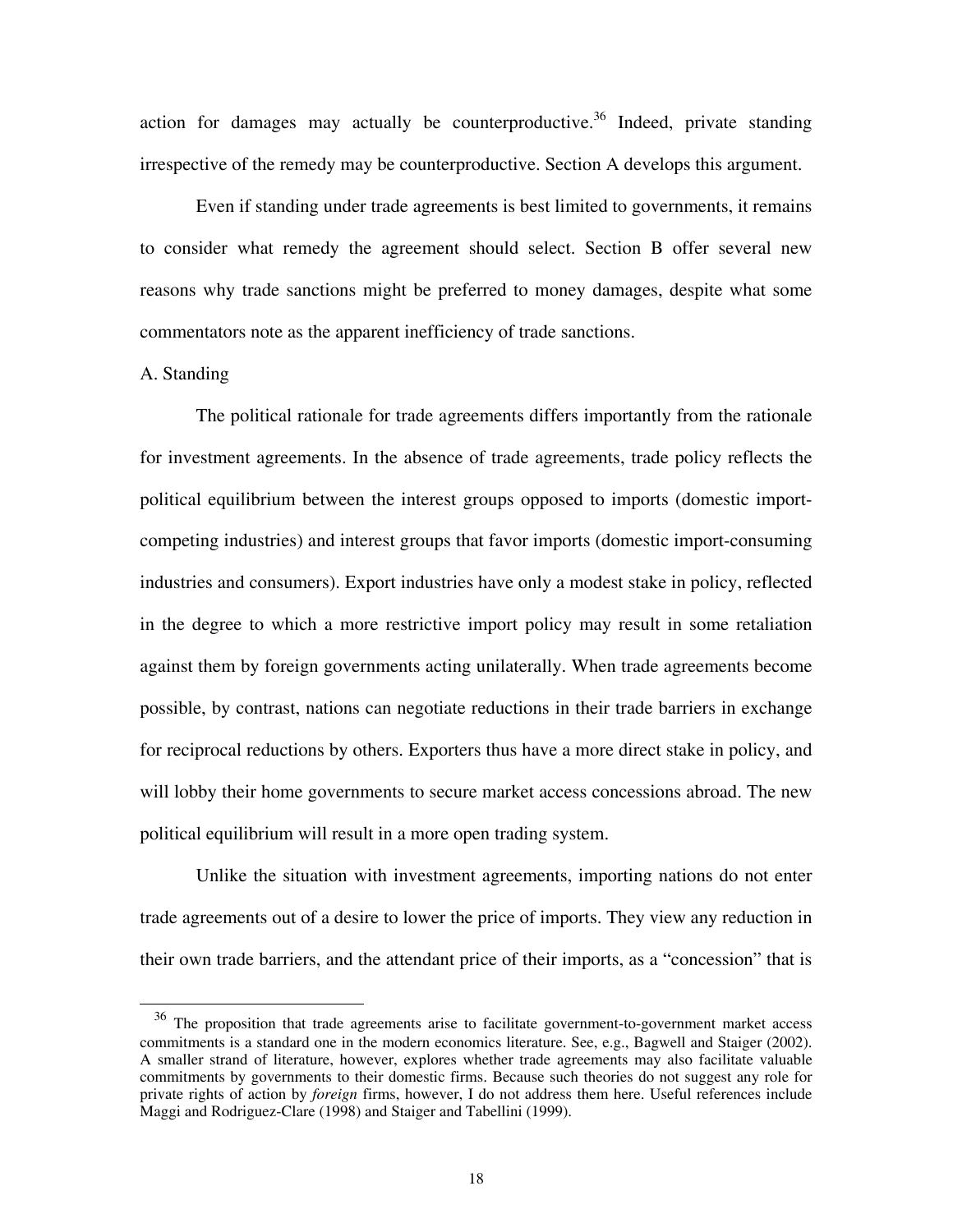action for damages may actually be counterproductive.[36] Indeed, private standing irrespective of the remedy may be counterproductive. Section A develops this argument.

Even if standing under trade agreements is best limited to governments, it remains to consider what remedy the agreement should select. Section B offer several new reasons why trade sanctions might be preferred to money damages, despite what some commentators note as the apparent inefficiency of trade sanctions.

A. Standing

The political rationale for trade agreements differs importantly from the rationale for investment agreements. In the absence of trade agreements, trade policy reflects the political equilibrium between the interest groups opposed to imports (domestic import-competing industries) and interest groups that favor imports (domestic import-consuming industries and consumers). Export industries have only a modest stake in policy, reflected in the degree to which a more restrictive import policy may result in some retaliation against them by foreign governments acting unilaterally. When trade agreements become possible, by contrast, nations can negotiate reductions in their trade barriers in exchange for reciprocal reductions by others. Exporters thus have a more direct stake in policy, and will lobby their home governments to secure market access concessions abroad. The new political equilibrium will result in a more open trading system.

Unlike the situation with investment agreements, importing nations do not enter trade agreements out of a desire to lower the price of imports. They view any reduction in their own trade barriers, and the attendant price of their imports, as a "concession" that is

[36] The proposition that trade agreements arise to facilitate government-to-government market access commitments is a standard one in the modern economics literature. See, e.g., Bagwell and Staiger (2002). A smaller strand of literature, however, explores whether trade agreements may also facilitate valuable commitments by governments to their domestic firms. Because such theories do not suggest any role for private rights of action by *foreign* firms, however, I do not address them here. Useful references include Maggi and Rodriguez-Clare (1998) and Staiger and Tabellini (1999).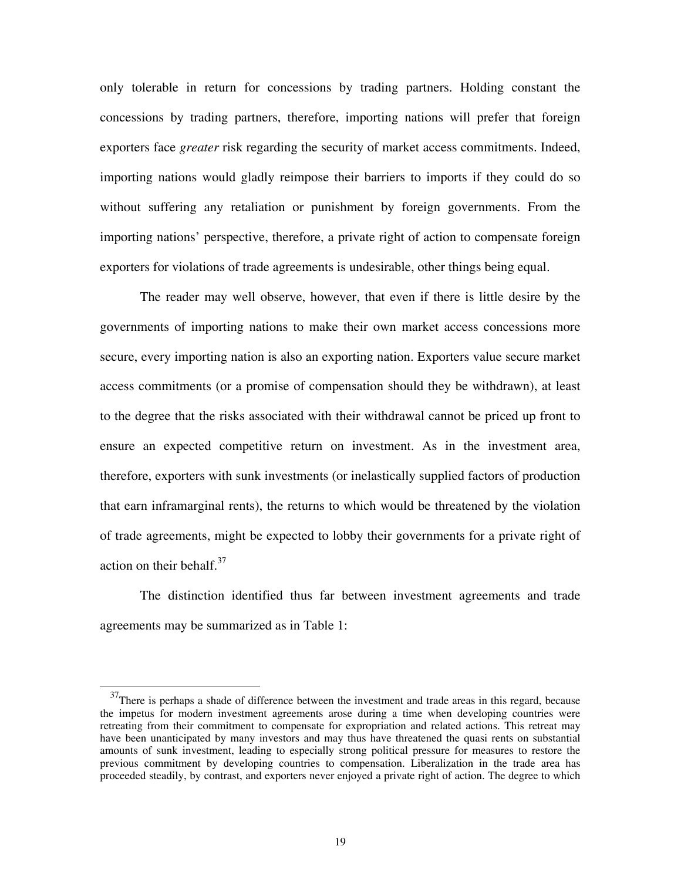only tolerable in return for concessions by trading partners. Holding constant the concessions by trading partners, therefore, importing nations will prefer that foreign exporters face *greater* risk regarding the security of market access commitments. Indeed, importing nations would gladly reimpose their barriers to imports if they could do so without suffering any retaliation or punishment by foreign governments. From the importing nations' perspective, therefore, a private right of action to compensate foreign exporters for violations of trade agreements is undesirable, other things being equal.

The reader may well observe, however, that even if there is little desire by the governments of importing nations to make their own market access concessions more secure, every importing nation is also an exporting nation. Exporters value secure market access commitments (or a promise of compensation should they be withdrawn), at least to the degree that the risks associated with their withdrawal cannot be priced up front to ensure an expected competitive return on investment. As in the investment area, therefore, exporters with sunk investments (or inelastically supplied factors of production that earn inframarginal rents), the returns to which would be threatened by the violation of trade agreements, might be expected to lobby their governments for a private right of action on their behalf.[37]

The distinction identified thus far between investment agreements and trade agreements may be summarized as in Table 1:

[37] There is perhaps a shade of difference between the investment and trade areas in this regard, because the impetus for modern investment agreements arose during a time when developing countries were retreating from their commitment to compensate for expropriation and related actions. This retreat may have been unanticipated by many investors and may thus have threatened the quasi rents on substantial amounts of sunk investment, leading to especially strong political pressure for measures to restore the previous commitment by developing countries to compensation. Liberalization in the trade area has proceeded steadily, by contrast, and exporters never enjoyed a private right of action. The degree to which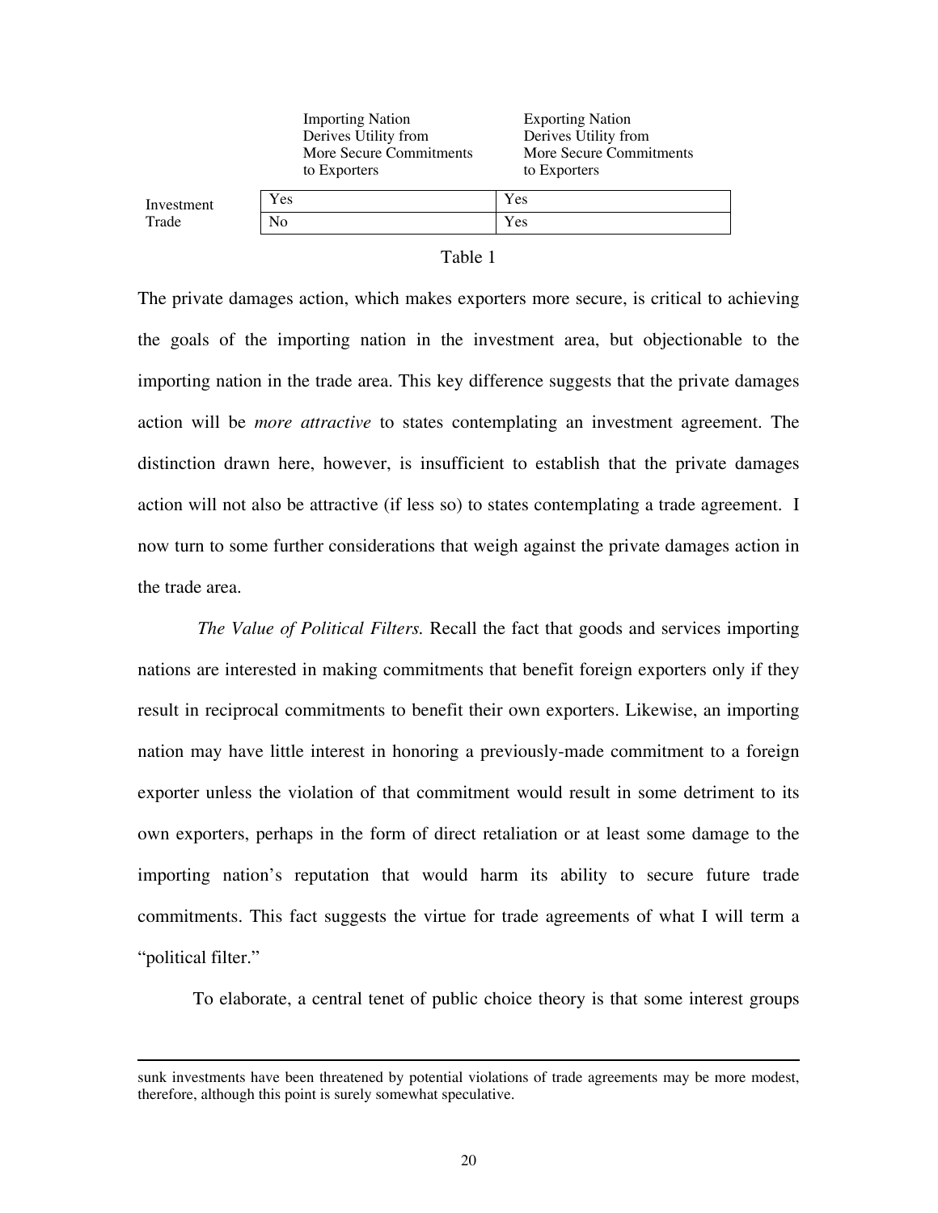| | Importing Nation Derives Utility from More Secure Commitments to Exporters | Exporting Nation Derives Utility from More Secure Commitments to Exporters |
|---|---|---|
| Investment | Yes | Yes |
| Trade | No | Yes |

Table 1

The private damages action, which makes exporters more secure, is critical to achieving the goals of the importing nation in the investment area, but objectionable to the importing nation in the trade area. This key difference suggests that the private damages action will be *more attractive* to states contemplating an investment agreement. The distinction drawn here, however, is insufficient to establish that the private damages action will not also be attractive (if less so) to states contemplating a trade agreement. I now turn to some further considerations that weigh against the private damages action in the trade area.

*The Value of Political Filters.* Recall the fact that goods and services importing nations are interested in making commitments that benefit foreign exporters only if they result in reciprocal commitments to benefit their own exporters. Likewise, an importing nation may have little interest in honoring a previously-made commitment to a foreign exporter unless the violation of that commitment would result in some detriment to its own exporters, perhaps in the form of direct retaliation or at least some damage to the importing nation's reputation that would harm its ability to secure future trade commitments. This fact suggests the virtue for trade agreements of what I will term a "political filter."

To elaborate, a central tenet of public choice theory is that some interest groups

---

sunk investments have been threatened by potential violations of trade agreements may be more modest, therefore, although this point is surely somewhat speculative.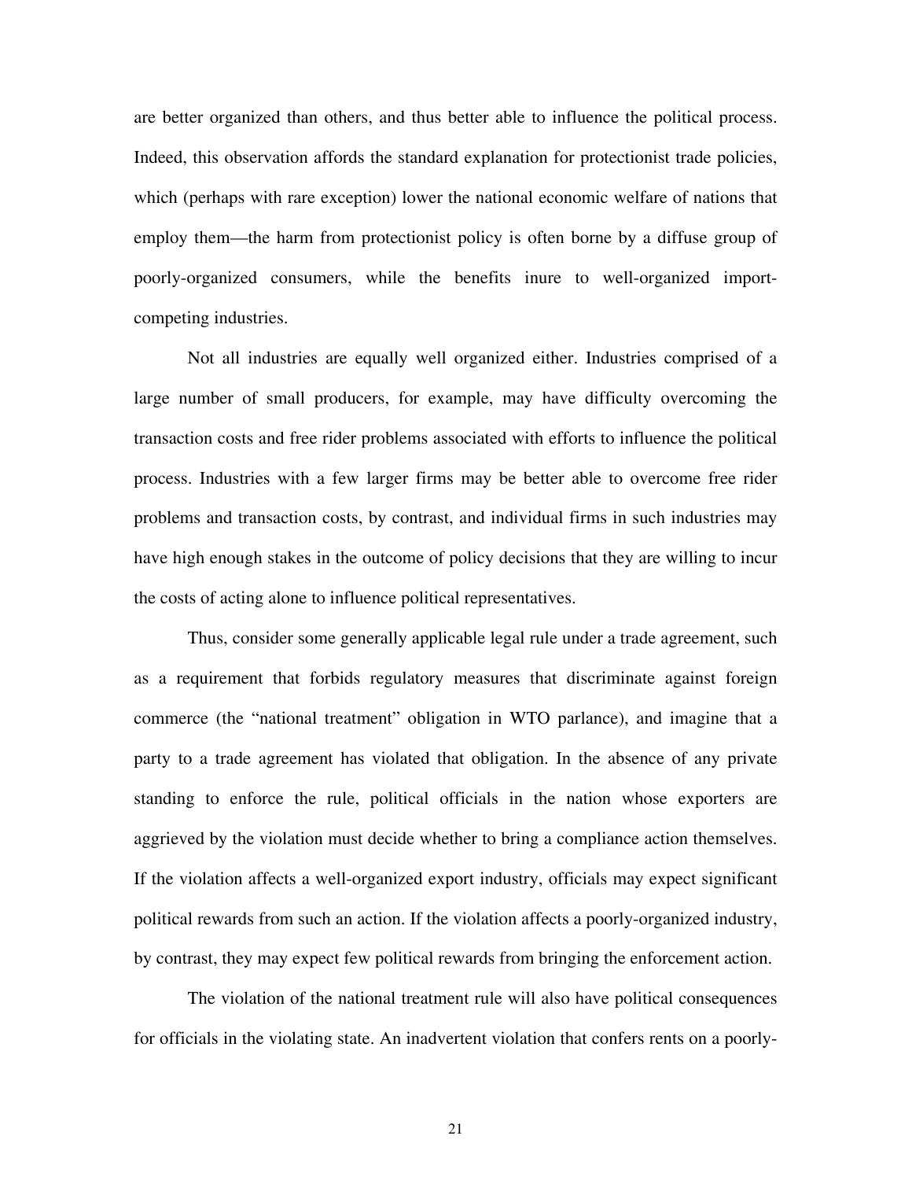are better organized than others, and thus better able to influence the political process. Indeed, this observation affords the standard explanation for protectionist trade policies, which (perhaps with rare exception) lower the national economic welfare of nations that employ them—the harm from protectionist policy is often borne by a diffuse group of poorly-organized consumers, while the benefits inure to well-organized import-competing industries.

Not all industries are equally well organized either. Industries comprised of a large number of small producers, for example, may have difficulty overcoming the transaction costs and free rider problems associated with efforts to influence the political process. Industries with a few larger firms may be better able to overcome free rider problems and transaction costs, by contrast, and individual firms in such industries may have high enough stakes in the outcome of policy decisions that they are willing to incur the costs of acting alone to influence political representatives.

Thus, consider some generally applicable legal rule under a trade agreement, such as a requirement that forbids regulatory measures that discriminate against foreign commerce (the "national treatment" obligation in WTO parlance), and imagine that a party to a trade agreement has violated that obligation. In the absence of any private standing to enforce the rule, political officials in the nation whose exporters are aggrieved by the violation must decide whether to bring a compliance action themselves. If the violation affects a well-organized export industry, officials may expect significant political rewards from such an action. If the violation affects a poorly-organized industry, by contrast, they may expect few political rewards from bringing the enforcement action.

The violation of the national treatment rule will also have political consequences for officials in the violating state. An inadvertent violation that confers rents on a poorly-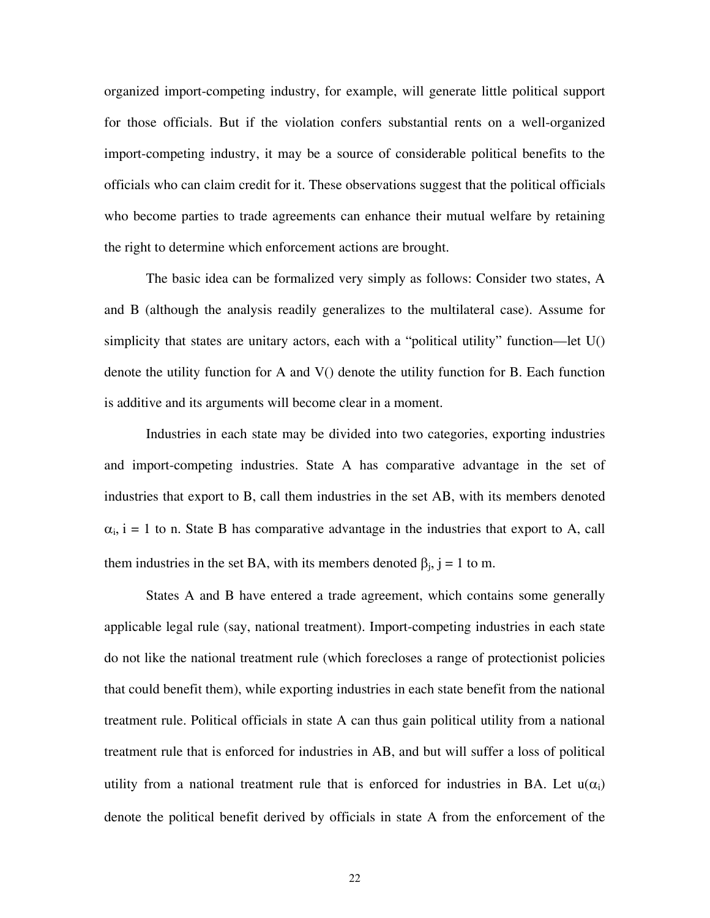organized import-competing industry, for example, will generate little political support for those officials. But if the violation confers substantial rents on a well-organized import-competing industry, it may be a source of considerable political benefits to the officials who can claim credit for it. These observations suggest that the political officials who become parties to trade agreements can enhance their mutual welfare by retaining the right to determine which enforcement actions are brought.

The basic idea can be formalized very simply as follows: Consider two states, A and B (although the analysis readily generalizes to the multilateral case). Assume for simplicity that states are unitary actors, each with a "political utility" function—let U() denote the utility function for A and V() denote the utility function for B. Each function is additive and its arguments will become clear in a moment.

Industries in each state may be divided into two categories, exporting industries and import-competing industries. State A has comparative advantage in the set of industries that export to B, call them industries in the set AB, with its members denoted $\alpha_i$, i = 1 to n. State B has comparative advantage in the industries that export to A, call them industries in the set BA, with its members denoted $\beta_j$, j = 1 to m.

States A and B have entered a trade agreement, which contains some generally applicable legal rule (say, national treatment). Import-competing industries in each state do not like the national treatment rule (which forecloses a range of protectionist policies that could benefit them), while exporting industries in each state benefit from the national treatment rule. Political officials in state A can thus gain political utility from a national treatment rule that is enforced for industries in AB, and but will suffer a loss of political utility from a national treatment rule that is enforced for industries in BA. Let $u(\alpha_i)$ denote the political benefit derived by officials in state A from the enforcement of the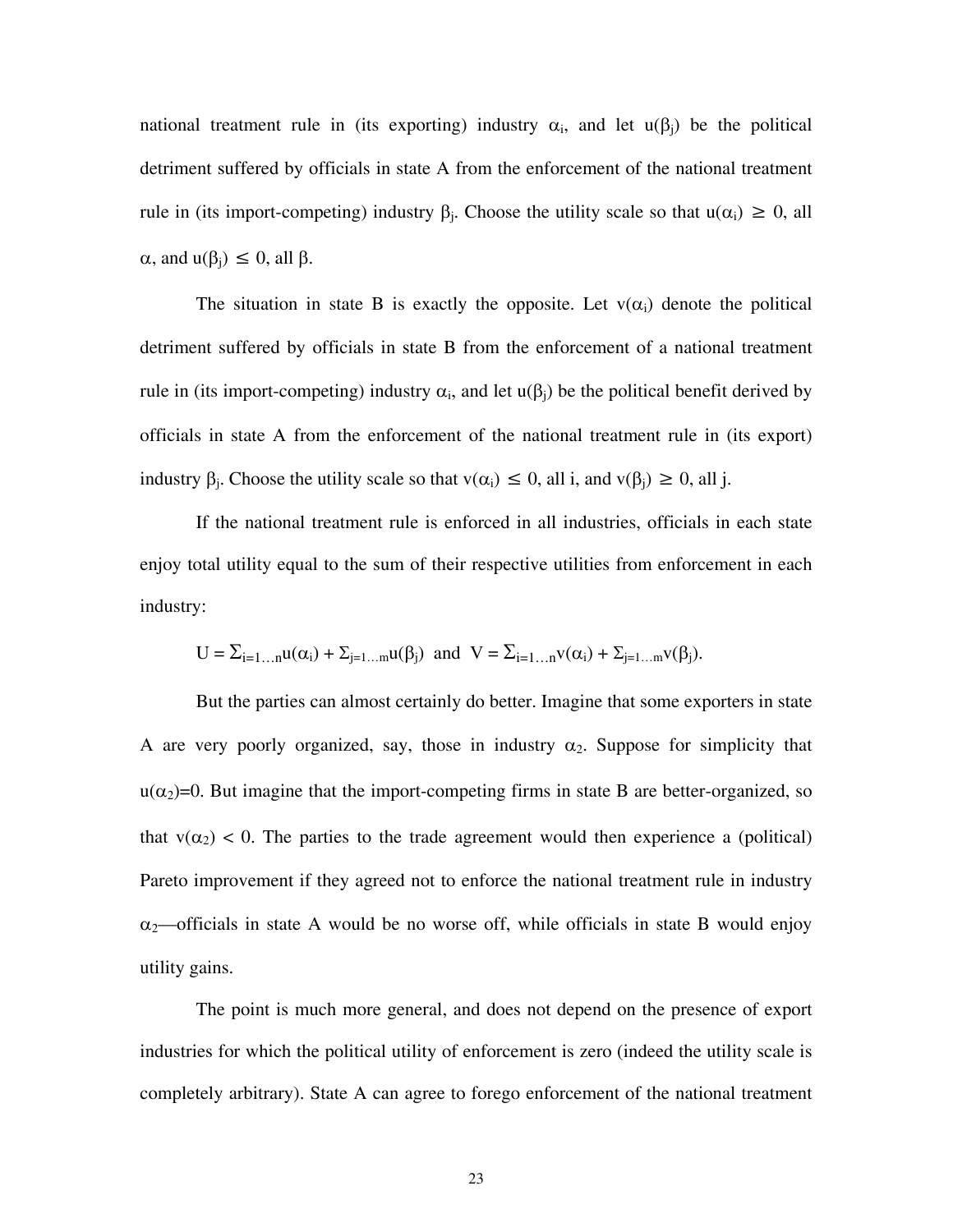national treatment rule in (its exporting) industry $\alpha_i$, and let $u(\beta_j)$ be the political detriment suffered by officials in state A from the enforcement of the national treatment rule in (its import-competing) industry $\beta_j$. Choose the utility scale so that $u(\alpha_i) \geq 0$, all $\alpha$, and $u(\beta_j) \leq 0$, all $\beta$.

The situation in state B is exactly the opposite. Let $v(\alpha_i)$ denote the political detriment suffered by officials in state B from the enforcement of a national treatment rule in (its import-competing) industry $\alpha_i$, and let $u(\beta_j)$ be the political benefit derived by officials in state A from the enforcement of the national treatment rule in (its export) industry $\beta_j$. Choose the utility scale so that $v(\alpha_i) \leq 0$, all i, and $v(\beta_j) \geq 0$, all j.

If the national treatment rule is enforced in all industries, officials in each state enjoy total utility equal to the sum of their respective utilities from enforcement in each industry:

$$U = \Sigma_{i=1\ldots n}u(\alpha_i) + \Sigma_{j=1\ldots m}u(\beta_j) \text{ and } V = \Sigma_{i=1\ldots n}v(\alpha_i) + \Sigma_{j=1\ldots m}v(\beta_j).$$

But the parties can almost certainly do better. Imagine that some exporters in state A are very poorly organized, say, those in industry $\alpha_2$. Suppose for simplicity that $u(\alpha_2)=0$. But imagine that the import-competing firms in state B are better-organized, so that $v(\alpha_2) < 0$. The parties to the trade agreement would then experience a (political) Pareto improvement if they agreed not to enforce the national treatment rule in industry $\alpha_2$—officials in state A would be no worse off, while officials in state B would enjoy utility gains.

The point is much more general, and does not depend on the presence of export industries for which the political utility of enforcement is zero (indeed the utility scale is completely arbitrary). State A can agree to forego enforcement of the national treatment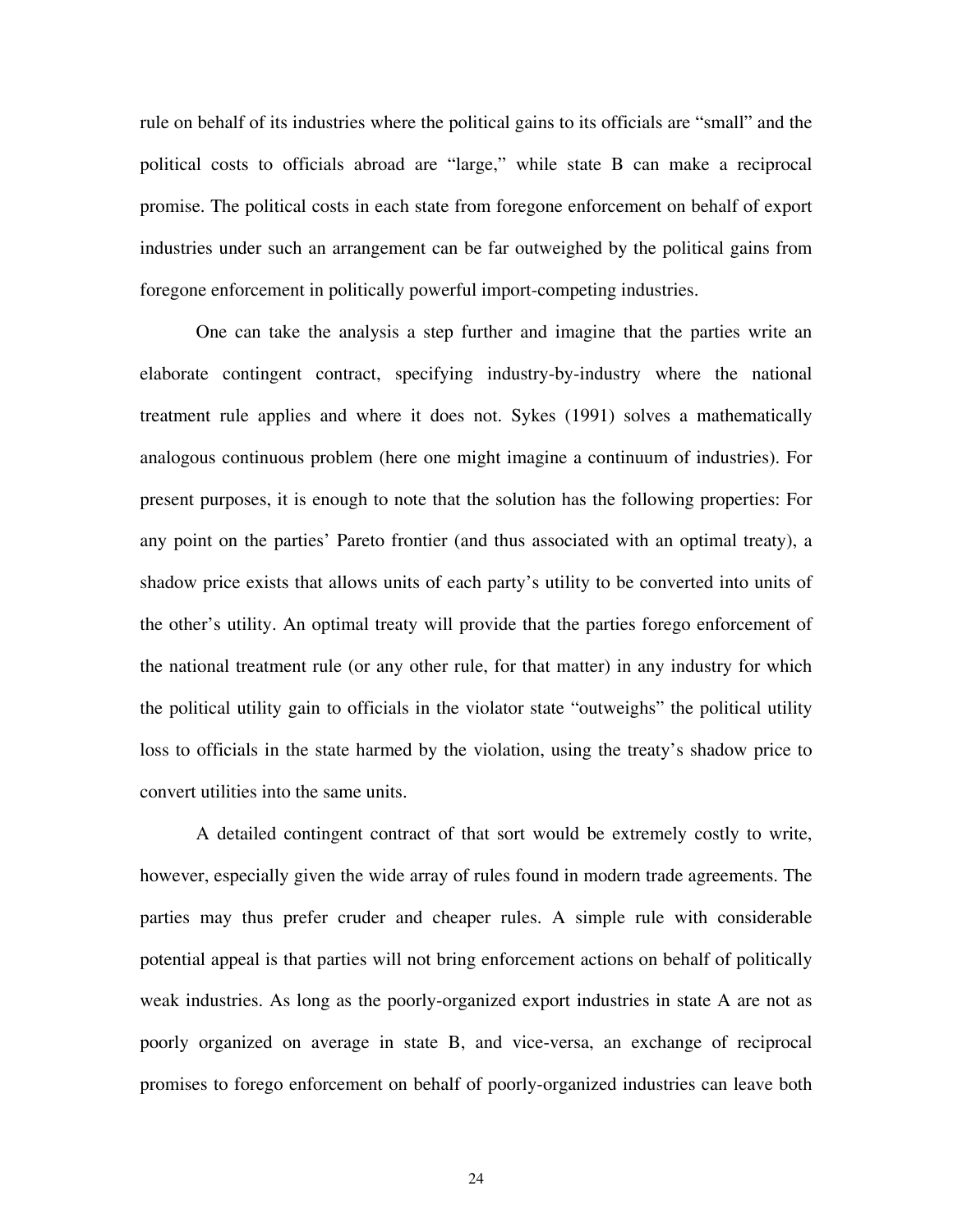rule on behalf of its industries where the political gains to its officials are "small" and the political costs to officials abroad are "large," while state B can make a reciprocal promise. The political costs in each state from foregone enforcement on behalf of export industries under such an arrangement can be far outweighed by the political gains from foregone enforcement in politically powerful import-competing industries.

One can take the analysis a step further and imagine that the parties write an elaborate contingent contract, specifying industry-by-industry where the national treatment rule applies and where it does not. Sykes (1991) solves a mathematically analogous continuous problem (here one might imagine a continuum of industries). For present purposes, it is enough to note that the solution has the following properties: For any point on the parties' Pareto frontier (and thus associated with an optimal treaty), a shadow price exists that allows units of each party's utility to be converted into units of the other's utility. An optimal treaty will provide that the parties forego enforcement of the national treatment rule (or any other rule, for that matter) in any industry for which the political utility gain to officials in the violator state "outweighs" the political utility loss to officials in the state harmed by the violation, using the treaty's shadow price to convert utilities into the same units.

A detailed contingent contract of that sort would be extremely costly to write, however, especially given the wide array of rules found in modern trade agreements. The parties may thus prefer cruder and cheaper rules. A simple rule with considerable potential appeal is that parties will not bring enforcement actions on behalf of politically weak industries. As long as the poorly-organized export industries in state A are not as poorly organized on average in state B, and vice-versa, an exchange of reciprocal promises to forego enforcement on behalf of poorly-organized industries can leave both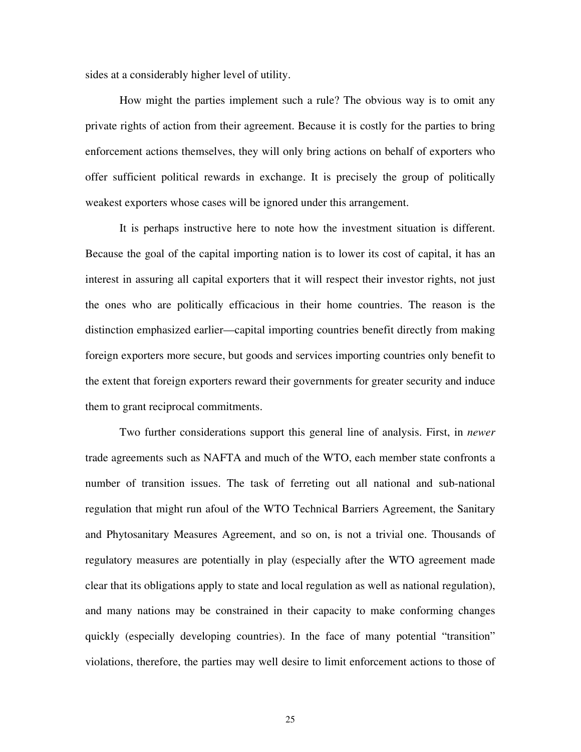sides at a considerably higher level of utility.

How might the parties implement such a rule? The obvious way is to omit any private rights of action from their agreement. Because it is costly for the parties to bring enforcement actions themselves, they will only bring actions on behalf of exporters who offer sufficient political rewards in exchange. It is precisely the group of politically weakest exporters whose cases will be ignored under this arrangement.

It is perhaps instructive here to note how the investment situation is different. Because the goal of the capital importing nation is to lower its cost of capital, it has an interest in assuring all capital exporters that it will respect their investor rights, not just the ones who are politically efficacious in their home countries. The reason is the distinction emphasized earlier—capital importing countries benefit directly from making foreign exporters more secure, but goods and services importing countries only benefit to the extent that foreign exporters reward their governments for greater security and induce them to grant reciprocal commitments.

Two further considerations support this general line of analysis. First, in *newer* trade agreements such as NAFTA and much of the WTO, each member state confronts a number of transition issues. The task of ferreting out all national and sub-national regulation that might run afoul of the WTO Technical Barriers Agreement, the Sanitary and Phytosanitary Measures Agreement, and so on, is not a trivial one. Thousands of regulatory measures are potentially in play (especially after the WTO agreement made clear that its obligations apply to state and local regulation as well as national regulation), and many nations may be constrained in their capacity to make conforming changes quickly (especially developing countries). In the face of many potential "transition" violations, therefore, the parties may well desire to limit enforcement actions to those of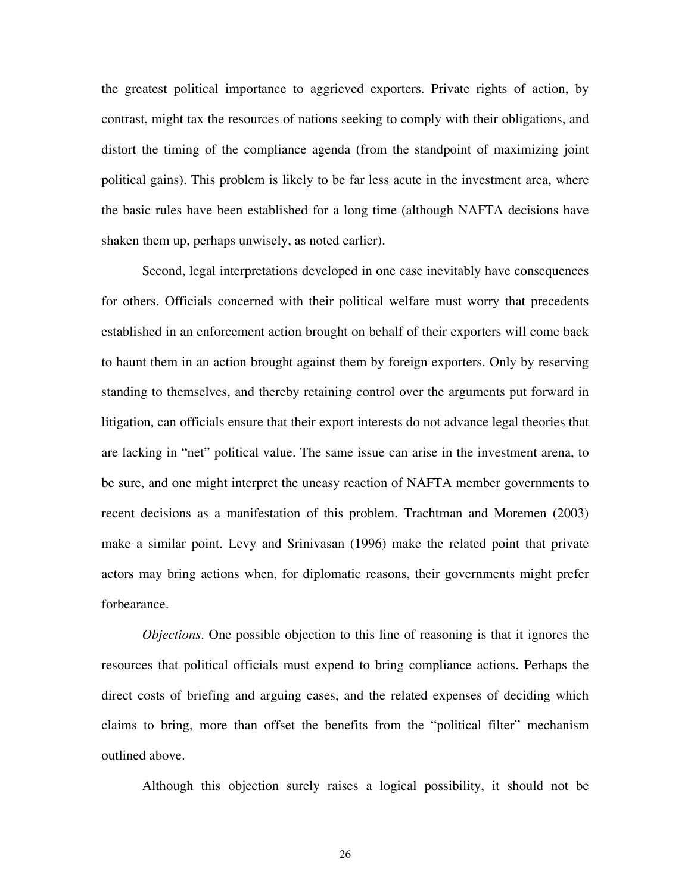the greatest political importance to aggrieved exporters. Private rights of action, by contrast, might tax the resources of nations seeking to comply with their obligations, and distort the timing of the compliance agenda (from the standpoint of maximizing joint political gains). This problem is likely to be far less acute in the investment area, where the basic rules have been established for a long time (although NAFTA decisions have shaken them up, perhaps unwisely, as noted earlier).

Second, legal interpretations developed in one case inevitably have consequences for others. Officials concerned with their political welfare must worry that precedents established in an enforcement action brought on behalf of their exporters will come back to haunt them in an action brought against them by foreign exporters. Only by reserving standing to themselves, and thereby retaining control over the arguments put forward in litigation, can officials ensure that their export interests do not advance legal theories that are lacking in "net" political value. The same issue can arise in the investment arena, to be sure, and one might interpret the uneasy reaction of NAFTA member governments to recent decisions as a manifestation of this problem. Trachtman and Moremen (2003) make a similar point. Levy and Srinivasan (1996) make the related point that private actors may bring actions when, for diplomatic reasons, their governments might prefer forbearance.

*Objections*. One possible objection to this line of reasoning is that it ignores the resources that political officials must expend to bring compliance actions. Perhaps the direct costs of briefing and arguing cases, and the related expenses of deciding which claims to bring, more than offset the benefits from the "political filter" mechanism outlined above.

Although this objection surely raises a logical possibility, it should not be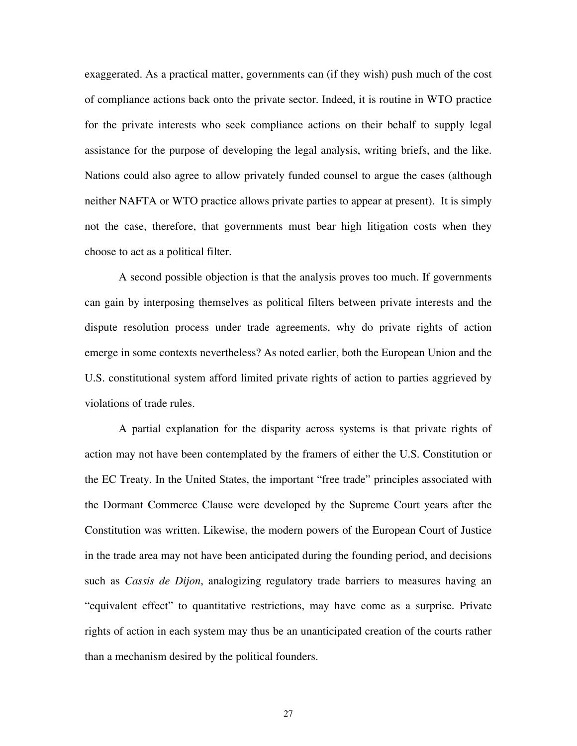exaggerated. As a practical matter, governments can (if they wish) push much of the cost of compliance actions back onto the private sector. Indeed, it is routine in WTO practice for the private interests who seek compliance actions on their behalf to supply legal assistance for the purpose of developing the legal analysis, writing briefs, and the like. Nations could also agree to allow privately funded counsel to argue the cases (although neither NAFTA or WTO practice allows private parties to appear at present). It is simply not the case, therefore, that governments must bear high litigation costs when they choose to act as a political filter.

A second possible objection is that the analysis proves too much. If governments can gain by interposing themselves as political filters between private interests and the dispute resolution process under trade agreements, why do private rights of action emerge in some contexts nevertheless? As noted earlier, both the European Union and the U.S. constitutional system afford limited private rights of action to parties aggrieved by violations of trade rules.

A partial explanation for the disparity across systems is that private rights of action may not have been contemplated by the framers of either the U.S. Constitution or the EC Treaty. In the United States, the important "free trade" principles associated with the Dormant Commerce Clause were developed by the Supreme Court years after the Constitution was written. Likewise, the modern powers of the European Court of Justice in the trade area may not have been anticipated during the founding period, and decisions such as *Cassis de Dijon*, analogizing regulatory trade barriers to measures having an "equivalent effect" to quantitative restrictions, may have come as a surprise. Private rights of action in each system may thus be an unanticipated creation of the courts rather than a mechanism desired by the political founders.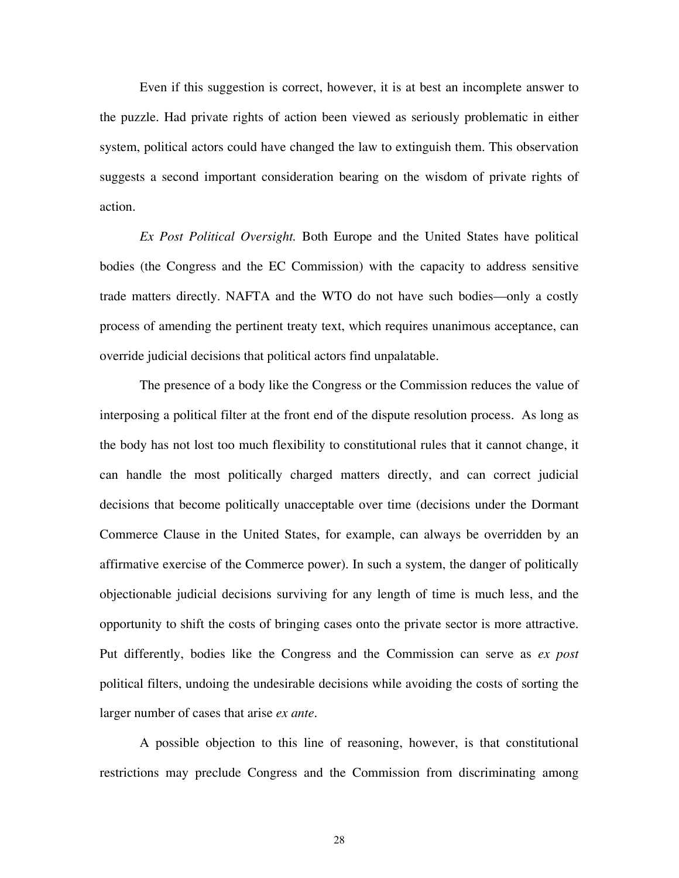Even if this suggestion is correct, however, it is at best an incomplete answer to the puzzle. Had private rights of action been viewed as seriously problematic in either system, political actors could have changed the law to extinguish them. This observation suggests a second important consideration bearing on the wisdom of private rights of action.

*Ex Post Political Oversight.* Both Europe and the United States have political bodies (the Congress and the EC Commission) with the capacity to address sensitive trade matters directly. NAFTA and the WTO do not have such bodies—only a costly process of amending the pertinent treaty text, which requires unanimous acceptance, can override judicial decisions that political actors find unpalatable.

The presence of a body like the Congress or the Commission reduces the value of interposing a political filter at the front end of the dispute resolution process. As long as the body has not lost too much flexibility to constitutional rules that it cannot change, it can handle the most politically charged matters directly, and can correct judicial decisions that become politically unacceptable over time (decisions under the Dormant Commerce Clause in the United States, for example, can always be overridden by an affirmative exercise of the Commerce power). In such a system, the danger of politically objectionable judicial decisions surviving for any length of time is much less, and the opportunity to shift the costs of bringing cases onto the private sector is more attractive. Put differently, bodies like the Congress and the Commission can serve as *ex post* political filters, undoing the undesirable decisions while avoiding the costs of sorting the larger number of cases that arise *ex ante*.

A possible objection to this line of reasoning, however, is that constitutional restrictions may preclude Congress and the Commission from discriminating among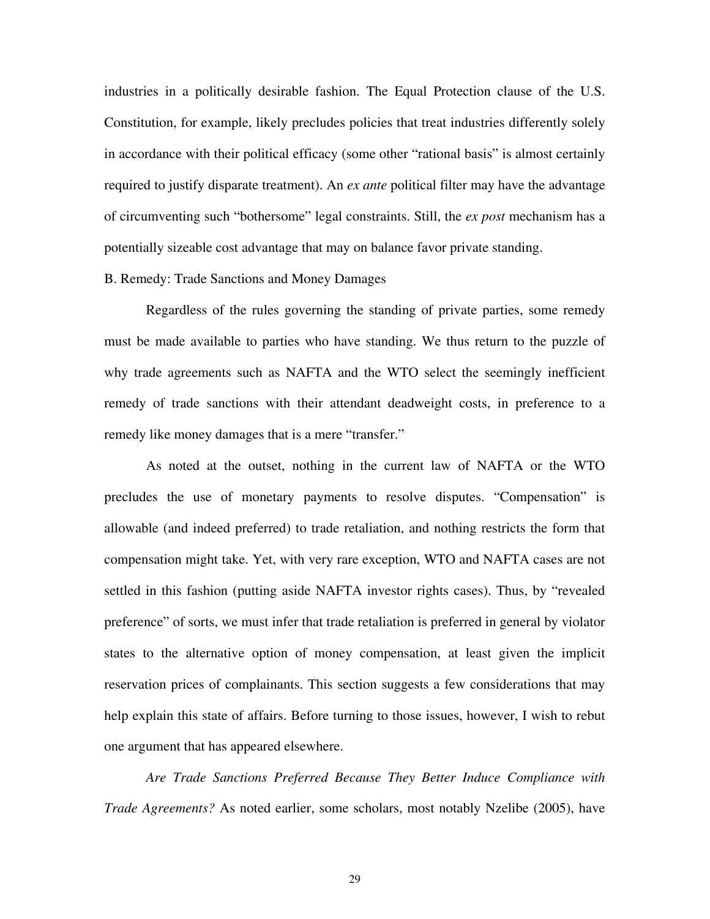industries in a politically desirable fashion. The Equal Protection clause of the U.S. Constitution, for example, likely precludes policies that treat industries differently solely in accordance with their political efficacy (some other "rational basis" is almost certainly required to justify disparate treatment). An *ex ante* political filter may have the advantage of circumventing such "bothersome" legal constraints. Still, the *ex post* mechanism has a potentially sizeable cost advantage that may on balance favor private standing.

B. Remedy: Trade Sanctions and Money Damages

Regardless of the rules governing the standing of private parties, some remedy must be made available to parties who have standing. We thus return to the puzzle of why trade agreements such as NAFTA and the WTO select the seemingly inefficient remedy of trade sanctions with their attendant deadweight costs, in preference to a remedy like money damages that is a mere "transfer."

As noted at the outset, nothing in the current law of NAFTA or the WTO precludes the use of monetary payments to resolve disputes. "Compensation" is allowable (and indeed preferred) to trade retaliation, and nothing restricts the form that compensation might take. Yet, with very rare exception, WTO and NAFTA cases are not settled in this fashion (putting aside NAFTA investor rights cases). Thus, by "revealed preference" of sorts, we must infer that trade retaliation is preferred in general by violator states to the alternative option of money compensation, at least given the implicit reservation prices of complainants. This section suggests a few considerations that may help explain this state of affairs. Before turning to those issues, however, I wish to rebut one argument that has appeared elsewhere.

*Are Trade Sanctions Preferred Because They Better Induce Compliance with Trade Agreements?* As noted earlier, some scholars, most notably Nzelibe (2005), have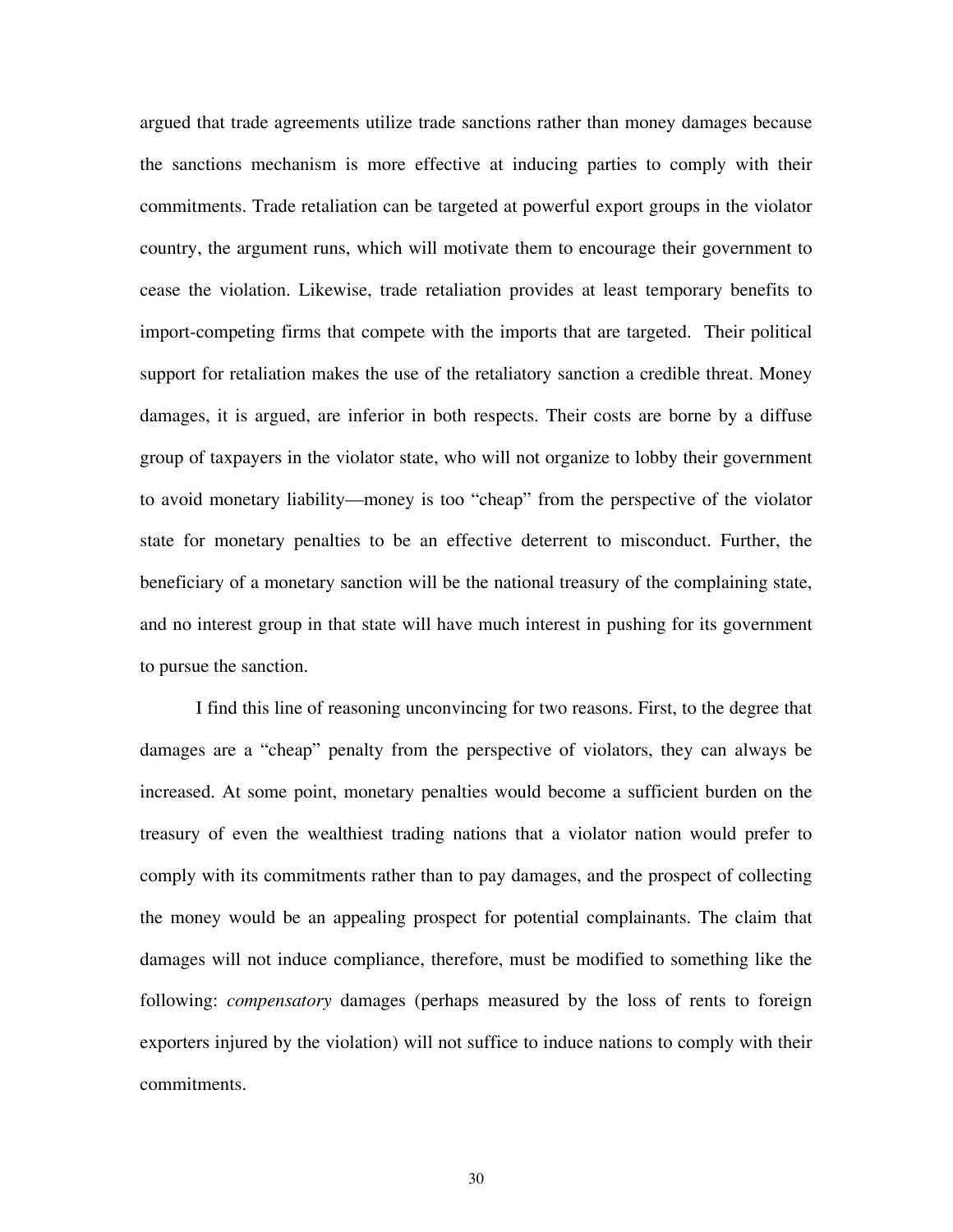argued that trade agreements utilize trade sanctions rather than money damages because the sanctions mechanism is more effective at inducing parties to comply with their commitments. Trade retaliation can be targeted at powerful export groups in the violator country, the argument runs, which will motivate them to encourage their government to cease the violation. Likewise, trade retaliation provides at least temporary benefits to import-competing firms that compete with the imports that are targeted. Their political support for retaliation makes the use of the retaliatory sanction a credible threat. Money damages, it is argued, are inferior in both respects. Their costs are borne by a diffuse group of taxpayers in the violator state, who will not organize to lobby their government to avoid monetary liability—money is too "cheap" from the perspective of the violator state for monetary penalties to be an effective deterrent to misconduct. Further, the beneficiary of a monetary sanction will be the national treasury of the complaining state, and no interest group in that state will have much interest in pushing for its government to pursue the sanction.

I find this line of reasoning unconvincing for two reasons. First, to the degree that damages are a "cheap" penalty from the perspective of violators, they can always be increased. At some point, monetary penalties would become a sufficient burden on the treasury of even the wealthiest trading nations that a violator nation would prefer to comply with its commitments rather than to pay damages, and the prospect of collecting the money would be an appealing prospect for potential complainants. The claim that damages will not induce compliance, therefore, must be modified to something like the following: *compensatory* damages (perhaps measured by the loss of rents to foreign exporters injured by the violation) will not suffice to induce nations to comply with their commitments.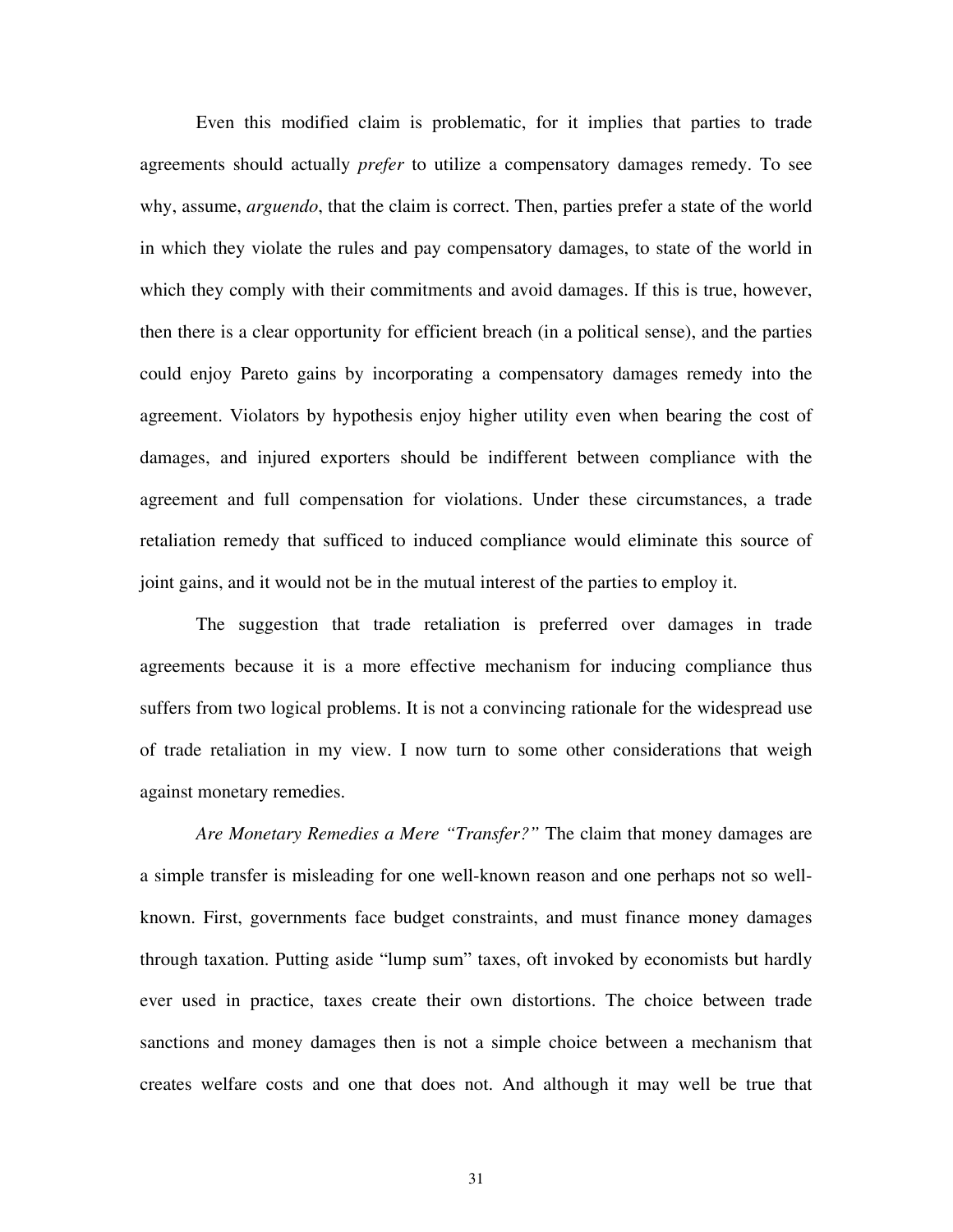Even this modified claim is problematic, for it implies that parties to trade agreements should actually *prefer* to utilize a compensatory damages remedy. To see why, assume, *arguendo*, that the claim is correct. Then, parties prefer a state of the world in which they violate the rules and pay compensatory damages, to state of the world in which they comply with their commitments and avoid damages. If this is true, however, then there is a clear opportunity for efficient breach (in a political sense), and the parties could enjoy Pareto gains by incorporating a compensatory damages remedy into the agreement. Violators by hypothesis enjoy higher utility even when bearing the cost of damages, and injured exporters should be indifferent between compliance with the agreement and full compensation for violations. Under these circumstances, a trade retaliation remedy that sufficed to induced compliance would eliminate this source of joint gains, and it would not be in the mutual interest of the parties to employ it.

The suggestion that trade retaliation is preferred over damages in trade agreements because it is a more effective mechanism for inducing compliance thus suffers from two logical problems. It is not a convincing rationale for the widespread use of trade retaliation in my view. I now turn to some other considerations that weigh against monetary remedies.

*Are Monetary Remedies a Mere "Transfer?"* The claim that money damages are a simple transfer is misleading for one well-known reason and one perhaps not so well-known. First, governments face budget constraints, and must finance money damages through taxation. Putting aside "lump sum" taxes, oft invoked by economists but hardly ever used in practice, taxes create their own distortions. The choice between trade sanctions and money damages then is not a simple choice between a mechanism that creates welfare costs and one that does not. And although it may well be true that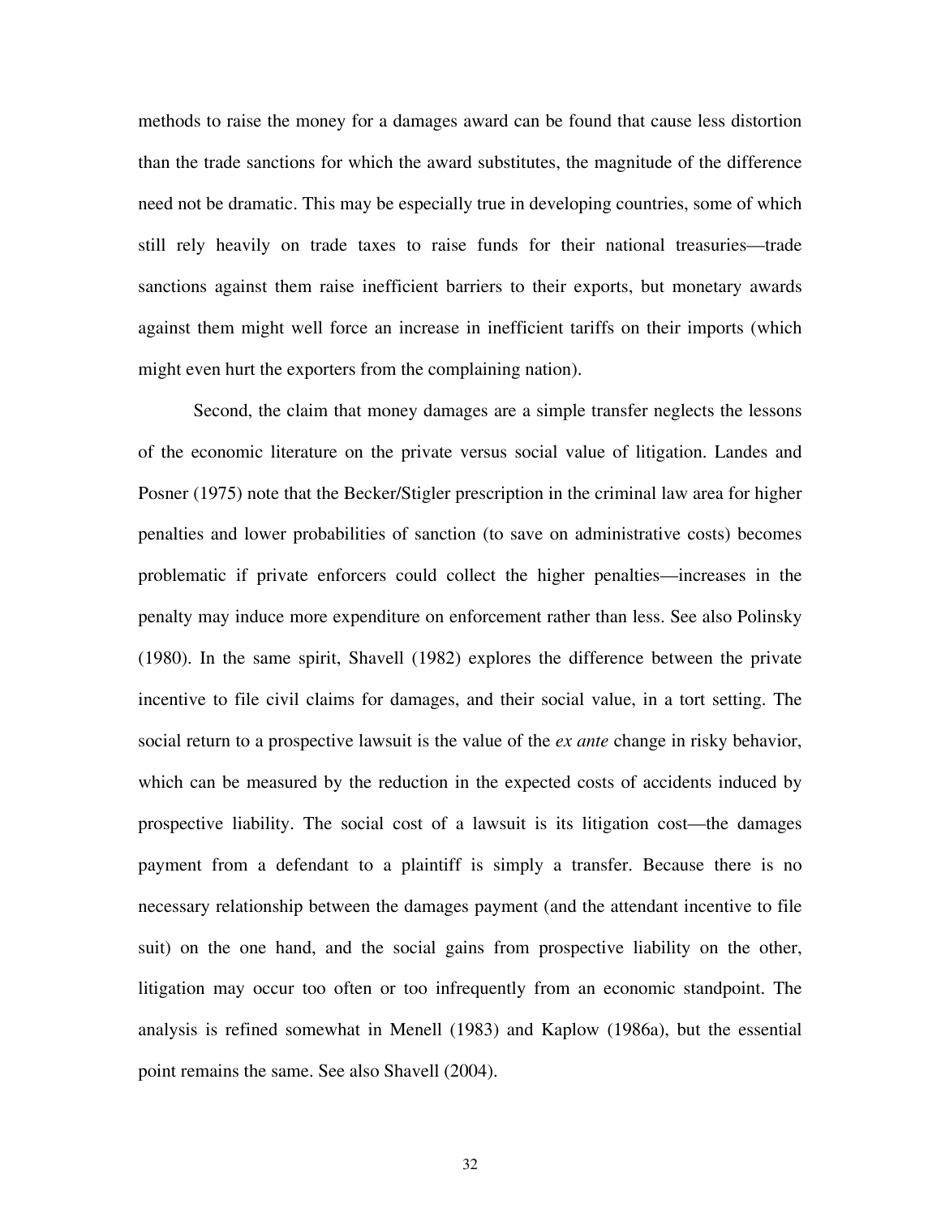methods to raise the money for a damages award can be found that cause less distortion than the trade sanctions for which the award substitutes, the magnitude of the difference need not be dramatic. This may be especially true in developing countries, some of which still rely heavily on trade taxes to raise funds for their national treasuries—trade sanctions against them raise inefficient barriers to their exports, but monetary awards against them might well force an increase in inefficient tariffs on their imports (which might even hurt the exporters from the complaining nation).

Second, the claim that money damages are a simple transfer neglects the lessons of the economic literature on the private versus social value of litigation. Landes and Posner (1975) note that the Becker/Stigler prescription in the criminal law area for higher penalties and lower probabilities of sanction (to save on administrative costs) becomes problematic if private enforcers could collect the higher penalties—increases in the penalty may induce more expenditure on enforcement rather than less. See also Polinsky (1980). In the same spirit, Shavell (1982) explores the difference between the private incentive to file civil claims for damages, and their social value, in a tort setting. The social return to a prospective lawsuit is the value of the *ex ante* change in risky behavior, which can be measured by the reduction in the expected costs of accidents induced by prospective liability. The social cost of a lawsuit is its litigation cost—the damages payment from a defendant to a plaintiff is simply a transfer. Because there is no necessary relationship between the damages payment (and the attendant incentive to file suit) on the one hand, and the social gains from prospective liability on the other, litigation may occur too often or too infrequently from an economic standpoint. The analysis is refined somewhat in Menell (1983) and Kaplow (1986a), but the essential point remains the same. See also Shavell (2004).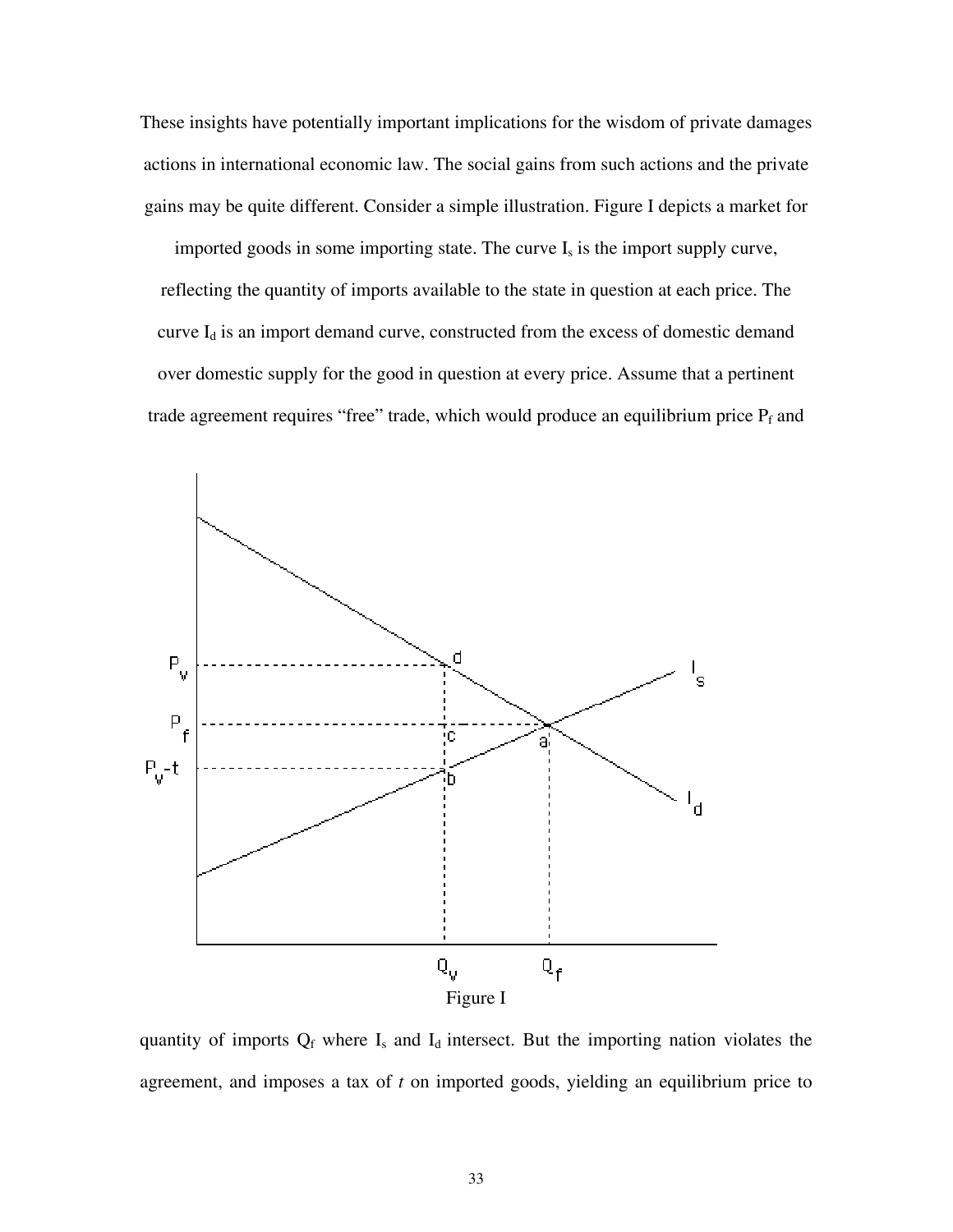These insights have potentially important implications for the wisdom of private damages actions in international economic law. The social gains from such actions and the private gains may be quite different. Consider a simple illustration. Figure I depicts a market for imported goods in some importing state. The curve $I_s$ is the import supply curve, reflecting the quantity of imports available to the state in question at each price. The curve $I_d$ is an import demand curve, constructed from the excess of domestic demand over domestic supply for the good in question at every price. Assume that a pertinent trade agreement requires "free" trade, which would produce an equilibrium price $P_f$ and

Figure I

quantity of imports $Q_f$ where $I_s$ and $I_d$ intersect. But the importing nation violates the agreement, and imposes a tax of $t$ on imported goods, yielding an equilibrium price to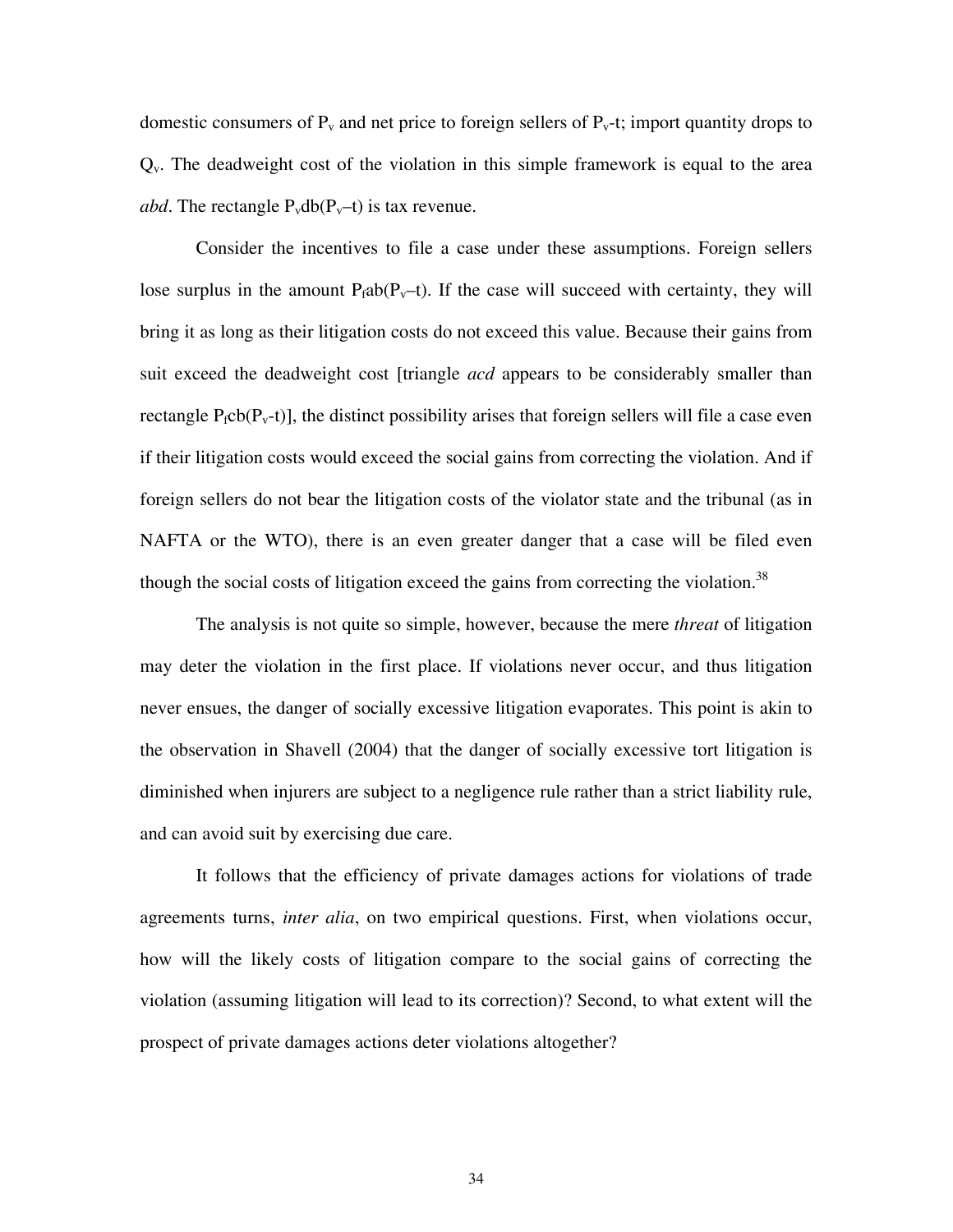domestic consumers of $P_v$ and net price to foreign sellers of $P_v$-t; import quantity drops to $Q_v$. The deadweight cost of the violation in this simple framework is equal to the area *abd*. The rectangle $P_v db(P_v–t)$ is tax revenue.

Consider the incentives to file a case under these assumptions. Foreign sellers lose surplus in the amount $P_f ab(P_v–t)$. If the case will succeed with certainty, they will bring it as long as their litigation costs do not exceed this value. Because their gains from suit exceed the deadweight cost [triangle *acd* appears to be considerably smaller than rectangle $P_f cb(P_v$-t)], the distinct possibility arises that foreign sellers will file a case even if their litigation costs would exceed the social gains from correcting the violation. And if foreign sellers do not bear the litigation costs of the violator state and the tribunal (as in NAFTA or the WTO), there is an even greater danger that a case will be filed even though the social costs of litigation exceed the gains from correcting the violation.[38]

The analysis is not quite so simple, however, because the mere *threat* of litigation may deter the violation in the first place. If violations never occur, and thus litigation never ensues, the danger of socially excessive litigation evaporates. This point is akin to the observation in Shavell (2004) that the danger of socially excessive tort litigation is diminished when injurers are subject to a negligence rule rather than a strict liability rule, and can avoid suit by exercising due care.

It follows that the efficiency of private damages actions for violations of trade agreements turns, *inter alia*, on two empirical questions. First, when violations occur, how will the likely costs of litigation compare to the social gains of correcting the violation (assuming litigation will lead to its correction)? Second, to what extent will the prospect of private damages actions deter violations altogether?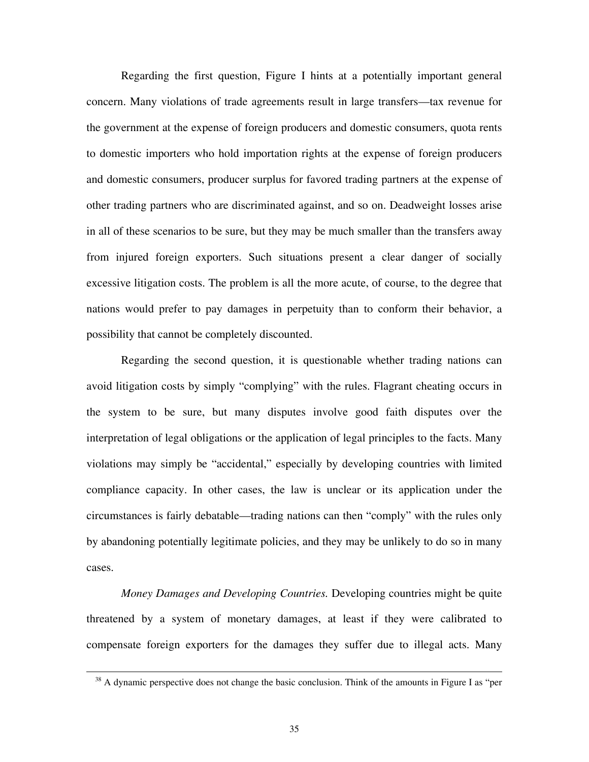Regarding the first question, Figure I hints at a potentially important general concern. Many violations of trade agreements result in large transfers—tax revenue for the government at the expense of foreign producers and domestic consumers, quota rents to domestic importers who hold importation rights at the expense of foreign producers and domestic consumers, producer surplus for favored trading partners at the expense of other trading partners who are discriminated against, and so on. Deadweight losses arise in all of these scenarios to be sure, but they may be much smaller than the transfers away from injured foreign exporters. Such situations present a clear danger of socially excessive litigation costs. The problem is all the more acute, of course, to the degree that nations would prefer to pay damages in perpetuity than to conform their behavior, a possibility that cannot be completely discounted.

Regarding the second question, it is questionable whether trading nations can avoid litigation costs by simply "complying" with the rules. Flagrant cheating occurs in the system to be sure, but many disputes involve good faith disputes over the interpretation of legal obligations or the application of legal principles to the facts. Many violations may simply be "accidental," especially by developing countries with limited compliance capacity. In other cases, the law is unclear or its application under the circumstances is fairly debatable—trading nations can then "comply" with the rules only by abandoning potentially legitimate policies, and they may be unlikely to do so in many cases.

*Money Damages and Developing Countries.* Developing countries might be quite threatened by a system of monetary damages, at least if they were calibrated to compensate foreign exporters for the damages they suffer due to illegal acts. Many

[38] A dynamic perspective does not change the basic conclusion. Think of the amounts in Figure I as "per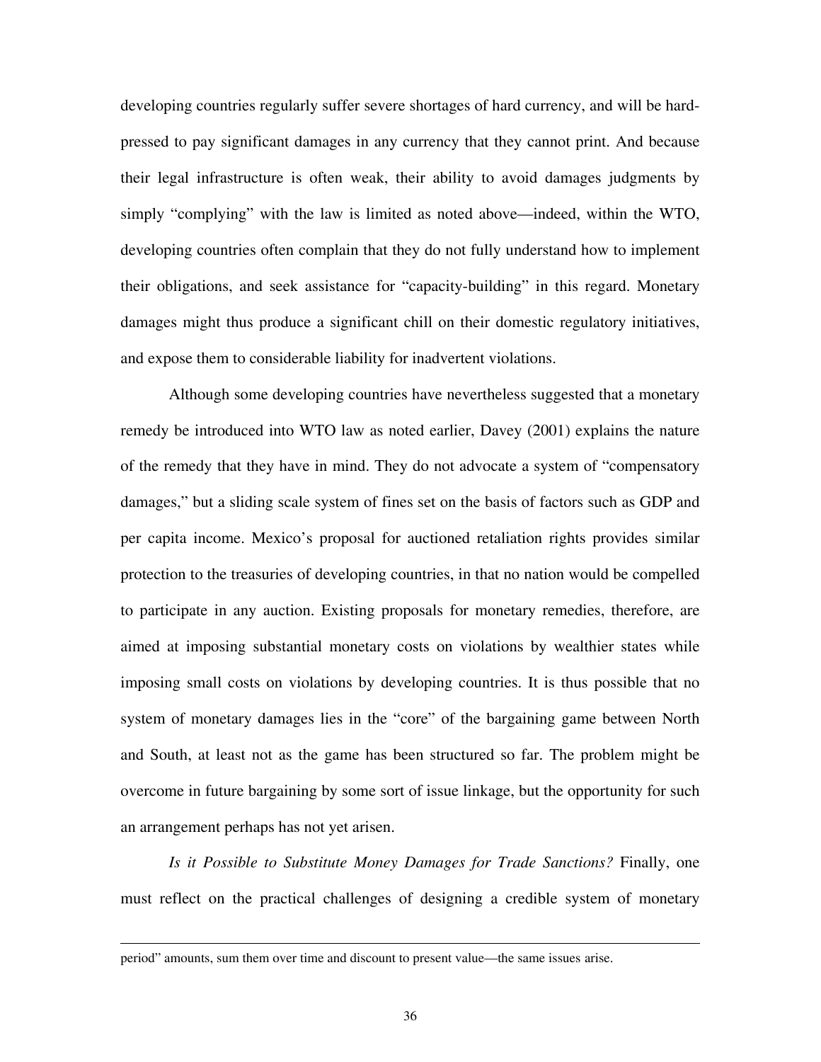developing countries regularly suffer severe shortages of hard currency, and will be hard-pressed to pay significant damages in any currency that they cannot print. And because their legal infrastructure is often weak, their ability to avoid damages judgments by simply "complying" with the law is limited as noted above—indeed, within the WTO, developing countries often complain that they do not fully understand how to implement their obligations, and seek assistance for "capacity-building" in this regard. Monetary damages might thus produce a significant chill on their domestic regulatory initiatives, and expose them to considerable liability for inadvertent violations.

Although some developing countries have nevertheless suggested that a monetary remedy be introduced into WTO law as noted earlier, Davey (2001) explains the nature of the remedy that they have in mind. They do not advocate a system of "compensatory damages," but a sliding scale system of fines set on the basis of factors such as GDP and per capita income. Mexico's proposal for auctioned retaliation rights provides similar protection to the treasuries of developing countries, in that no nation would be compelled to participate in any auction. Existing proposals for monetary remedies, therefore, are aimed at imposing substantial monetary costs on violations by wealthier states while imposing small costs on violations by developing countries. It is thus possible that no system of monetary damages lies in the "core" of the bargaining game between North and South, at least not as the game has been structured so far. The problem might be overcome in future bargaining by some sort of issue linkage, but the opportunity for such an arrangement perhaps has not yet arisen.

*Is it Possible to Substitute Money Damages for Trade Sanctions?* Finally, one must reflect on the practical challenges of designing a credible system of monetary

---

period" amounts, sum them over time and discount to present value—the same issues arise.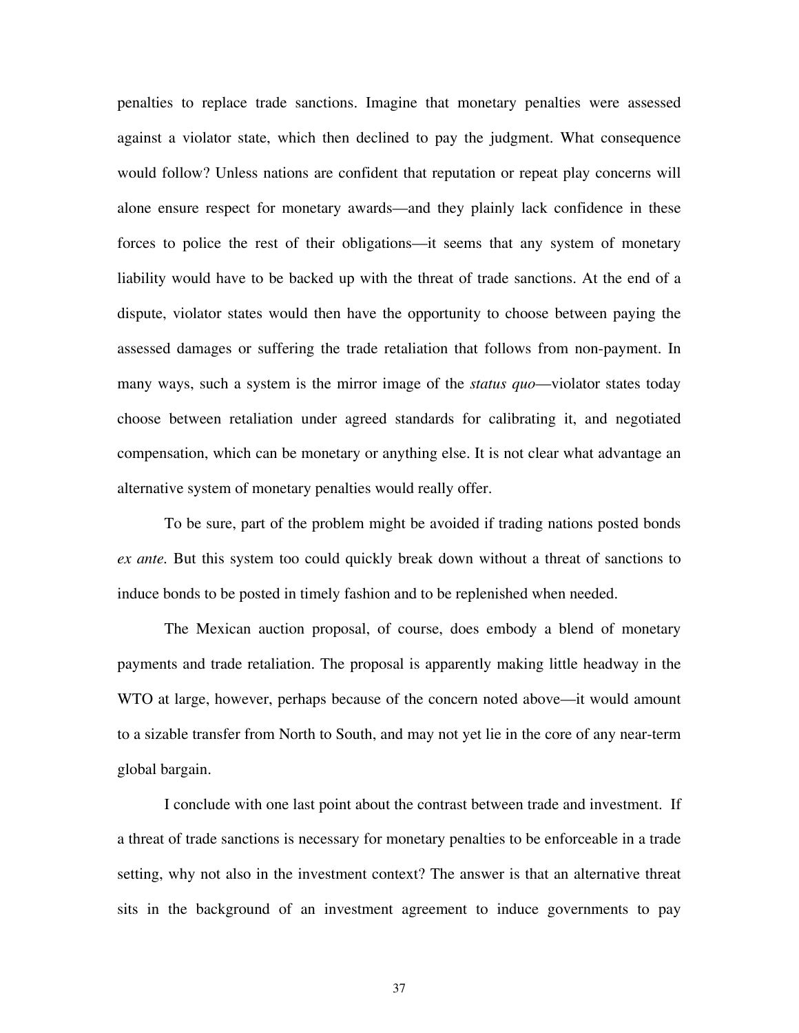penalties to replace trade sanctions. Imagine that monetary penalties were assessed against a violator state, which then declined to pay the judgment. What consequence would follow? Unless nations are confident that reputation or repeat play concerns will alone ensure respect for monetary awards—and they plainly lack confidence in these forces to police the rest of their obligations—it seems that any system of monetary liability would have to be backed up with the threat of trade sanctions. At the end of a dispute, violator states would then have the opportunity to choose between paying the assessed damages or suffering the trade retaliation that follows from non-payment. In many ways, such a system is the mirror image of the *status quo*—violator states today choose between retaliation under agreed standards for calibrating it, and negotiated compensation, which can be monetary or anything else. It is not clear what advantage an alternative system of monetary penalties would really offer.

To be sure, part of the problem might be avoided if trading nations posted bonds *ex ante*. But this system too could quickly break down without a threat of sanctions to induce bonds to be posted in timely fashion and to be replenished when needed.

The Mexican auction proposal, of course, does embody a blend of monetary payments and trade retaliation. The proposal is apparently making little headway in the WTO at large, however, perhaps because of the concern noted above—it would amount to a sizable transfer from North to South, and may not yet lie in the core of any near-term global bargain.

I conclude with one last point about the contrast between trade and investment. If a threat of trade sanctions is necessary for monetary penalties to be enforceable in a trade setting, why not also in the investment context? The answer is that an alternative threat sits in the background of an investment agreement to induce governments to pay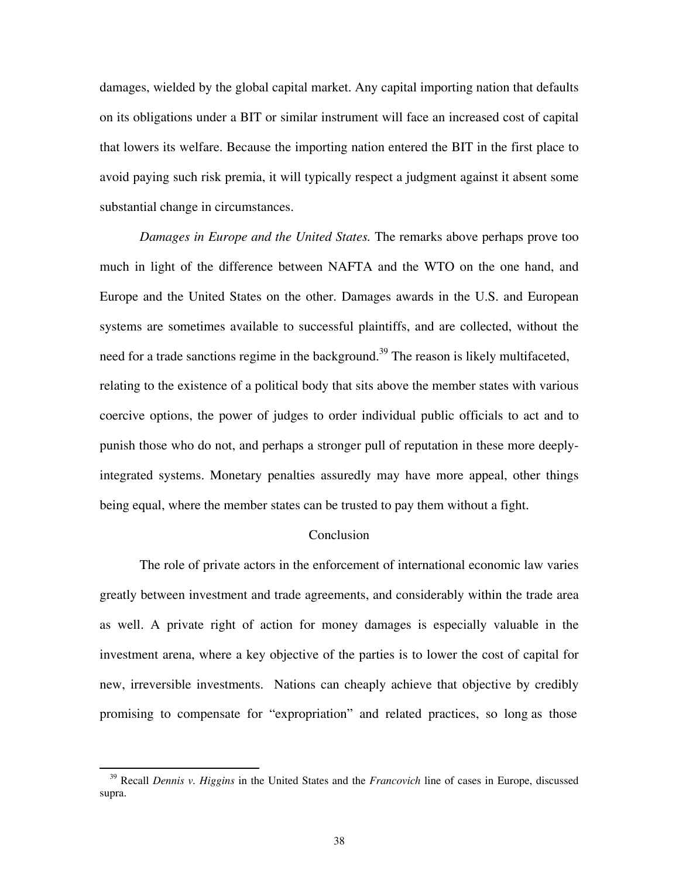damages, wielded by the global capital market. Any capital importing nation that defaults on its obligations under a BIT or similar instrument will face an increased cost of capital that lowers its welfare. Because the importing nation entered the BIT in the first place to avoid paying such risk premia, it will typically respect a judgment against it absent some substantial change in circumstances.

*Damages in Europe and the United States.* The remarks above perhaps prove too much in light of the difference between NAFTA and the WTO on the one hand, and Europe and the United States on the other. Damages awards in the U.S. and European systems are sometimes available to successful plaintiffs, and are collected, without the need for a trade sanctions regime in the background.[39] The reason is likely multifaceted, relating to the existence of a political body that sits above the member states with various coercive options, the power of judges to order individual public officials to act and to punish those who do not, and perhaps a stronger pull of reputation in these more deeply-integrated systems. Monetary penalties assuredly may have more appeal, other things being equal, where the member states can be trusted to pay them without a fight.

## Conclusion

The role of private actors in the enforcement of international economic law varies greatly between investment and trade agreements, and considerably within the trade area as well. A private right of action for money damages is especially valuable in the investment arena, where a key objective of the parties is to lower the cost of capital for new, irreversible investments. Nations can cheaply achieve that objective by credibly promising to compensate for "expropriation" and related practices, so long as those

[39] Recall *Dennis v. Higgins* in the United States and the *Francovich* line of cases in Europe, discussed supra.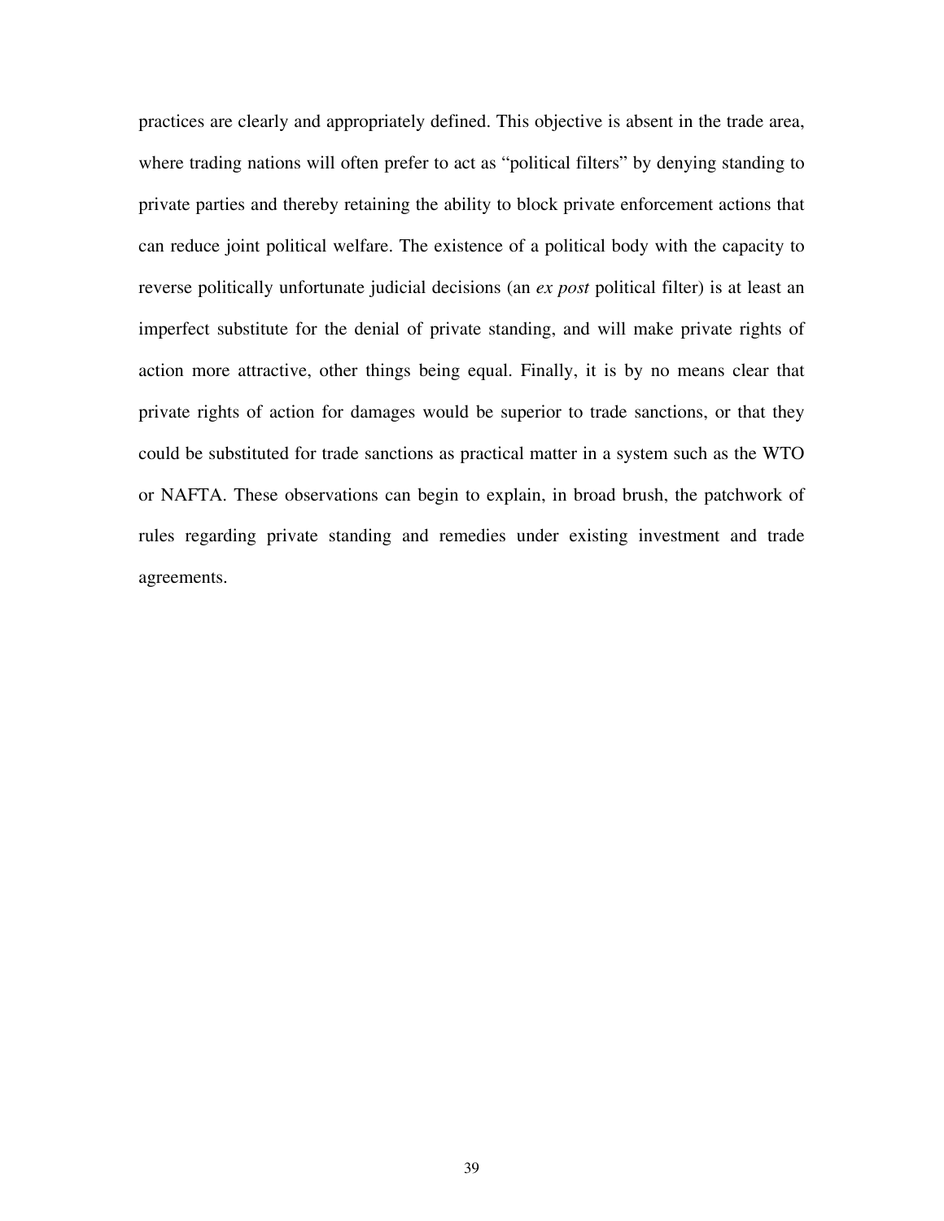practices are clearly and appropriately defined. This objective is absent in the trade area, where trading nations will often prefer to act as "political filters" by denying standing to private parties and thereby retaining the ability to block private enforcement actions that can reduce joint political welfare. The existence of a political body with the capacity to reverse politically unfortunate judicial decisions (an *ex post* political filter) is at least an imperfect substitute for the denial of private standing, and will make private rights of action more attractive, other things being equal. Finally, it is by no means clear that private rights of action for damages would be superior to trade sanctions, or that they could be substituted for trade sanctions as practical matter in a system such as the WTO or NAFTA. These observations can begin to explain, in broad brush, the patchwork of rules regarding private standing and remedies under existing investment and trade agreements.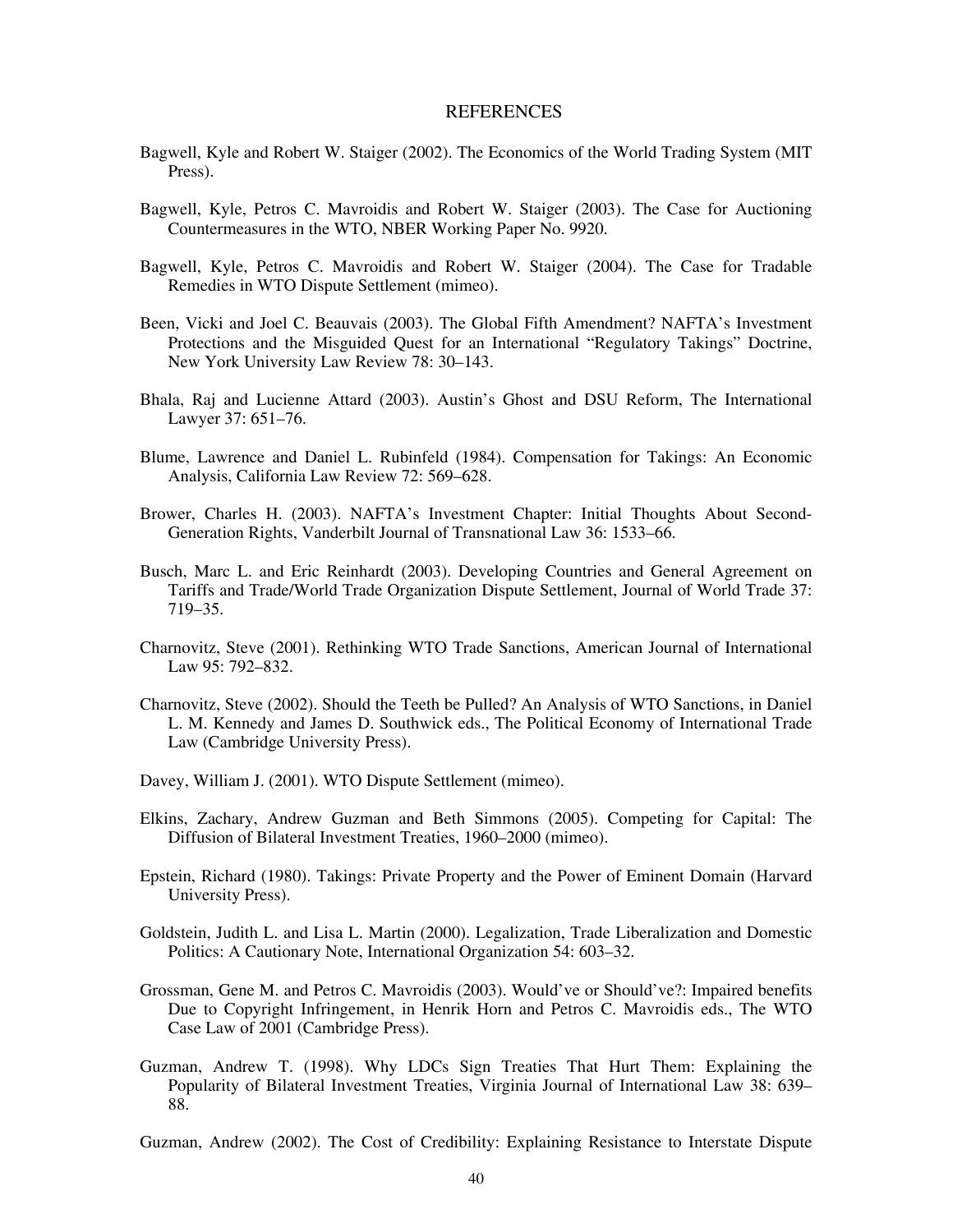## REFERENCES

Bagwell, Kyle and Robert W. Staiger (2002). The Economics of the World Trading System (MIT Press).

Bagwell, Kyle, Petros C. Mavroidis and Robert W. Staiger (2003). The Case for Auctioning Countermeasures in the WTO, NBER Working Paper No. 9920.

Bagwell, Kyle, Petros C. Mavroidis and Robert W. Staiger (2004). The Case for Tradable Remedies in WTO Dispute Settlement (mimeo).

Been, Vicki and Joel C. Beauvais (2003). The Global Fifth Amendment? NAFTA's Investment Protections and the Misguided Quest for an International "Regulatory Takings" Doctrine, New York University Law Review 78: 30–143.

Bhala, Raj and Lucienne Attard (2003). Austin's Ghost and DSU Reform, The International Lawyer 37: 651–76.

Blume, Lawrence and Daniel L. Rubinfeld (1984). Compensation for Takings: An Economic Analysis, California Law Review 72: 569–628.

Brower, Charles H. (2003). NAFTA's Investment Chapter: Initial Thoughts About Second-Generation Rights, Vanderbilt Journal of Transnational Law 36: 1533–66.

Busch, Marc L. and Eric Reinhardt (2003). Developing Countries and General Agreement on Tariffs and Trade/World Trade Organization Dispute Settlement, Journal of World Trade 37: 719–35.

Charnovitz, Steve (2001). Rethinking WTO Trade Sanctions, American Journal of International Law 95: 792–832.

Charnovitz, Steve (2002). Should the Teeth be Pulled? An Analysis of WTO Sanctions, in Daniel L. M. Kennedy and James D. Southwick eds., The Political Economy of International Trade Law (Cambridge University Press).

Davey, William J. (2001). WTO Dispute Settlement (mimeo).

Elkins, Zachary, Andrew Guzman and Beth Simmons (2005). Competing for Capital: The Diffusion of Bilateral Investment Treaties, 1960–2000 (mimeo).

Epstein, Richard (1980). Takings: Private Property and the Power of Eminent Domain (Harvard University Press).

Goldstein, Judith L. and Lisa L. Martin (2000). Legalization, Trade Liberalization and Domestic Politics: A Cautionary Note, International Organization 54: 603–32.

Grossman, Gene M. and Petros C. Mavroidis (2003). Would've or Should've?: Impaired benefits Due to Copyright Infringement, in Henrik Horn and Petros C. Mavroidis eds., The WTO Case Law of 2001 (Cambridge Press).

Guzman, Andrew T. (1998). Why LDCs Sign Treaties That Hurt Them: Explaining the Popularity of Bilateral Investment Treaties, Virginia Journal of International Law 38: 639–88.

Guzman, Andrew (2002). The Cost of Credibility: Explaining Resistance to Interstate Dispute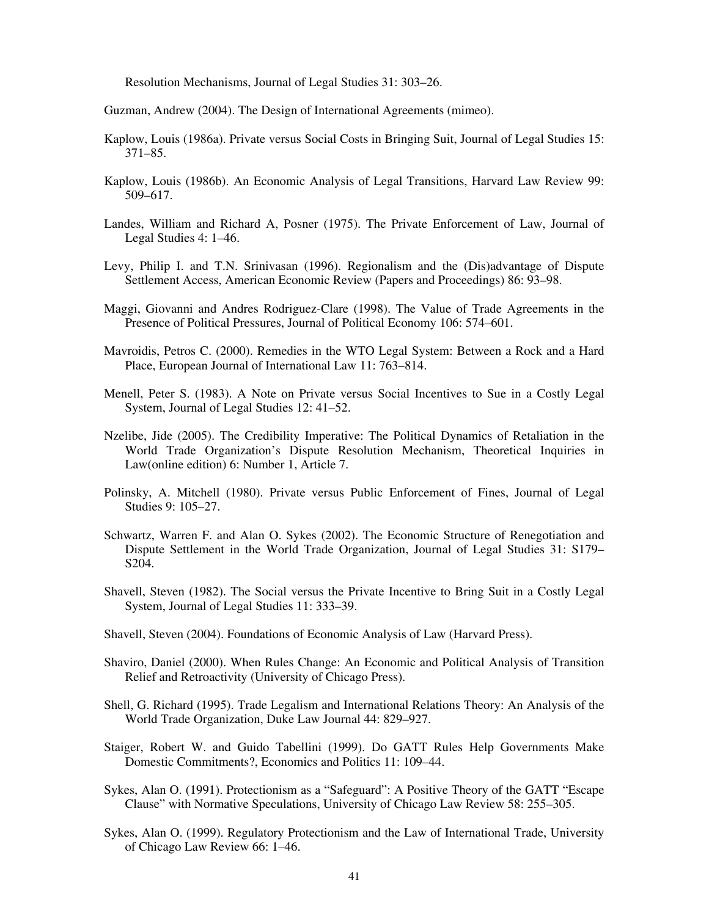Resolution Mechanisms, Journal of Legal Studies 31: 303–26.

Guzman, Andrew (2004). The Design of International Agreements (mimeo).

Kaplow, Louis (1986a). Private versus Social Costs in Bringing Suit, Journal of Legal Studies 15: 371–85.

Kaplow, Louis (1986b). An Economic Analysis of Legal Transitions, Harvard Law Review 99: 509–617.

Landes, William and Richard A, Posner (1975). The Private Enforcement of Law, Journal of Legal Studies 4: 1–46.

Levy, Philip I. and T.N. Srinivasan (1996). Regionalism and the (Dis)advantage of Dispute Settlement Access, American Economic Review (Papers and Proceedings) 86: 93–98.

Maggi, Giovanni and Andres Rodriguez-Clare (1998). The Value of Trade Agreements in the Presence of Political Pressures, Journal of Political Economy 106: 574–601.

Mavroidis, Petros C. (2000). Remedies in the WTO Legal System: Between a Rock and a Hard Place, European Journal of International Law 11: 763–814.

Menell, Peter S. (1983). A Note on Private versus Social Incentives to Sue in a Costly Legal System, Journal of Legal Studies 12: 41–52.

Nzelibe, Jide (2005). The Credibility Imperative: The Political Dynamics of Retaliation in the World Trade Organization's Dispute Resolution Mechanism, Theoretical Inquiries in Law(online edition) 6: Number 1, Article 7.

Polinsky, A. Mitchell (1980). Private versus Public Enforcement of Fines, Journal of Legal Studies 9: 105–27.

Schwartz, Warren F. and Alan O. Sykes (2002). The Economic Structure of Renegotiation and Dispute Settlement in the World Trade Organization, Journal of Legal Studies 31: S179–S204.

Shavell, Steven (1982). The Social versus the Private Incentive to Bring Suit in a Costly Legal System, Journal of Legal Studies 11: 333–39.

Shavell, Steven (2004). Foundations of Economic Analysis of Law (Harvard Press).

Shaviro, Daniel (2000). When Rules Change: An Economic and Political Analysis of Transition Relief and Retroactivity (University of Chicago Press).

Shell, G. Richard (1995). Trade Legalism and International Relations Theory: An Analysis of the World Trade Organization, Duke Law Journal 44: 829–927.

Staiger, Robert W. and Guido Tabellini (1999). Do GATT Rules Help Governments Make Domestic Commitments?, Economics and Politics 11: 109–44.

Sykes, Alan O. (1991). Protectionism as a "Safeguard": A Positive Theory of the GATT "Escape Clause" with Normative Speculations, University of Chicago Law Review 58: 255–305.

Sykes, Alan O. (1999). Regulatory Protectionism and the Law of International Trade, University of Chicago Law Review 66: 1–46.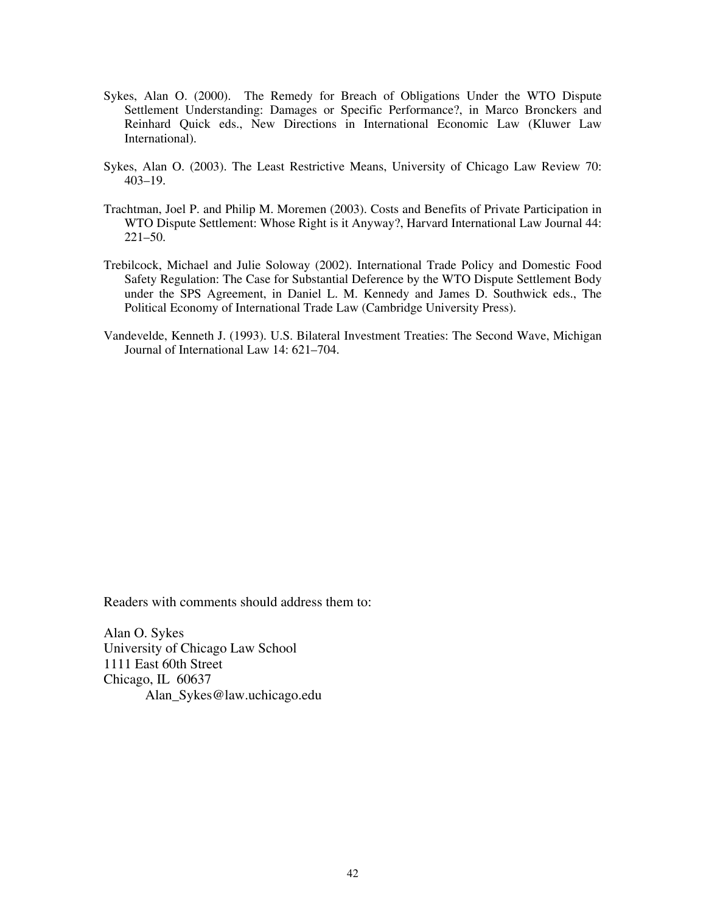Sykes, Alan O. (2000). The Remedy for Breach of Obligations Under the WTO Dispute Settlement Understanding: Damages or Specific Performance?, in Marco Bronckers and Reinhard Quick eds., New Directions in International Economic Law (Kluwer Law International).

Sykes, Alan O. (2003). The Least Restrictive Means, University of Chicago Law Review 70: 403–19.

Trachtman, Joel P. and Philip M. Moremen (2003). Costs and Benefits of Private Participation in WTO Dispute Settlement: Whose Right is it Anyway?, Harvard International Law Journal 44: 221–50.

Trebilcock, Michael and Julie Soloway (2002). International Trade Policy and Domestic Food Safety Regulation: The Case for Substantial Deference by the WTO Dispute Settlement Body under the SPS Agreement, in Daniel L. M. Kennedy and James D. Southwick eds., The Political Economy of International Trade Law (Cambridge University Press).

Vandevelde, Kenneth J. (1993). U.S. Bilateral Investment Treaties: The Second Wave, Michigan Journal of International Law 14: 621–704.

Readers with comments should address them to:

Alan O. Sykes
University of Chicago Law School
1111 East 60th Street
Chicago, IL 60637
Alan_Sykes@law.uchicago.edu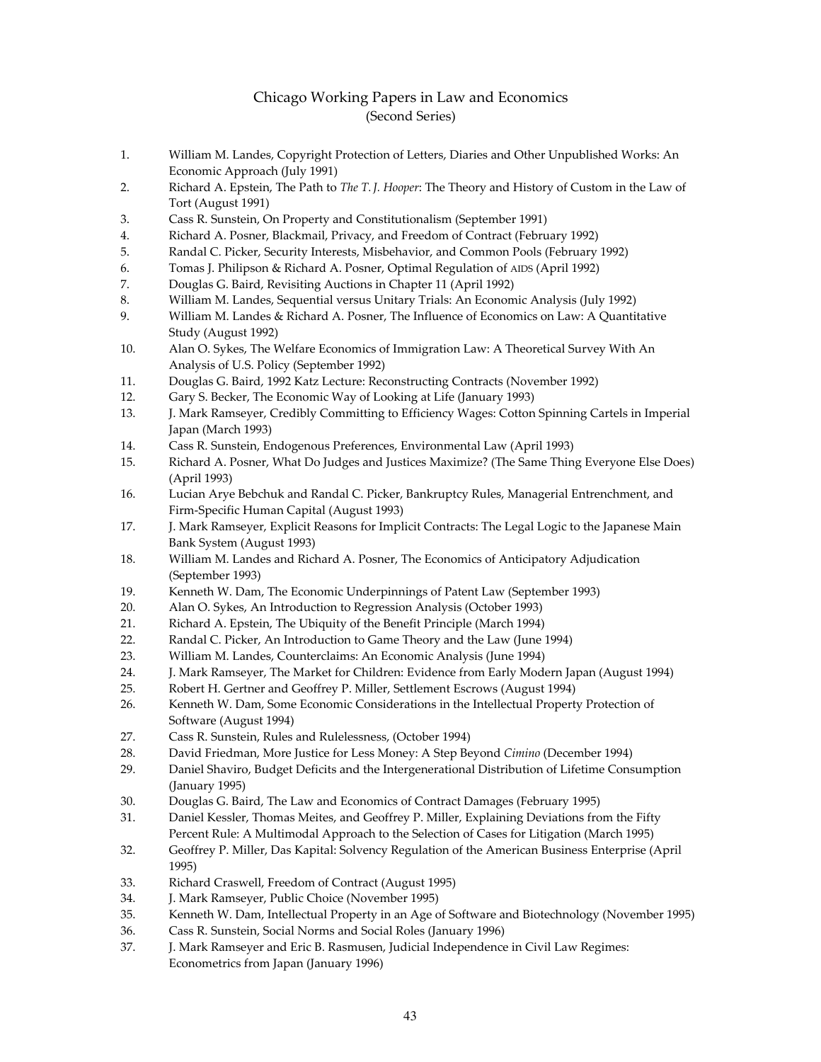# Chicago Working Papers in Law and Economics
(Second Series)

1. William M. Landes, Copyright Protection of Letters, Diaries and Other Unpublished Works: An Economic Approach (July 1991)
2. Richard A. Epstein, The Path to *The T. J. Hooper*: The Theory and History of Custom in the Law of Tort (August 1991)
3. Cass R. Sunstein, On Property and Constitutionalism (September 1991)
4. Richard A. Posner, Blackmail, Privacy, and Freedom of Contract (February 1992)
5. Randal C. Picker, Security Interests, Misbehavior, and Common Pools (February 1992)
6. Tomas J. Philipson & Richard A. Posner, Optimal Regulation of AIDS (April 1992)
7. Douglas G. Baird, Revisiting Auctions in Chapter 11 (April 1992)
8. William M. Landes, Sequential versus Unitary Trials: An Economic Analysis (July 1992)
9. William M. Landes & Richard A. Posner, The Influence of Economics on Law: A Quantitative Study (August 1992)
10. Alan O. Sykes, The Welfare Economics of Immigration Law: A Theoretical Survey With An Analysis of U.S. Policy (September 1992)
11. Douglas G. Baird, 1992 Katz Lecture: Reconstructing Contracts (November 1992)
12. Gary S. Becker, The Economic Way of Looking at Life (January 1993)
13. J. Mark Ramseyer, Credibly Committing to Efficiency Wages: Cotton Spinning Cartels in Imperial Japan (March 1993)
14. Cass R. Sunstein, Endogenous Preferences, Environmental Law (April 1993)
15. Richard A. Posner, What Do Judges and Justices Maximize? (The Same Thing Everyone Else Does) (April 1993)
16. Lucian Arye Bebchuk and Randal C. Picker, Bankruptcy Rules, Managerial Entrenchment, and Firm-Specific Human Capital (August 1993)
17. J. Mark Ramseyer, Explicit Reasons for Implicit Contracts: The Legal Logic to the Japanese Main Bank System (August 1993)
18. William M. Landes and Richard A. Posner, The Economics of Anticipatory Adjudication (September 1993)
19. Kenneth W. Dam, The Economic Underpinnings of Patent Law (September 1993)
20. Alan O. Sykes, An Introduction to Regression Analysis (October 1993)
21. Richard A. Epstein, The Ubiquity of the Benefit Principle (March 1994)
22. Randal C. Picker, An Introduction to Game Theory and the Law (June 1994)
23. William M. Landes, Counterclaims: An Economic Analysis (June 1994)
24. J. Mark Ramseyer, The Market for Children: Evidence from Early Modern Japan (August 1994)
25. Robert H. Gertner and Geoffrey P. Miller, Settlement Escrows (August 1994)
26. Kenneth W. Dam, Some Economic Considerations in the Intellectual Property Protection of Software (August 1994)
27. Cass R. Sunstein, Rules and Rulelessness, (October 1994)
28. David Friedman, More Justice for Less Money: A Step Beyond *Cimino* (December 1994)
29. Daniel Shaviro, Budget Deficits and the Intergenerational Distribution of Lifetime Consumption (January 1995)
30. Douglas G. Baird, The Law and Economics of Contract Damages (February 1995)
31. Daniel Kessler, Thomas Meites, and Geoffrey P. Miller, Explaining Deviations from the Fifty Percent Rule: A Multimodal Approach to the Selection of Cases for Litigation (March 1995)
32. Geoffrey P. Miller, Das Kapital: Solvency Regulation of the American Business Enterprise (April 1995)
33. Richard Craswell, Freedom of Contract (August 1995)
34. J. Mark Ramseyer, Public Choice (November 1995)
35. Kenneth W. Dam, Intellectual Property in an Age of Software and Biotechnology (November 1995)
36. Cass R. Sunstein, Social Norms and Social Roles (January 1996)
37. J. Mark Ramseyer and Eric B. Rasmusen, Judicial Independence in Civil Law Regimes: Econometrics from Japan (January 1996)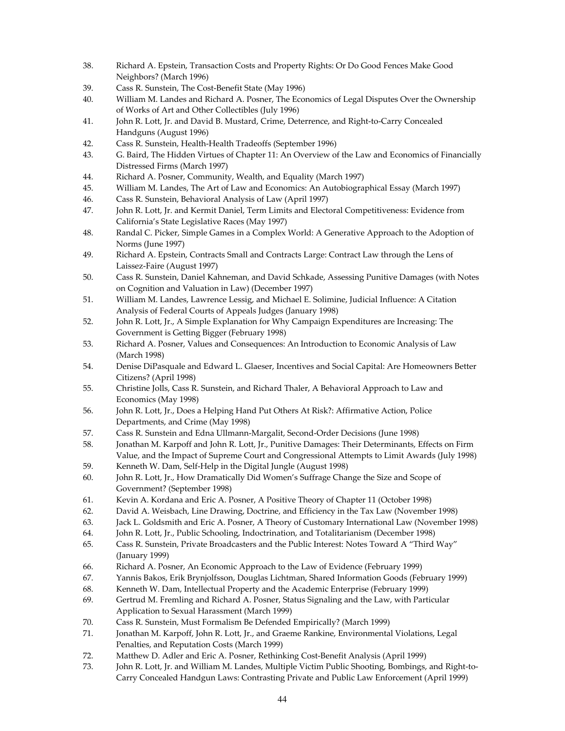38. Richard A. Epstein, Transaction Costs and Property Rights: Or Do Good Fences Make Good Neighbors? (March 1996)
39. Cass R. Sunstein, The Cost-Benefit State (May 1996)
40. William M. Landes and Richard A. Posner, The Economics of Legal Disputes Over the Ownership of Works of Art and Other Collectibles (July 1996)
41. John R. Lott, Jr. and David B. Mustard, Crime, Deterrence, and Right-to-Carry Concealed Handguns (August 1996)
42. Cass R. Sunstein, Health-Health Tradeoffs (September 1996)
43. G. Baird, The Hidden Virtues of Chapter 11: An Overview of the Law and Economics of Financially Distressed Firms (March 1997)
44. Richard A. Posner, Community, Wealth, and Equality (March 1997)
45. William M. Landes, The Art of Law and Economics: An Autobiographical Essay (March 1997)
46. Cass R. Sunstein, Behavioral Analysis of Law (April 1997)
47. John R. Lott, Jr. and Kermit Daniel, Term Limits and Electoral Competitiveness: Evidence from California's State Legislative Races (May 1997)
48. Randal C. Picker, Simple Games in a Complex World: A Generative Approach to the Adoption of Norms (June 1997)
49. Richard A. Epstein, Contracts Small and Contracts Large: Contract Law through the Lens of Laissez-Faire (August 1997)
50. Cass R. Sunstein, Daniel Kahneman, and David Schkade, Assessing Punitive Damages (with Notes on Cognition and Valuation in Law) (December 1997)
51. William M. Landes, Lawrence Lessig, and Michael E. Solimine, Judicial Influence: A Citation Analysis of Federal Courts of Appeals Judges (January 1998)
52. John R. Lott, Jr., A Simple Explanation for Why Campaign Expenditures are Increasing: The Government is Getting Bigger (February 1998)
53. Richard A. Posner, Values and Consequences: An Introduction to Economic Analysis of Law (March 1998)
54. Denise DiPasquale and Edward L. Glaeser, Incentives and Social Capital: Are Homeowners Better Citizens? (April 1998)
55. Christine Jolls, Cass R. Sunstein, and Richard Thaler, A Behavioral Approach to Law and Economics (May 1998)
56. John R. Lott, Jr., Does a Helping Hand Put Others At Risk?: Affirmative Action, Police Departments, and Crime (May 1998)
57. Cass R. Sunstein and Edna Ullmann-Margalit, Second-Order Decisions (June 1998)
58. Jonathan M. Karpoff and John R. Lott, Jr., Punitive Damages: Their Determinants, Effects on Firm Value, and the Impact of Supreme Court and Congressional Attempts to Limit Awards (July 1998)
59. Kenneth W. Dam, Self-Help in the Digital Jungle (August 1998)
60. John R. Lott, Jr., How Dramatically Did Women's Suffrage Change the Size and Scope of Government? (September 1998)
61. Kevin A. Kordana and Eric A. Posner, A Positive Theory of Chapter 11 (October 1998)
62. David A. Weisbach, Line Drawing, Doctrine, and Efficiency in the Tax Law (November 1998)
63. Jack L. Goldsmith and Eric A. Posner, A Theory of Customary International Law (November 1998)
64. John R. Lott, Jr., Public Schooling, Indoctrination, and Totalitarianism (December 1998)
65. Cass R. Sunstein, Private Broadcasters and the Public Interest: Notes Toward A "Third Way" (January 1999)
66. Richard A. Posner, An Economic Approach to the Law of Evidence (February 1999)
67. Yannis Bakos, Erik Brynjolfsson, Douglas Lichtman, Shared Information Goods (February 1999)
68. Kenneth W. Dam, Intellectual Property and the Academic Enterprise (February 1999)
69. Gertrud M. Fremling and Richard A. Posner, Status Signaling and the Law, with Particular Application to Sexual Harassment (March 1999)
70. Cass R. Sunstein, Must Formalism Be Defended Empirically? (March 1999)
71. Jonathan M. Karpoff, John R. Lott, Jr., and Graeme Rankine, Environmental Violations, Legal Penalties, and Reputation Costs (March 1999)
72. Matthew D. Adler and Eric A. Posner, Rethinking Cost-Benefit Analysis (April 1999)
73. John R. Lott, Jr. and William M. Landes, Multiple Victim Public Shooting, Bombings, and Right-to-Carry Concealed Handgun Laws: Contrasting Private and Public Law Enforcement (April 1999)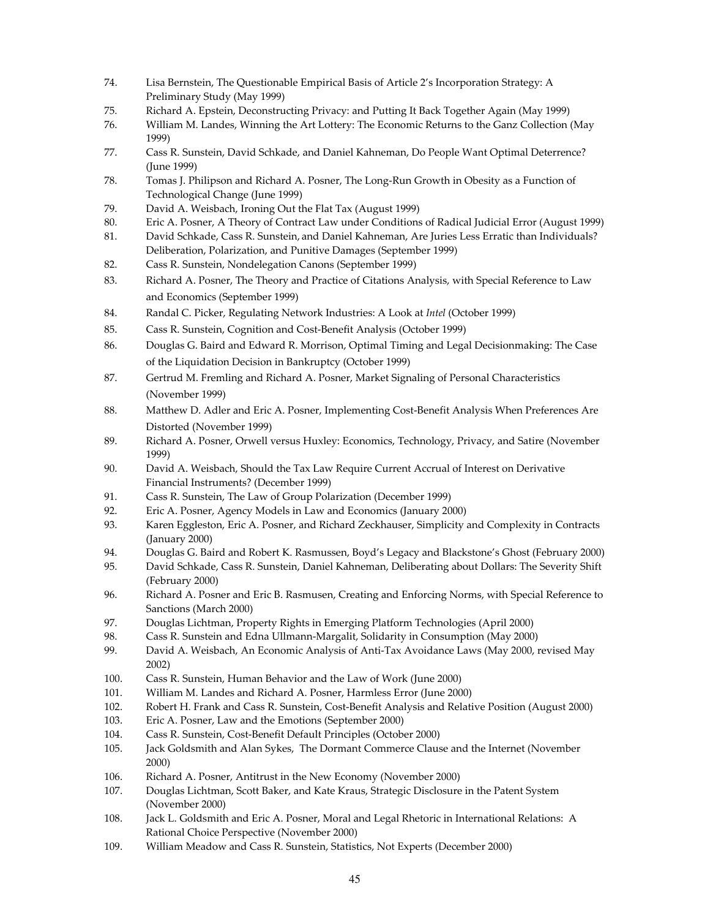74. Lisa Bernstein, The Questionable Empirical Basis of Article 2's Incorporation Strategy: A Preliminary Study (May 1999)
75. Richard A. Epstein, Deconstructing Privacy: and Putting It Back Together Again (May 1999)
76. William M. Landes, Winning the Art Lottery: The Economic Returns to the Ganz Collection (May 1999)
77. Cass R. Sunstein, David Schkade, and Daniel Kahneman, Do People Want Optimal Deterrence? (June 1999)
78. Tomas J. Philipson and Richard A. Posner, The Long-Run Growth in Obesity as a Function of Technological Change (June 1999)
79. David A. Weisbach, Ironing Out the Flat Tax (August 1999)
80. Eric A. Posner, A Theory of Contract Law under Conditions of Radical Judicial Error (August 1999)
81. David Schkade, Cass R. Sunstein, and Daniel Kahneman, Are Juries Less Erratic than Individuals? Deliberation, Polarization, and Punitive Damages (September 1999)
82. Cass R. Sunstein, Nondelegation Canons (September 1999)
83. Richard A. Posner, The Theory and Practice of Citations Analysis, with Special Reference to Law and Economics (September 1999)
84. Randal C. Picker, Regulating Network Industries: A Look at *Intel* (October 1999)
85. Cass R. Sunstein, Cognition and Cost-Benefit Analysis (October 1999)
86. Douglas G. Baird and Edward R. Morrison, Optimal Timing and Legal Decisionmaking: The Case of the Liquidation Decision in Bankruptcy (October 1999)
87. Gertrud M. Fremling and Richard A. Posner, Market Signaling of Personal Characteristics (November 1999)
88. Matthew D. Adler and Eric A. Posner, Implementing Cost-Benefit Analysis When Preferences Are Distorted (November 1999)
89. Richard A. Posner, Orwell versus Huxley: Economics, Technology, Privacy, and Satire (November 1999)
90. David A. Weisbach, Should the Tax Law Require Current Accrual of Interest on Derivative Financial Instruments? (December 1999)
91. Cass R. Sunstein, The Law of Group Polarization (December 1999)
92. Eric A. Posner, Agency Models in Law and Economics (January 2000)
93. Karen Eggleston, Eric A. Posner, and Richard Zeckhauser, Simplicity and Complexity in Contracts (January 2000)
94. Douglas G. Baird and Robert K. Rasmussen, Boyd's Legacy and Blackstone's Ghost (February 2000)
95. David Schkade, Cass R. Sunstein, Daniel Kahneman, Deliberating about Dollars: The Severity Shift (February 2000)
96. Richard A. Posner and Eric B. Rasmusen, Creating and Enforcing Norms, with Special Reference to Sanctions (March 2000)
97. Douglas Lichtman, Property Rights in Emerging Platform Technologies (April 2000)
98. Cass R. Sunstein and Edna Ullmann-Margalit, Solidarity in Consumption (May 2000)
99. David A. Weisbach, An Economic Analysis of Anti-Tax Avoidance Laws (May 2000, revised May 2002)
100. Cass R. Sunstein, Human Behavior and the Law of Work (June 2000)
101. William M. Landes and Richard A. Posner, Harmless Error (June 2000)
102. Robert H. Frank and Cass R. Sunstein, Cost-Benefit Analysis and Relative Position (August 2000)
103. Eric A. Posner, Law and the Emotions (September 2000)
104. Cass R. Sunstein, Cost-Benefit Default Principles (October 2000)
105. Jack Goldsmith and Alan Sykes, The Dormant Commerce Clause and the Internet (November 2000)
106. Richard A. Posner, Antitrust in the New Economy (November 2000)
107. Douglas Lichtman, Scott Baker, and Kate Kraus, Strategic Disclosure in the Patent System (November 2000)
108. Jack L. Goldsmith and Eric A. Posner, Moral and Legal Rhetoric in International Relations: A Rational Choice Perspective (November 2000)
109. William Meadow and Cass R. Sunstein, Statistics, Not Experts (December 2000)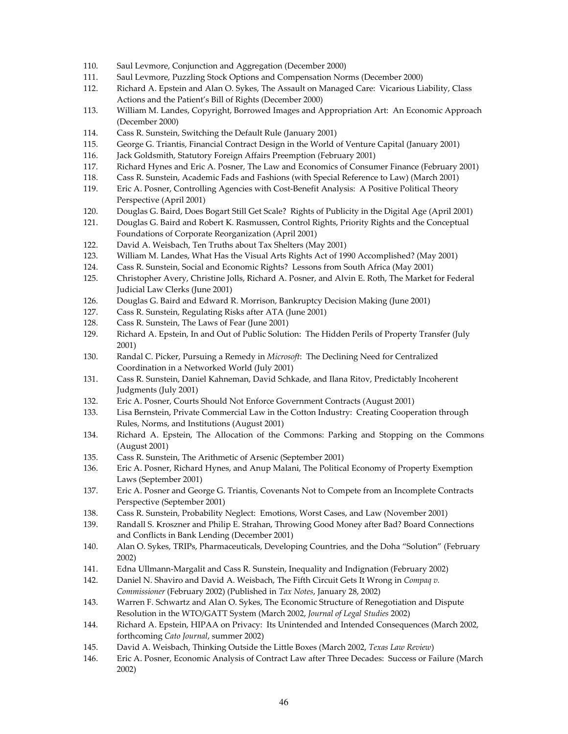110. Saul Levmore, Conjunction and Aggregation (December 2000)
111. Saul Levmore, Puzzling Stock Options and Compensation Norms (December 2000)
112. Richard A. Epstein and Alan O. Sykes, The Assault on Managed Care: Vicarious Liability, Class Actions and the Patient's Bill of Rights (December 2000)
113. William M. Landes, Copyright, Borrowed Images and Appropriation Art: An Economic Approach (December 2000)
114. Cass R. Sunstein, Switching the Default Rule (January 2001)
115. George G. Triantis, Financial Contract Design in the World of Venture Capital (January 2001)
116. Jack Goldsmith, Statutory Foreign Affairs Preemption (February 2001)
117. Richard Hynes and Eric A. Posner, The Law and Economics of Consumer Finance (February 2001)
118. Cass R. Sunstein, Academic Fads and Fashions (with Special Reference to Law) (March 2001)
119. Eric A. Posner, Controlling Agencies with Cost-Benefit Analysis: A Positive Political Theory Perspective (April 2001)
120. Douglas G. Baird, Does Bogart Still Get Scale? Rights of Publicity in the Digital Age (April 2001)
121. Douglas G. Baird and Robert K. Rasmussen, Control Rights, Priority Rights and the Conceptual Foundations of Corporate Reorganization (April 2001)
122. David A. Weisbach, Ten Truths about Tax Shelters (May 2001)
123. William M. Landes, What Has the Visual Arts Rights Act of 1990 Accomplished? (May 2001)
124. Cass R. Sunstein, Social and Economic Rights? Lessons from South Africa (May 2001)
125. Christopher Avery, Christine Jolls, Richard A. Posner, and Alvin E. Roth, The Market for Federal Judicial Law Clerks (June 2001)
126. Douglas G. Baird and Edward R. Morrison, Bankruptcy Decision Making (June 2001)
127. Cass R. Sunstein, Regulating Risks after ATA (June 2001)
128. Cass R. Sunstein, The Laws of Fear (June 2001)
129. Richard A. Epstein, In and Out of Public Solution: The Hidden Perils of Property Transfer (July 2001)
130. Randal C. Picker, Pursuing a Remedy in *Microsoft*: The Declining Need for Centralized Coordination in a Networked World (July 2001)
131. Cass R. Sunstein, Daniel Kahneman, David Schkade, and Ilana Ritov, Predictably Incoherent Judgments (July 2001)
132. Eric A. Posner, Courts Should Not Enforce Government Contracts (August 2001)
133. Lisa Bernstein, Private Commercial Law in the Cotton Industry: Creating Cooperation through Rules, Norms, and Institutions (August 2001)
134. Richard A. Epstein, The Allocation of the Commons: Parking and Stopping on the Commons (August 2001)
135. Cass R. Sunstein, The Arithmetic of Arsenic (September 2001)
136. Eric A. Posner, Richard Hynes, and Anup Malani, The Political Economy of Property Exemption Laws (September 2001)
137. Eric A. Posner and George G. Triantis, Covenants Not to Compete from an Incomplete Contracts Perspective (September 2001)
138. Cass R. Sunstein, Probability Neglect: Emotions, Worst Cases, and Law (November 2001)
139. Randall S. Kroszner and Philip E. Strahan, Throwing Good Money after Bad? Board Connections and Conflicts in Bank Lending (December 2001)
140. Alan O. Sykes, TRIPs, Pharmaceuticals, Developing Countries, and the Doha "Solution" (February 2002)
141. Edna Ullmann-Margalit and Cass R. Sunstein, Inequality and Indignation (February 2002)
142. Daniel N. Shaviro and David A. Weisbach, The Fifth Circuit Gets It Wrong in *Compaq v. Commissioner* (February 2002) (Published in *Tax Notes*, January 28, 2002)
143. Warren F. Schwartz and Alan O. Sykes, The Economic Structure of Renegotiation and Dispute Resolution in the WTO/GATT System (March 2002, *Journal of Legal Studies* 2002)
144. Richard A. Epstein, HIPAA on Privacy: Its Unintended and Intended Consequences (March 2002, forthcoming *Cato Journal*, summer 2002)
145. David A. Weisbach, Thinking Outside the Little Boxes (March 2002, *Texas Law Review*)
146. Eric A. Posner, Economic Analysis of Contract Law after Three Decades: Success or Failure (March 2002)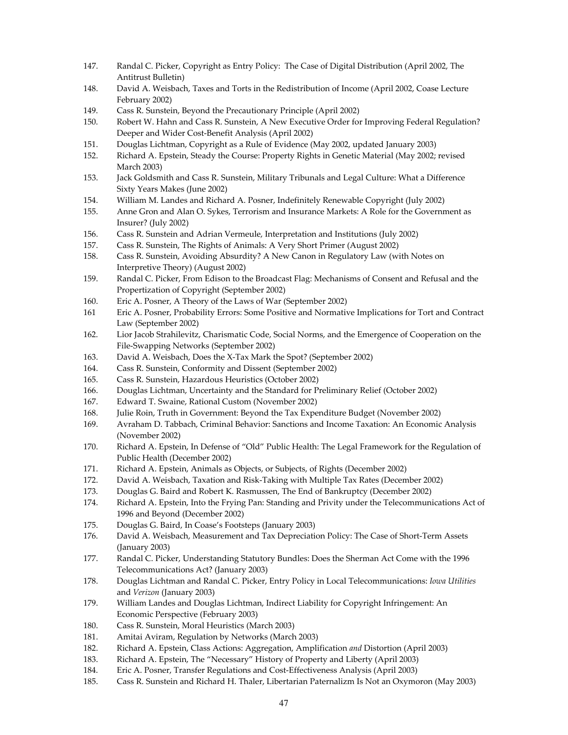147. Randal C. Picker, Copyright as Entry Policy: The Case of Digital Distribution (April 2002, The Antitrust Bulletin)
148. David A. Weisbach, Taxes and Torts in the Redistribution of Income (April 2002, Coase Lecture February 2002)
149. Cass R. Sunstein, Beyond the Precautionary Principle (April 2002)
150. Robert W. Hahn and Cass R. Sunstein, A New Executive Order for Improving Federal Regulation? Deeper and Wider Cost-Benefit Analysis (April 2002)
151. Douglas Lichtman, Copyright as a Rule of Evidence (May 2002, updated January 2003)
152. Richard A. Epstein, Steady the Course: Property Rights in Genetic Material (May 2002; revised March 2003)
153. Jack Goldsmith and Cass R. Sunstein, Military Tribunals and Legal Culture: What a Difference Sixty Years Makes (June 2002)
154. William M. Landes and Richard A. Posner, Indefinitely Renewable Copyright (July 2002)
155. Anne Gron and Alan O. Sykes, Terrorism and Insurance Markets: A Role for the Government as Insurer? (July 2002)
156. Cass R. Sunstein and Adrian Vermeule, Interpretation and Institutions (July 2002)
157. Cass R. Sunstein, The Rights of Animals: A Very Short Primer (August 2002)
158. Cass R. Sunstein, Avoiding Absurdity? A New Canon in Regulatory Law (with Notes on Interpretive Theory) (August 2002)
159. Randal C. Picker, From Edison to the Broadcast Flag: Mechanisms of Consent and Refusal and the Propertization of Copyright (September 2002)
160. Eric A. Posner, A Theory of the Laws of War (September 2002)
161 Eric A. Posner, Probability Errors: Some Positive and Normative Implications for Tort and Contract Law (September 2002)
162. Lior Jacob Strahilevitz, Charismatic Code, Social Norms, and the Emergence of Cooperation on the File-Swapping Networks (September 2002)
163. David A. Weisbach, Does the X-Tax Mark the Spot? (September 2002)
164. Cass R. Sunstein, Conformity and Dissent (September 2002)
165. Cass R. Sunstein, Hazardous Heuristics (October 2002)
166. Douglas Lichtman, Uncertainty and the Standard for Preliminary Relief (October 2002)
167. Edward T. Swaine, Rational Custom (November 2002)
168. Julie Roin, Truth in Government: Beyond the Tax Expenditure Budget (November 2002)
169. Avraham D. Tabbach, Criminal Behavior: Sanctions and Income Taxation: An Economic Analysis (November 2002)
170. Richard A. Epstein, In Defense of "Old" Public Health: The Legal Framework for the Regulation of Public Health (December 2002)
171. Richard A. Epstein, Animals as Objects, or Subjects, of Rights (December 2002)
172. David A. Weisbach, Taxation and Risk-Taking with Multiple Tax Rates (December 2002)
173. Douglas G. Baird and Robert K. Rasmussen, The End of Bankruptcy (December 2002)
174. Richard A. Epstein, Into the Frying Pan: Standing and Privity under the Telecommunications Act of 1996 and Beyond (December 2002)
175. Douglas G. Baird, In Coase's Footsteps (January 2003)
176. David A. Weisbach, Measurement and Tax Depreciation Policy: The Case of Short-Term Assets (January 2003)
177. Randal C. Picker, Understanding Statutory Bundles: Does the Sherman Act Come with the 1996 Telecommunications Act? (January 2003)
178. Douglas Lichtman and Randal C. Picker, Entry Policy in Local Telecommunications: *Iowa Utilities* and *Verizon* (January 2003)
179. William Landes and Douglas Lichtman, Indirect Liability for Copyright Infringement: An Economic Perspective (February 2003)
180. Cass R. Sunstein, Moral Heuristics (March 2003)
181. Amitai Aviram, Regulation by Networks (March 2003)
182. Richard A. Epstein, Class Actions: Aggregation, Amplification *and* Distortion (April 2003)
183. Richard A. Epstein, The "Necessary" History of Property and Liberty (April 2003)
184. Eric A. Posner, Transfer Regulations and Cost-Effectiveness Analysis (April 2003)
185. Cass R. Sunstein and Richard H. Thaler, Libertarian Paternalizm Is Not an Oxymoron (May 2003)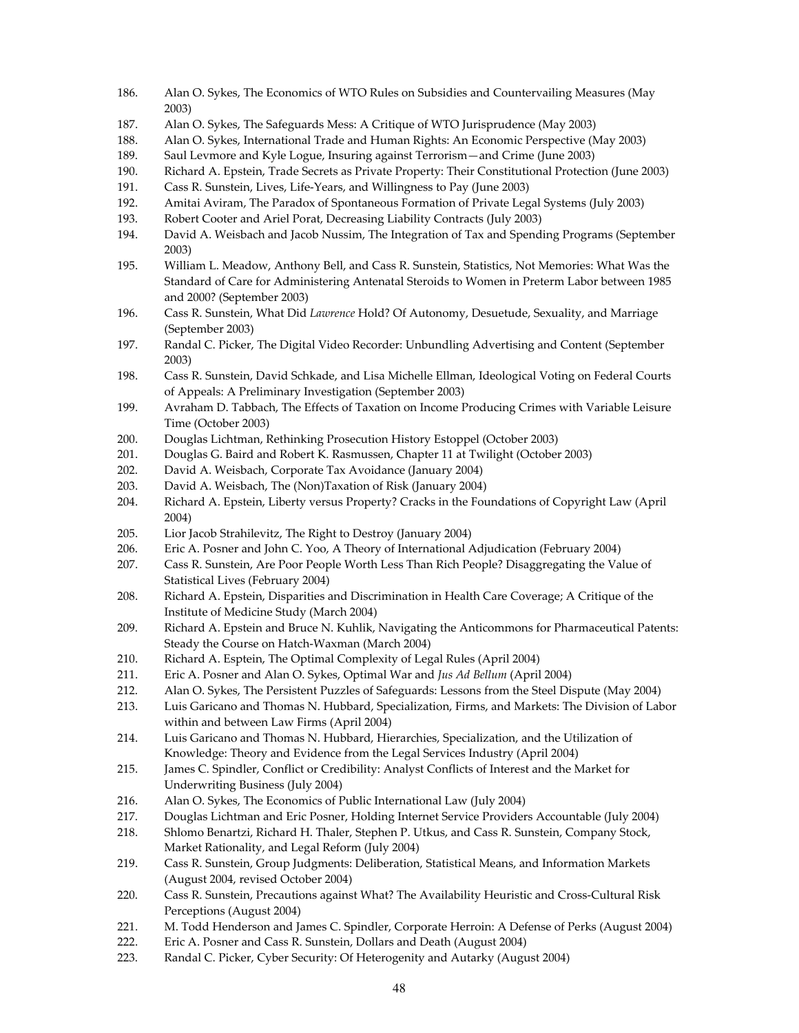186. Alan O. Sykes, The Economics of WTO Rules on Subsidies and Countervailing Measures (May 2003)
187. Alan O. Sykes, The Safeguards Mess: A Critique of WTO Jurisprudence (May 2003)
188. Alan O. Sykes, International Trade and Human Rights: An Economic Perspective (May 2003)
189. Saul Levmore and Kyle Logue, Insuring against Terrorism—and Crime (June 2003)
190. Richard A. Epstein, Trade Secrets as Private Property: Their Constitutional Protection (June 2003)
191. Cass R. Sunstein, Lives, Life-Years, and Willingness to Pay (June 2003)
192. Amitai Aviram, The Paradox of Spontaneous Formation of Private Legal Systems (July 2003)
193. Robert Cooter and Ariel Porat, Decreasing Liability Contracts (July 2003)
194. David A. Weisbach and Jacob Nussim, The Integration of Tax and Spending Programs (September 2003)
195. William L. Meadow, Anthony Bell, and Cass R. Sunstein, Statistics, Not Memories: What Was the Standard of Care for Administering Antenatal Steroids to Women in Preterm Labor between 1985 and 2000? (September 2003)
196. Cass R. Sunstein, What Did *Lawrence* Hold? Of Autonomy, Desuetude, Sexuality, and Marriage (September 2003)
197. Randal C. Picker, The Digital Video Recorder: Unbundling Advertising and Content (September 2003)
198. Cass R. Sunstein, David Schkade, and Lisa Michelle Ellman, Ideological Voting on Federal Courts of Appeals: A Preliminary Investigation (September 2003)
199. Avraham D. Tabbach, The Effects of Taxation on Income Producing Crimes with Variable Leisure Time (October 2003)
200. Douglas Lichtman, Rethinking Prosecution History Estoppel (October 2003)
201. Douglas G. Baird and Robert K. Rasmussen, Chapter 11 at Twilight (October 2003)
202. David A. Weisbach, Corporate Tax Avoidance (January 2004)
203. David A. Weisbach, The (Non)Taxation of Risk (January 2004)
204. Richard A. Epstein, Liberty versus Property? Cracks in the Foundations of Copyright Law (April 2004)
205. Lior Jacob Strahilevitz, The Right to Destroy (January 2004)
206. Eric A. Posner and John C. Yoo, A Theory of International Adjudication (February 2004)
207. Cass R. Sunstein, Are Poor People Worth Less Than Rich People? Disaggregating the Value of Statistical Lives (February 2004)
208. Richard A. Epstein, Disparities and Discrimination in Health Care Coverage; A Critique of the Institute of Medicine Study (March 2004)
209. Richard A. Epstein and Bruce N. Kuhlik, Navigating the Anticommons for Pharmaceutical Patents: Steady the Course on Hatch-Waxman (March 2004)
210. Richard A. Esptein, The Optimal Complexity of Legal Rules (April 2004)
211. Eric A. Posner and Alan O. Sykes, Optimal War and *Jus Ad Bellum* (April 2004)
212. Alan O. Sykes, The Persistent Puzzles of Safeguards: Lessons from the Steel Dispute (May 2004)
213. Luis Garicano and Thomas N. Hubbard, Specialization, Firms, and Markets: The Division of Labor within and between Law Firms (April 2004)
214. Luis Garicano and Thomas N. Hubbard, Hierarchies, Specialization, and the Utilization of Knowledge: Theory and Evidence from the Legal Services Industry (April 2004)
215. James C. Spindler, Conflict or Credibility: Analyst Conflicts of Interest and the Market for Underwriting Business (July 2004)
216. Alan O. Sykes, The Economics of Public International Law (July 2004)
217. Douglas Lichtman and Eric Posner, Holding Internet Service Providers Accountable (July 2004)
218. Shlomo Benartzi, Richard H. Thaler, Stephen P. Utkus, and Cass R. Sunstein, Company Stock, Market Rationality, and Legal Reform (July 2004)
219. Cass R. Sunstein, Group Judgments: Deliberation, Statistical Means, and Information Markets (August 2004, revised October 2004)
220. Cass R. Sunstein, Precautions against What? The Availability Heuristic and Cross-Cultural Risk Perceptions (August 2004)
221. M. Todd Henderson and James C. Spindler, Corporate Herroin: A Defense of Perks (August 2004)
222. Eric A. Posner and Cass R. Sunstein, Dollars and Death (August 2004)
223. Randal C. Picker, Cyber Security: Of Heterogenity and Autarky (August 2004)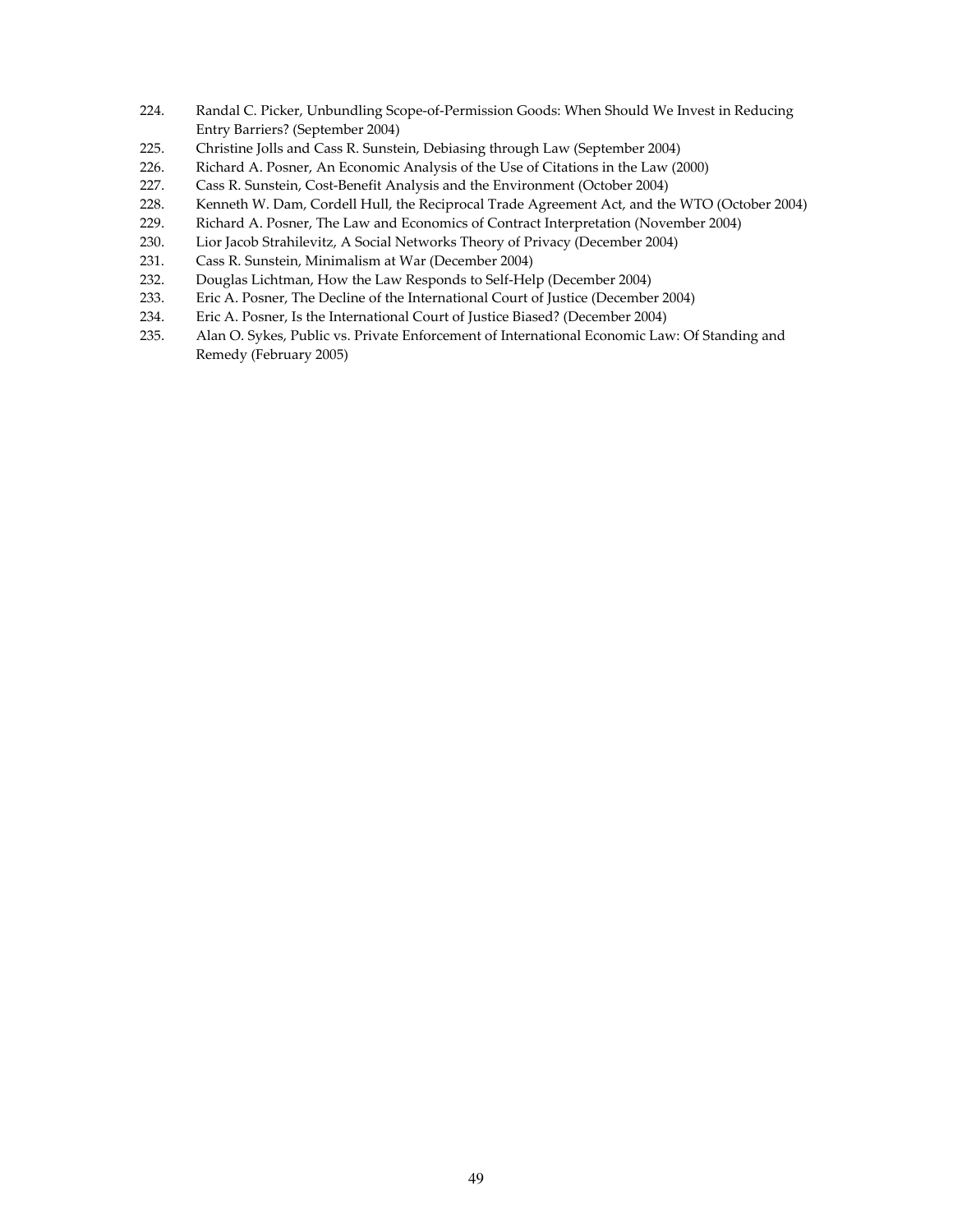224. Randal C. Picker, Unbundling Scope-of-Permission Goods: When Should We Invest in Reducing Entry Barriers? (September 2004)
225. Christine Jolls and Cass R. Sunstein, Debiasing through Law (September 2004)
226. Richard A. Posner, An Economic Analysis of the Use of Citations in the Law (2000)
227. Cass R. Sunstein, Cost-Benefit Analysis and the Environment (October 2004)
228. Kenneth W. Dam, Cordell Hull, the Reciprocal Trade Agreement Act, and the WTO (October 2004)
229. Richard A. Posner, The Law and Economics of Contract Interpretation (November 2004)
230. Lior Jacob Strahilevitz, A Social Networks Theory of Privacy (December 2004)
231. Cass R. Sunstein, Minimalism at War (December 2004)
232. Douglas Lichtman, How the Law Responds to Self-Help (December 2004)
233. Eric A. Posner, The Decline of the International Court of Justice (December 2004)
234. Eric A. Posner, Is the International Court of Justice Biased? (December 2004)
235. Alan O. Sykes, Public vs. Private Enforcement of International Economic Law: Of Standing and Remedy (February 2005)